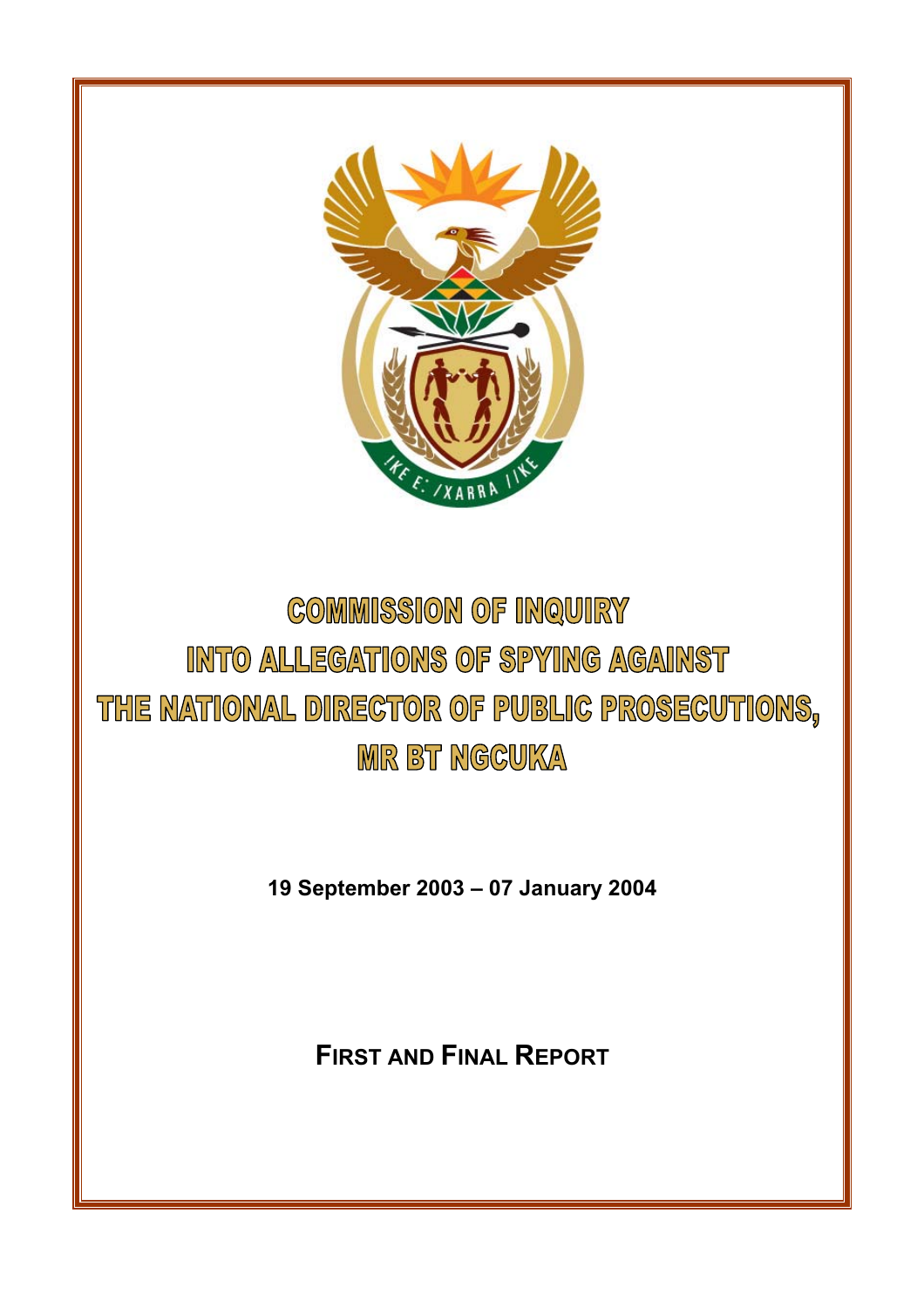# COMMISSION OF INQUIRY INTO ALLEGATIONS OF SPYING AGAINST THE NATIONAL DIRECTOR OF PUBLIC PROSECUTIONS, MR BT NGCUKA

**19 September 2003 – 07 January 2004**

**FIRST AND FINAL REPORT**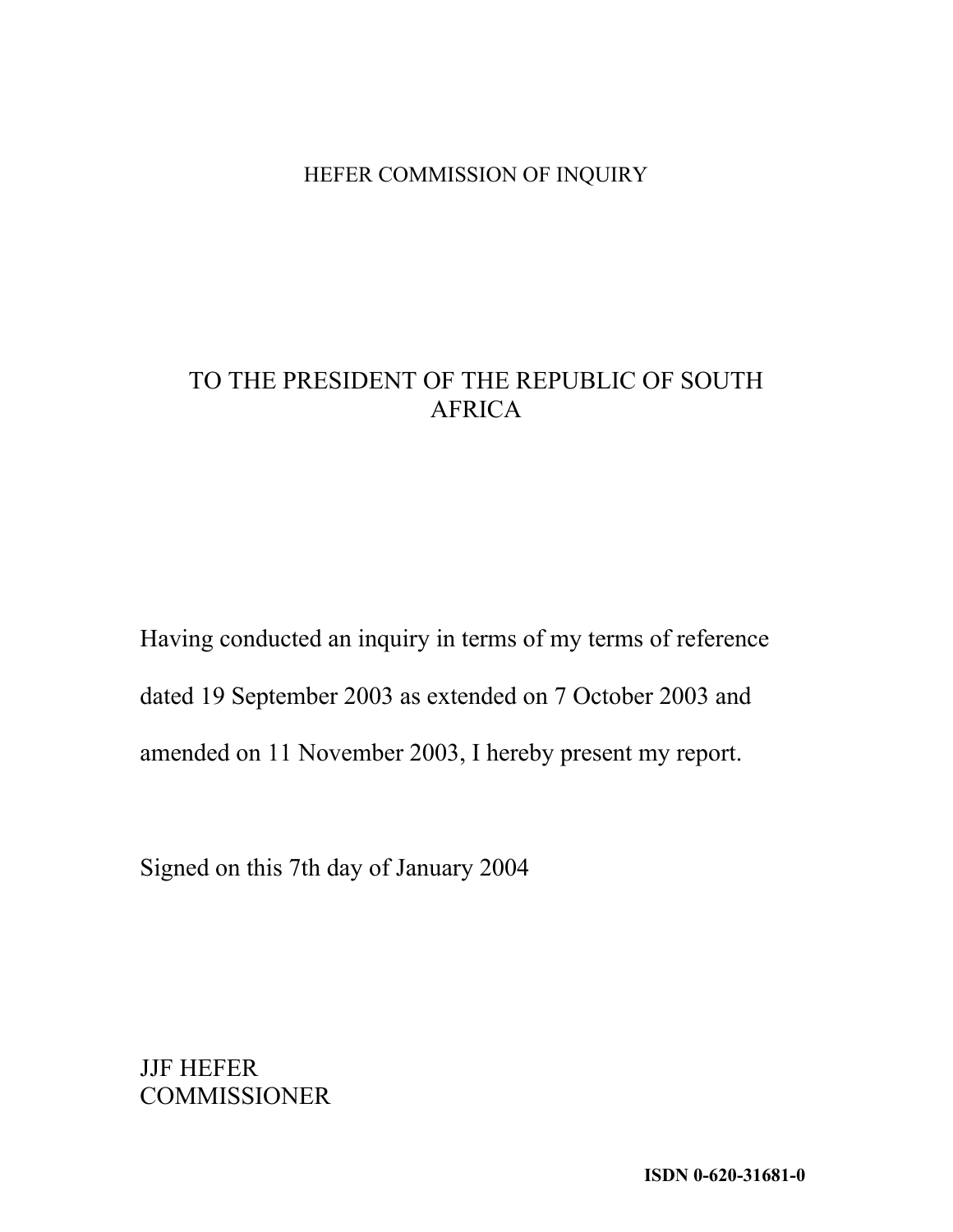HEFER COMMISSION OF INQUIRY

# TO THE PRESIDENT OF THE REPUBLIC OF SOUTH AFRICA

Having conducted an inquiry in terms of my terms of reference dated 19 September 2003 as extended on 7 October 2003 and amended on 11 November 2003, I hereby present my report.

Signed on this 7th day of January 2004

JJF HEFER
COMMISSIONER

**ISDN 0-620-31681-0**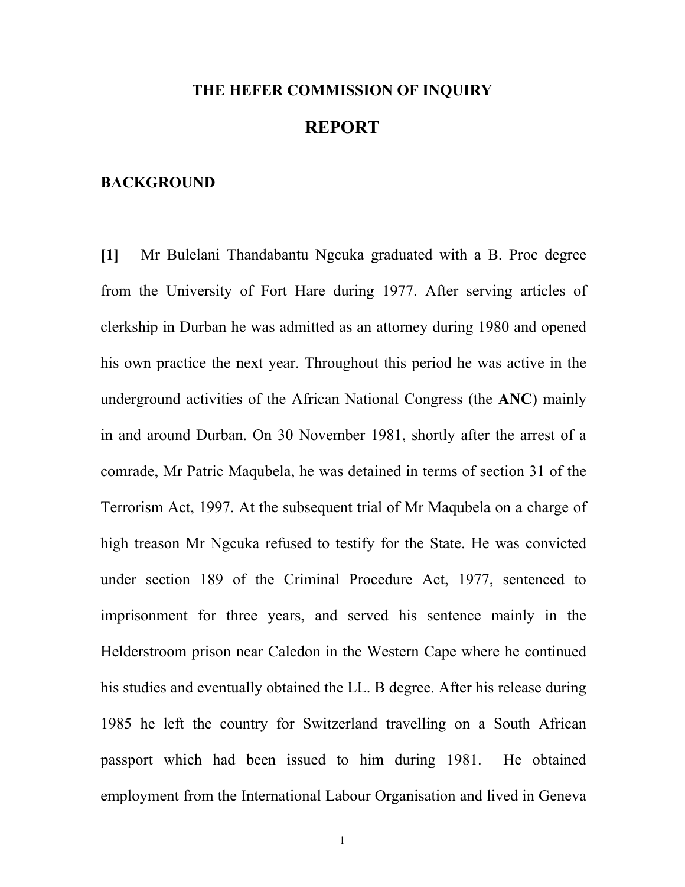# THE HEFER COMMISSION OF INQUIRY

## REPORT

### BACKGROUND

**[1]** Mr Bulelani Thandabantu Ngcuka graduated with a B. Proc degree from the University of Fort Hare during 1977. After serving articles of clerkship in Durban he was admitted as an attorney during 1980 and opened his own practice the next year. Throughout this period he was active in the underground activities of the African National Congress (the **ANC**) mainly in and around Durban. On 30 November 1981, shortly after the arrest of a comrade, Mr Patric Maqubela, he was detained in terms of section 31 of the Terrorism Act, 1997. At the subsequent trial of Mr Maqubela on a charge of high treason Mr Ngcuka refused to testify for the State. He was convicted under section 189 of the Criminal Procedure Act, 1977, sentenced to imprisonment for three years, and served his sentence mainly in the Helderstroom prison near Caledon in the Western Cape where he continued his studies and eventually obtained the LL. B degree. After his release during 1985 he left the country for Switzerland travelling on a South African passport which had been issued to him during 1981. He obtained employment from the International Labour Organisation and lived in Geneva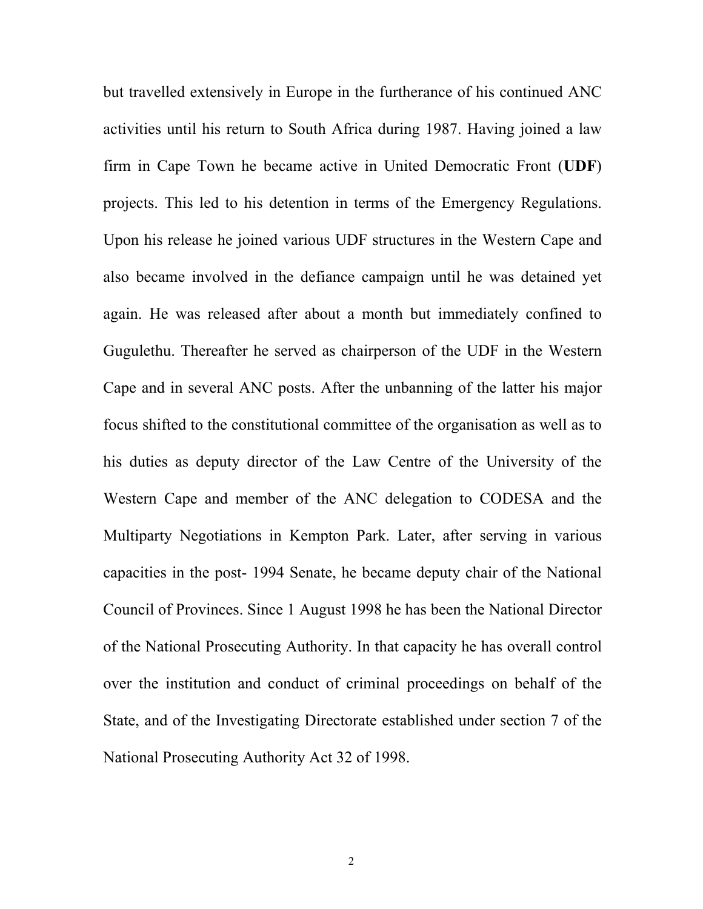but travelled extensively in Europe in the furtherance of his continued ANC activities until his return to South Africa during 1987. Having joined a law firm in Cape Town he became active in United Democratic Front (**UDF**) projects. This led to his detention in terms of the Emergency Regulations. Upon his release he joined various UDF structures in the Western Cape and also became involved in the defiance campaign until he was detained yet again. He was released after about a month but immediately confined to Gugulethu. Thereafter he served as chairperson of the UDF in the Western Cape and in several ANC posts. After the unbanning of the latter his major focus shifted to the constitutional committee of the organisation as well as to his duties as deputy director of the Law Centre of the University of the Western Cape and member of the ANC delegation to CODESA and the Multiparty Negotiations in Kempton Park. Later, after serving in various capacities in the post- 1994 Senate, he became deputy chair of the National Council of Provinces. Since 1 August 1998 he has been the National Director of the National Prosecuting Authority. In that capacity he has overall control over the institution and conduct of criminal proceedings on behalf of the State, and of the Investigating Directorate established under section 7 of the National Prosecuting Authority Act 32 of 1998.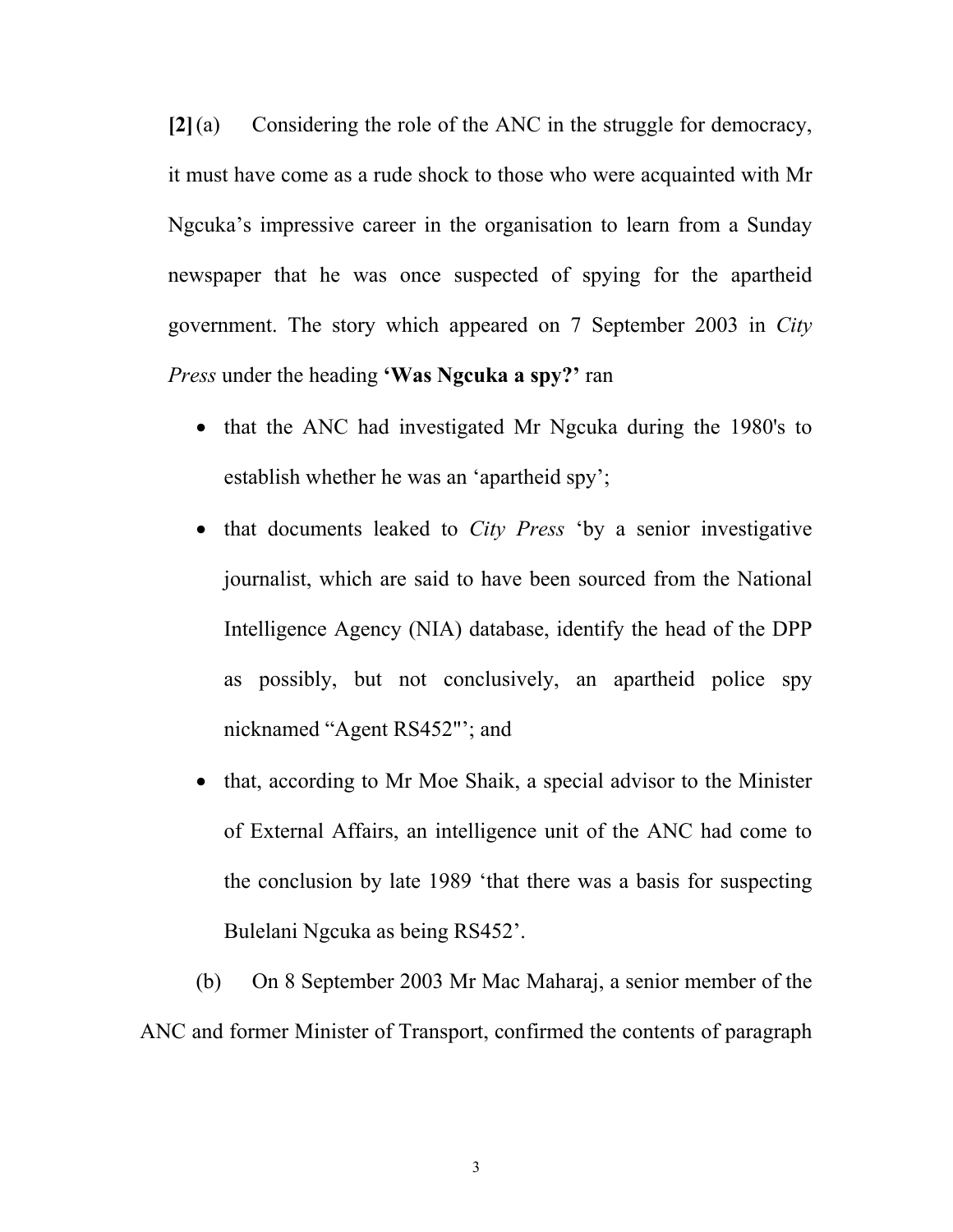**[2]** (a) Considering the role of the ANC in the struggle for democracy, it must have come as a rude shock to those who were acquainted with Mr Ngcuka's impressive career in the organisation to learn from a Sunday newspaper that he was once suspected of spying for the apartheid government. The story which appeared on 7 September 2003 in *City Press* under the heading **'Was Ngcuka a spy?'** ran

- that the ANC had investigated Mr Ngcuka during the 1980's to establish whether he was an 'apartheid spy';
- that documents leaked to *City Press* 'by a senior investigative journalist, which are said to have been sourced from the National Intelligence Agency (NIA) database, identify the head of the DPP as possibly, but not conclusively, an apartheid police spy nicknamed "Agent RS452"'; and
- that, according to Mr Moe Shaik, a special advisor to the Minister of External Affairs, an intelligence unit of the ANC had come to the conclusion by late 1989 'that there was a basis for suspecting Bulelani Ngcuka as being RS452'.

(b) On 8 September 2003 Mr Mac Maharaj, a senior member of the ANC and former Minister of Transport, confirmed the contents of paragraph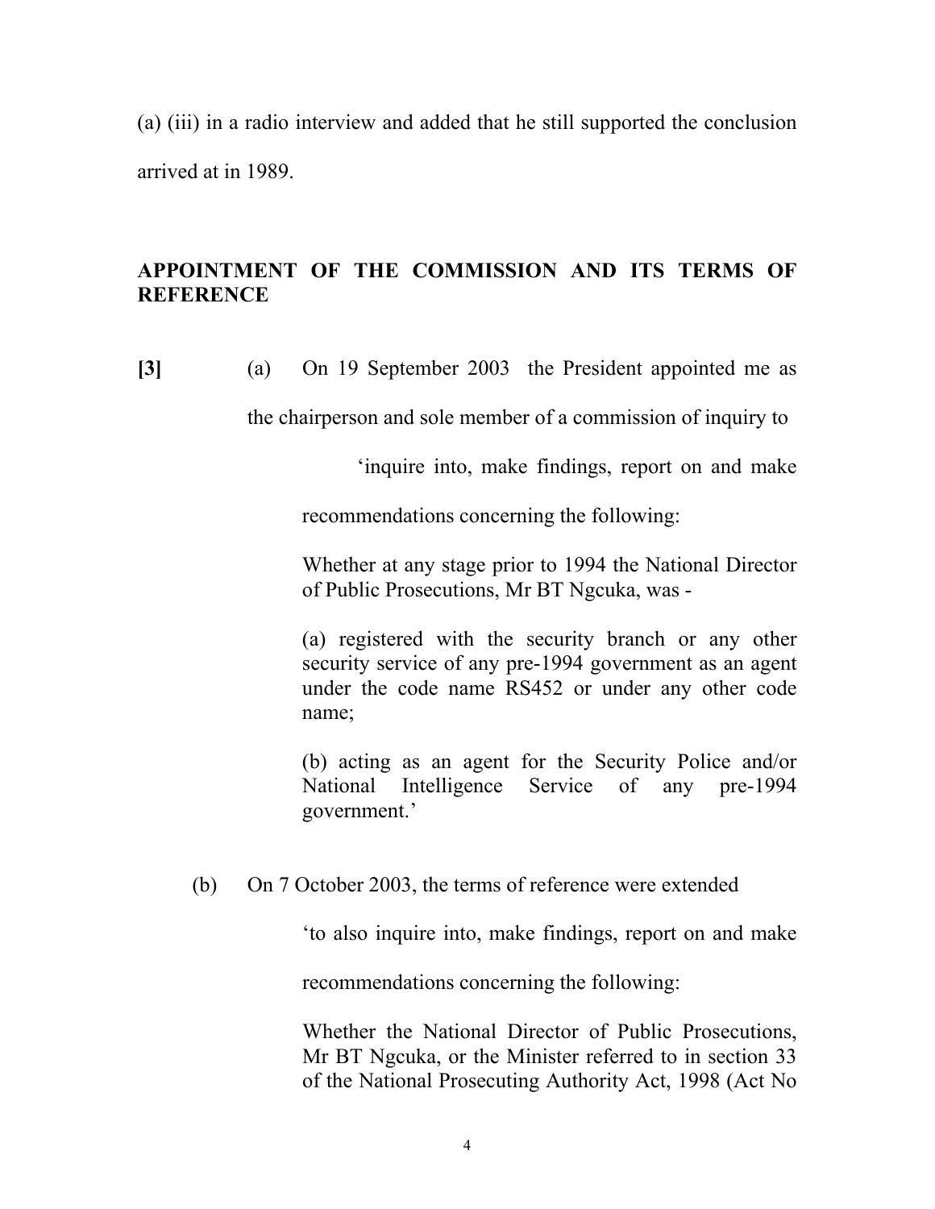(a) (iii) in a radio interview and added that he still supported the conclusion arrived at in 1989.

## APPOINTMENT OF THE COMMISSION AND ITS TERMS OF REFERENCE

**[3]** (a) On 19 September 2003 the President appointed me as the chairperson and sole member of a commission of inquiry to

> 'inquire into, make findings, report on and make recommendations concerning the following:
>
> Whether at any stage prior to 1994 the National Director of Public Prosecutions, Mr BT Ngcuka, was -
>
> (a) registered with the security branch or any other security service of any pre-1994 government as an agent under the code name RS452 or under any other code name;
>
> (b) acting as an agent for the Security Police and/or National Intelligence Service of any pre-1994 government.'

(b) On 7 October 2003, the terms of reference were extended

> 'to also inquire into, make findings, report on and make recommendations concerning the following:
>
> Whether the National Director of Public Prosecutions, Mr BT Ngcuka, or the Minister referred to in section 33 of the National Prosecuting Authority Act, 1998 (Act No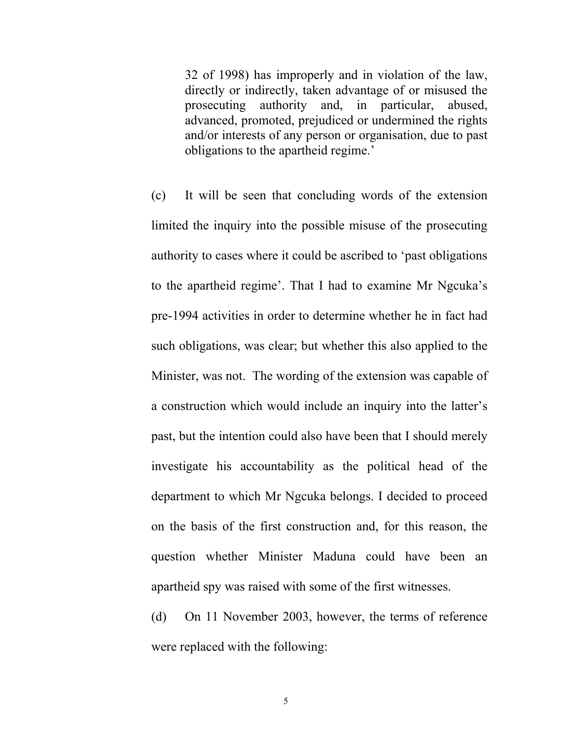> 32 of 1998) has improperly and in violation of the law, directly or indirectly, taken advantage of or misused the prosecuting authority and, in particular, abused, advanced, promoted, prejudiced or undermined the rights and/or interests of any person or organisation, due to past obligations to the apartheid regime.'

(c) It will be seen that concluding words of the extension limited the inquiry into the possible misuse of the prosecuting authority to cases where it could be ascribed to 'past obligations to the apartheid regime'. That I had to examine Mr Ngcuka's pre-1994 activities in order to determine whether he in fact had such obligations, was clear; but whether this also applied to the Minister, was not. The wording of the extension was capable of a construction which would include an inquiry into the latter's past, but the intention could also have been that I should merely investigate his accountability as the political head of the department to which Mr Ngcuka belongs. I decided to proceed on the basis of the first construction and, for this reason, the question whether Minister Maduna could have been an apartheid spy was raised with some of the first witnesses.

(d) On 11 November 2003, however, the terms of reference were replaced with the following: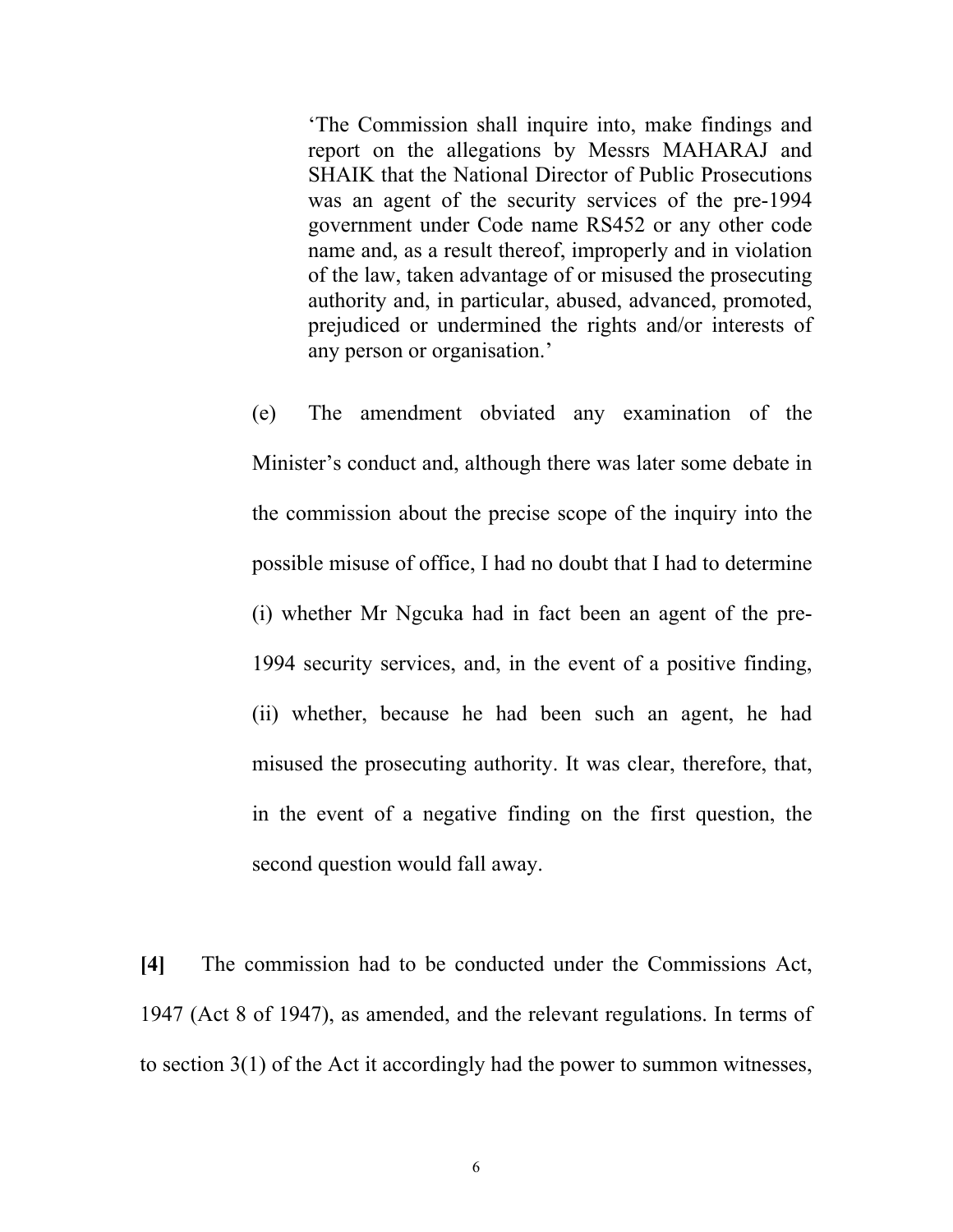> 'The Commission shall inquire into, make findings and report on the allegations by Messrs MAHARAJ and SHAIK that the National Director of Public Prosecutions was an agent of the security services of the pre-1994 government under Code name RS452 or any other code name and, as a result thereof, improperly and in violation of the law, taken advantage of or misused the prosecuting authority and, in particular, abused, advanced, promoted, prejudiced or undermined the rights and/or interests of any person or organisation.'

(e) The amendment obviated any examination of the Minister's conduct and, although there was later some debate in the commission about the precise scope of the inquiry into the possible misuse of office, I had no doubt that I had to determine (i) whether Mr Ngcuka had in fact been an agent of the pre-1994 security services, and, in the event of a positive finding, (ii) whether, because he had been such an agent, he had misused the prosecuting authority. It was clear, therefore, that, in the event of a negative finding on the first question, the second question would fall away.

**[4]** The commission had to be conducted under the Commissions Act, 1947 (Act 8 of 1947), as amended, and the relevant regulations. In terms of to section 3(1) of the Act it accordingly had the power to summon witnesses,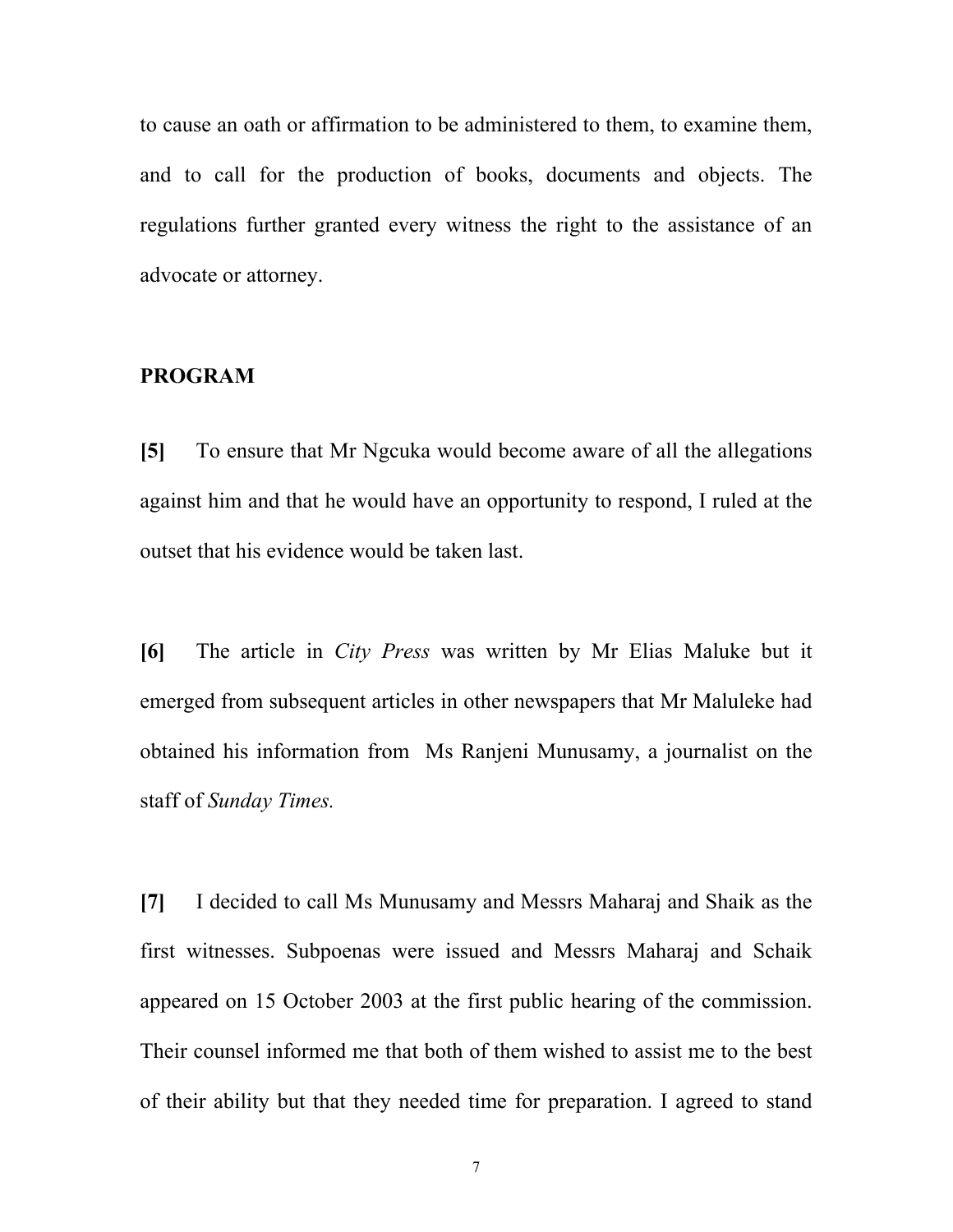to cause an oath or affirmation to be administered to them, to examine them, and to call for the production of books, documents and objects. The regulations further granted every witness the right to the assistance of an advocate or attorney.

**PROGRAM**

**[5]** To ensure that Mr Ngcuka would become aware of all the allegations against him and that he would have an opportunity to respond, I ruled at the outset that his evidence would be taken last.

**[6]** The article in *City Press* was written by Mr Elias Maluke but it emerged from subsequent articles in other newspapers that Mr Maluleke had obtained his information from Ms Ranjeni Munusamy, a journalist on the staff of *Sunday Times.*

**[7]** I decided to call Ms Munusamy and Messrs Maharaj and Shaik as the first witnesses. Subpoenas were issued and Messrs Maharaj and Schaik appeared on 15 October 2003 at the first public hearing of the commission. Their counsel informed me that both of them wished to assist me to the best of their ability but that they needed time for preparation. I agreed to stand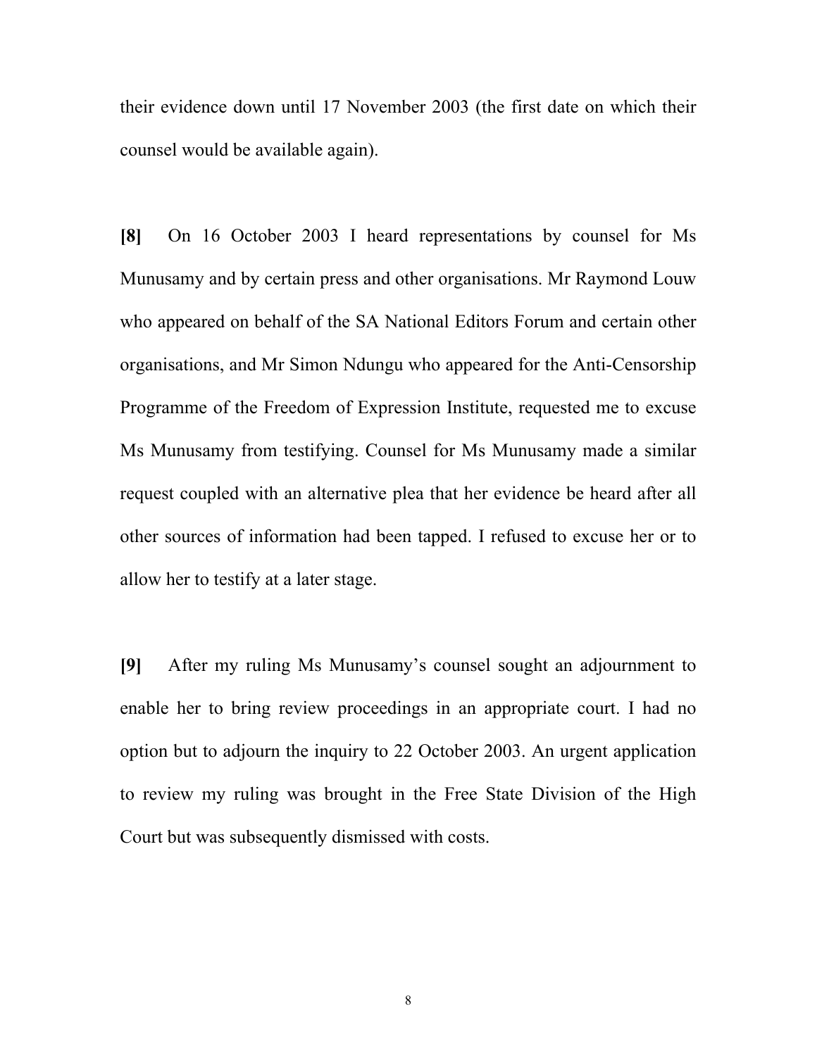their evidence down until 17 November 2003 (the first date on which their counsel would be available again).

**[8]** On 16 October 2003 I heard representations by counsel for Ms Munusamy and by certain press and other organisations. Mr Raymond Louw who appeared on behalf of the SA National Editors Forum and certain other organisations, and Mr Simon Ndungu who appeared for the Anti-Censorship Programme of the Freedom of Expression Institute, requested me to excuse Ms Munusamy from testifying. Counsel for Ms Munusamy made a similar request coupled with an alternative plea that her evidence be heard after all other sources of information had been tapped. I refused to excuse her or to allow her to testify at a later stage.

**[9]** After my ruling Ms Munusamy's counsel sought an adjournment to enable her to bring review proceedings in an appropriate court. I had no option but to adjourn the inquiry to 22 October 2003. An urgent application to review my ruling was brought in the Free State Division of the High Court but was subsequently dismissed with costs.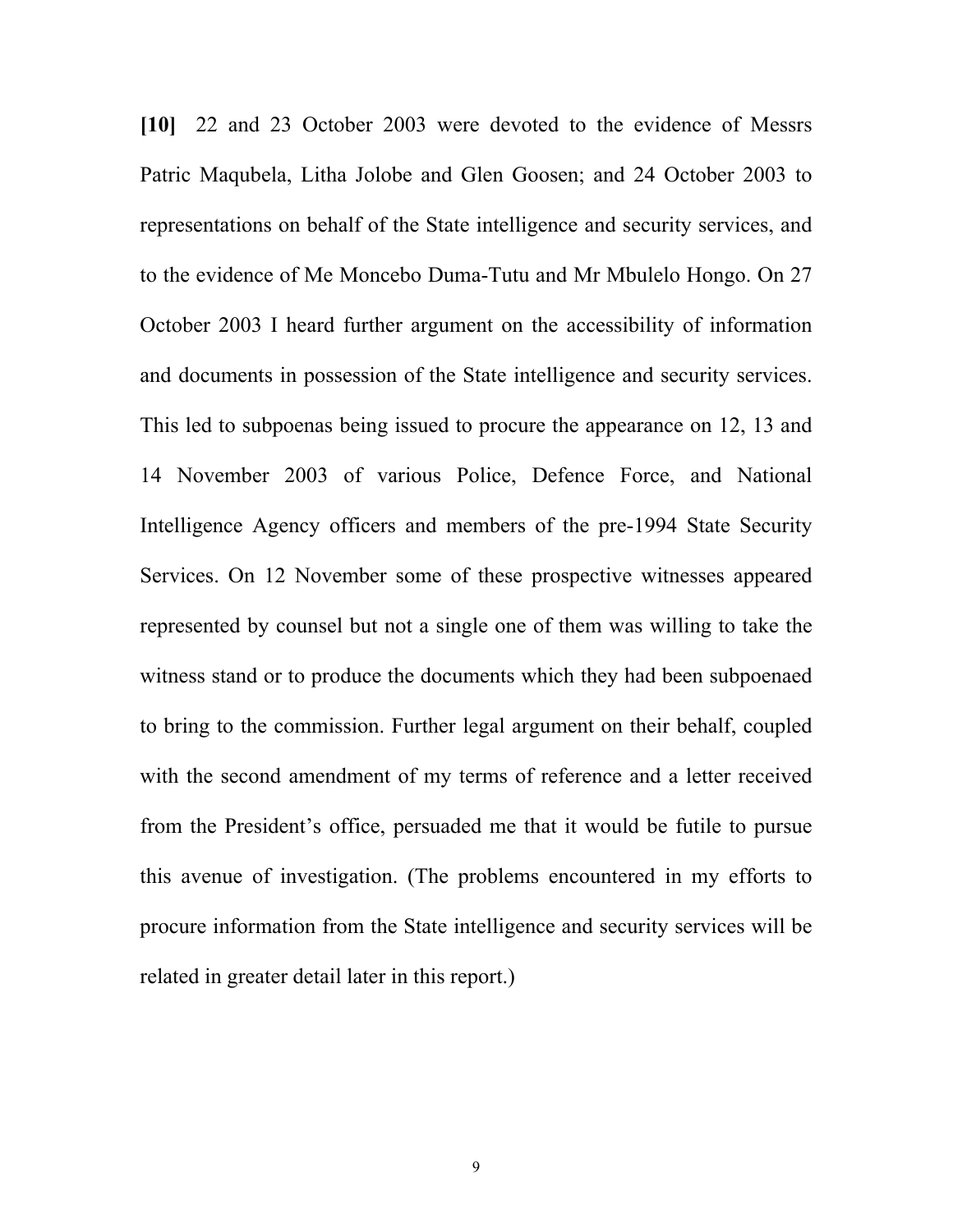**[10]** 22 and 23 October 2003 were devoted to the evidence of Messrs Patric Maqubela, Litha Jolobe and Glen Goosen; and 24 October 2003 to representations on behalf of the State intelligence and security services, and to the evidence of Me Moncebo Duma-Tutu and Mr Mbulelo Hongo. On 27 October 2003 I heard further argument on the accessibility of information and documents in possession of the State intelligence and security services. This led to subpoenas being issued to procure the appearance on 12, 13 and 14 November 2003 of various Police, Defence Force, and National Intelligence Agency officers and members of the pre-1994 State Security Services. On 12 November some of these prospective witnesses appeared represented by counsel but not a single one of them was willing to take the witness stand or to produce the documents which they had been subpoenaed to bring to the commission. Further legal argument on their behalf, coupled with the second amendment of my terms of reference and a letter received from the President's office, persuaded me that it would be futile to pursue this avenue of investigation. (The problems encountered in my efforts to procure information from the State intelligence and security services will be related in greater detail later in this report.)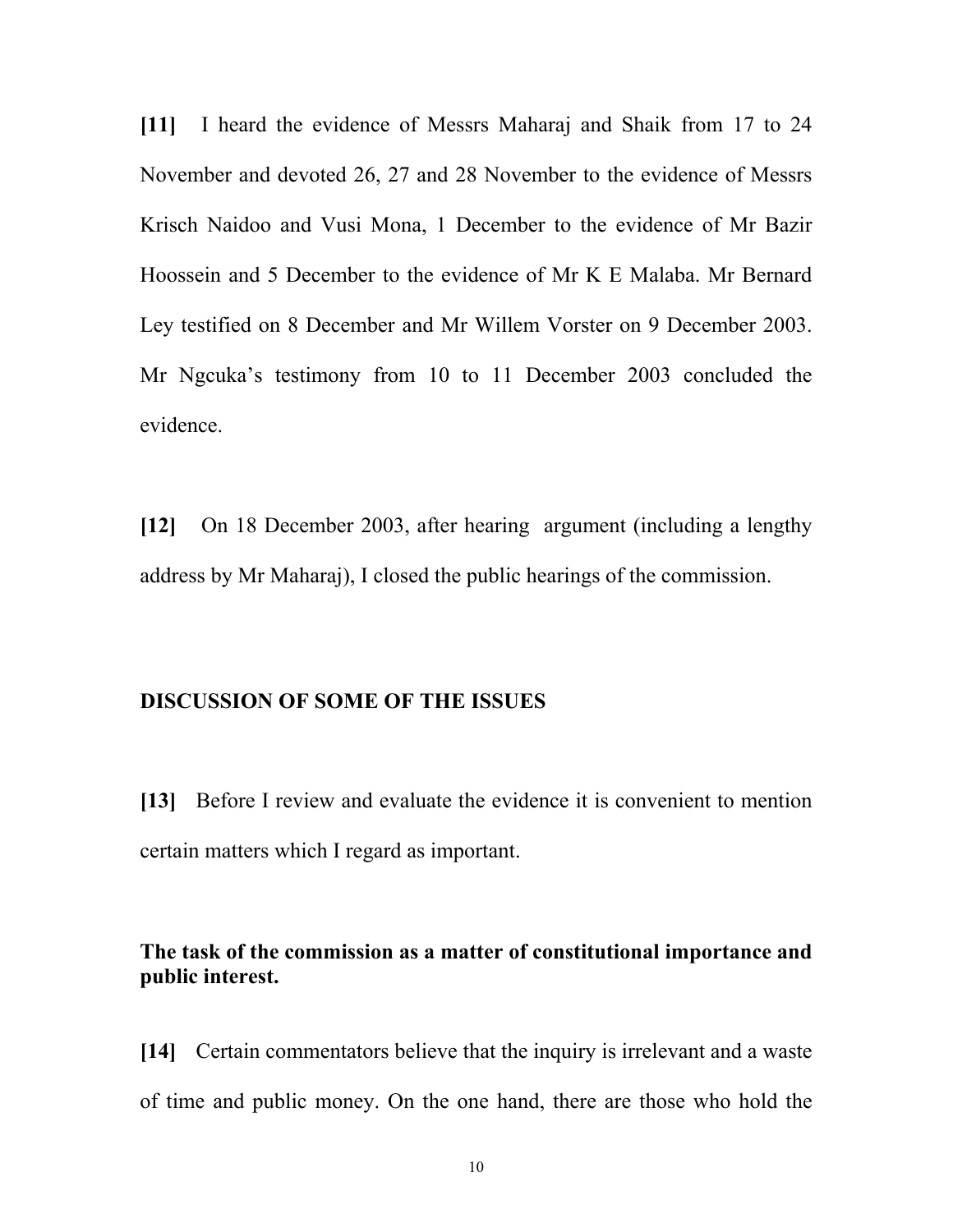**[11]** I heard the evidence of Messrs Maharaj and Shaik from 17 to 24 November and devoted 26, 27 and 28 November to the evidence of Messrs Krisch Naidoo and Vusi Mona, 1 December to the evidence of Mr Bazir Hoossein and 5 December to the evidence of Mr K E Malaba. Mr Bernard Ley testified on 8 December and Mr Willem Vorster on 9 December 2003. Mr Ngcuka's testimony from 10 to 11 December 2003 concluded the evidence.

**[12]** On 18 December 2003, after hearing argument (including a lengthy address by Mr Maharaj), I closed the public hearings of the commission.

## DISCUSSION OF SOME OF THE ISSUES

**[13]** Before I review and evaluate the evidence it is convenient to mention certain matters which I regard as important.

### The task of the commission as a matter of constitutional importance and public interest.

**[14]** Certain commentators believe that the inquiry is irrelevant and a waste of time and public money. On the one hand, there are those who hold the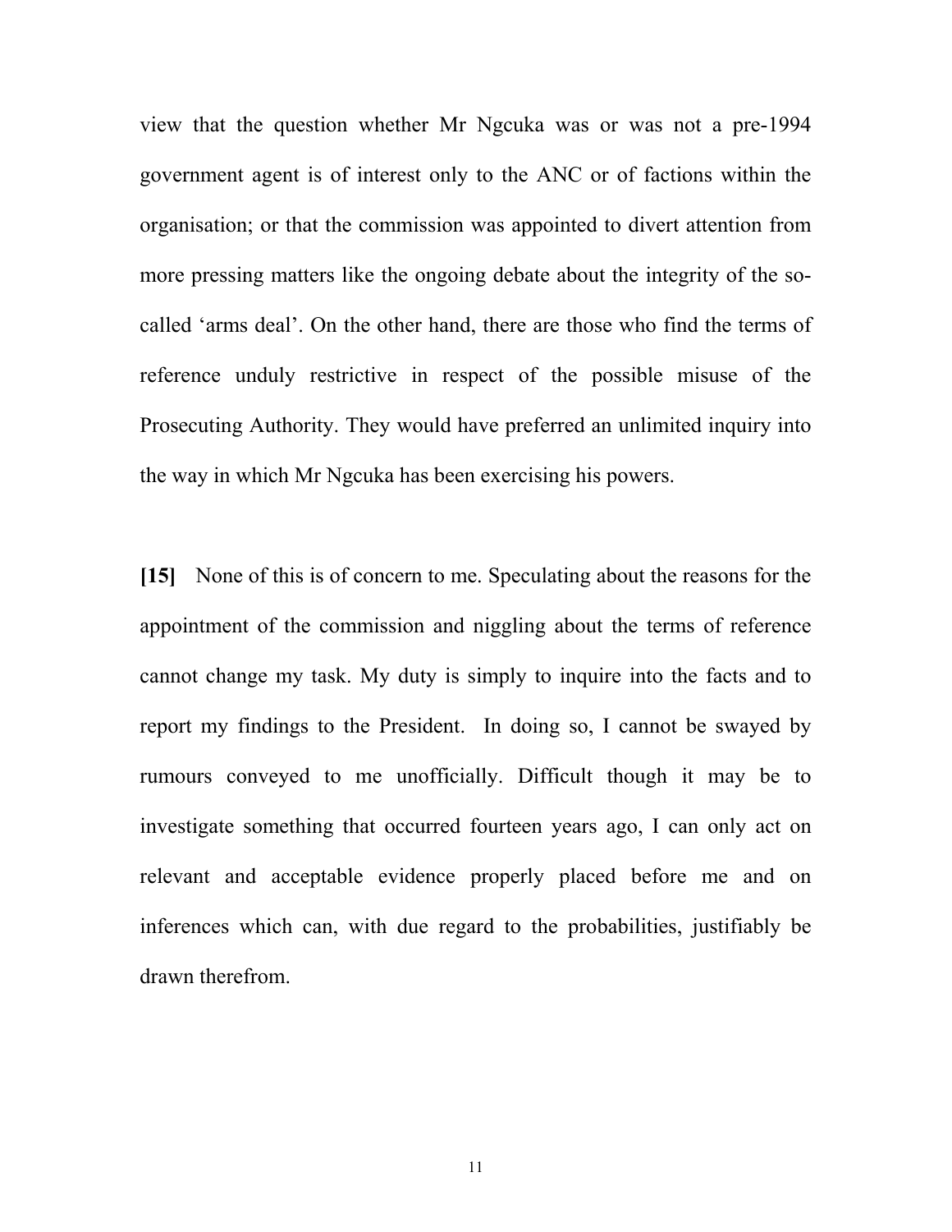view that the question whether Mr Ngcuka was or was not a pre-1994 government agent is of interest only to the ANC or of factions within the organisation; or that the commission was appointed to divert attention from more pressing matters like the ongoing debate about the integrity of the so-called 'arms deal'. On the other hand, there are those who find the terms of reference unduly restrictive in respect of the possible misuse of the Prosecuting Authority. They would have preferred an unlimited inquiry into the way in which Mr Ngcuka has been exercising his powers.

**[15]** None of this is of concern to me. Speculating about the reasons for the appointment of the commission and niggling about the terms of reference cannot change my task. My duty is simply to inquire into the facts and to report my findings to the President. In doing so, I cannot be swayed by rumours conveyed to me unofficially. Difficult though it may be to investigate something that occurred fourteen years ago, I can only act on relevant and acceptable evidence properly placed before me and on inferences which can, with due regard to the probabilities, justifiably be drawn therefrom.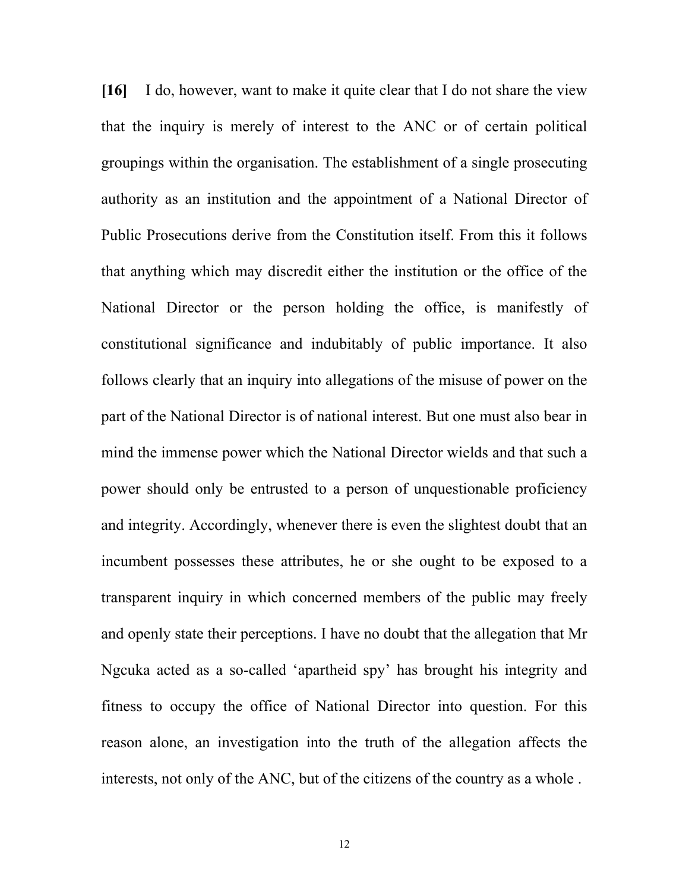**[16]** I do, however, want to make it quite clear that I do not share the view that the inquiry is merely of interest to the ANC or of certain political groupings within the organisation. The establishment of a single prosecuting authority as an institution and the appointment of a National Director of Public Prosecutions derive from the Constitution itself. From this it follows that anything which may discredit either the institution or the office of the National Director or the person holding the office, is manifestly of constitutional significance and indubitably of public importance. It also follows clearly that an inquiry into allegations of the misuse of power on the part of the National Director is of national interest. But one must also bear in mind the immense power which the National Director wields and that such a power should only be entrusted to a person of unquestionable proficiency and integrity. Accordingly, whenever there is even the slightest doubt that an incumbent possesses these attributes, he or she ought to be exposed to a transparent inquiry in which concerned members of the public may freely and openly state their perceptions. I have no doubt that the allegation that Mr Ngcuka acted as a so-called 'apartheid spy' has brought his integrity and fitness to occupy the office of National Director into question. For this reason alone, an investigation into the truth of the allegation affects the interests, not only of the ANC, but of the citizens of the country as a whole .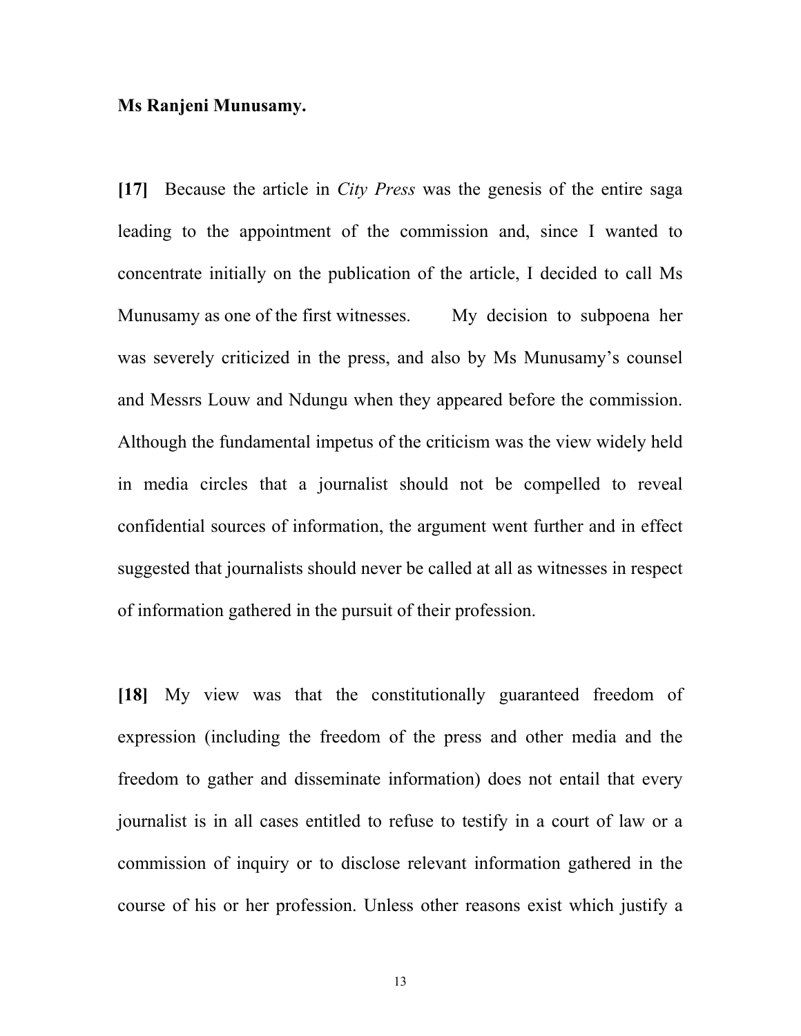**Ms Ranjeni Munusamy.**

**[17]** Because the article in *City Press* was the genesis of the entire saga leading to the appointment of the commission and, since I wanted to concentrate initially on the publication of the article, I decided to call Ms Munusamy as one of the first witnesses. My decision to subpoena her was severely criticized in the press, and also by Ms Munusamy's counsel and Messrs Louw and Ndungu when they appeared before the commission. Although the fundamental impetus of the criticism was the view widely held in media circles that a journalist should not be compelled to reveal confidential sources of information, the argument went further and in effect suggested that journalists should never be called at all as witnesses in respect of information gathered in the pursuit of their profession.

**[18]** My view was that the constitutionally guaranteed freedom of expression (including the freedom of the press and other media and the freedom to gather and disseminate information) does not entail that every journalist is in all cases entitled to refuse to testify in a court of law or a commission of inquiry or to disclose relevant information gathered in the course of his or her profession. Unless other reasons exist which justify a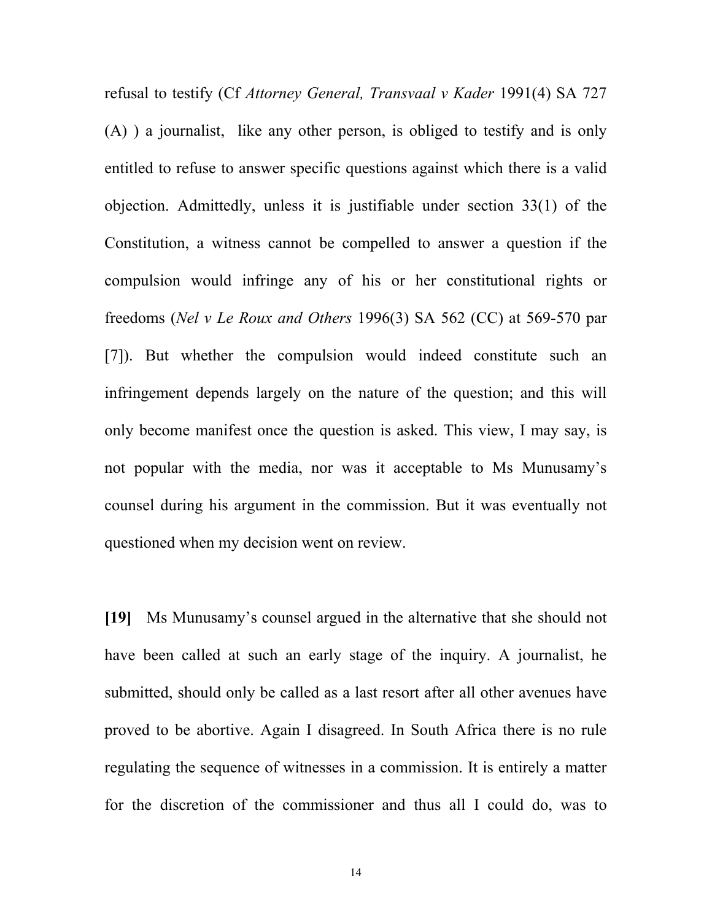refusal to testify (Cf *Attorney General, Transvaal v Kader* 1991(4) SA 727 (A) ) a journalist, like any other person, is obliged to testify and is only entitled to refuse to answer specific questions against which there is a valid objection. Admittedly, unless it is justifiable under section 33(1) of the Constitution, a witness cannot be compelled to answer a question if the compulsion would infringe any of his or her constitutional rights or freedoms (*Nel v Le Roux and Others* 1996(3) SA 562 (CC) at 569-570 par [7]). But whether the compulsion would indeed constitute such an infringement depends largely on the nature of the question; and this will only become manifest once the question is asked. This view, I may say, is not popular with the media, nor was it acceptable to Ms Munusamy's counsel during his argument in the commission. But it was eventually not questioned when my decision went on review.

**[19]** Ms Munusamy's counsel argued in the alternative that she should not have been called at such an early stage of the inquiry. A journalist, he submitted, should only be called as a last resort after all other avenues have proved to be abortive. Again I disagreed. In South Africa there is no rule regulating the sequence of witnesses in a commission. It is entirely a matter for the discretion of the commissioner and thus all I could do, was to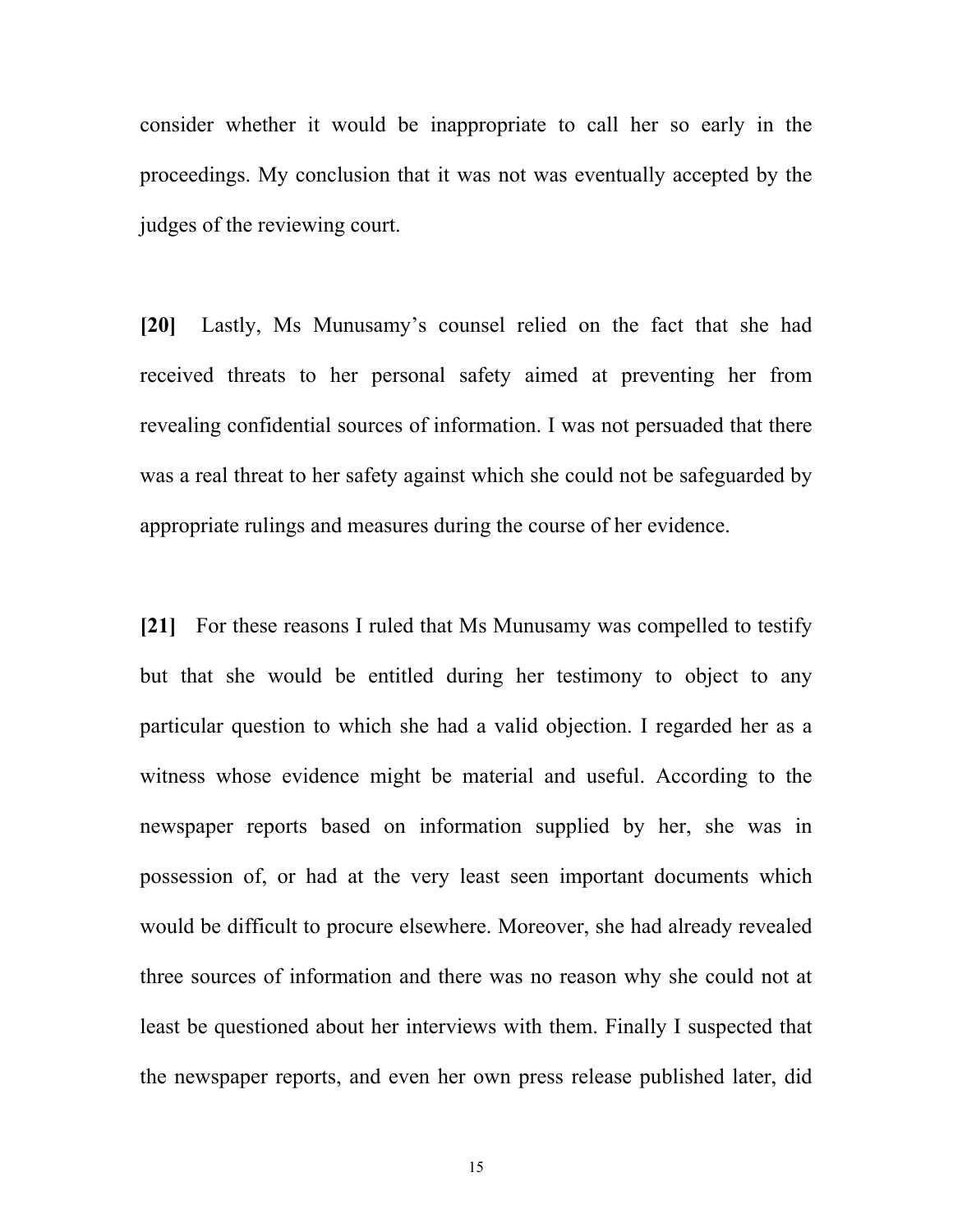consider whether it would be inappropriate to call her so early in the proceedings. My conclusion that it was not was eventually accepted by the judges of the reviewing court.

**[20]** Lastly, Ms Munusamy's counsel relied on the fact that she had received threats to her personal safety aimed at preventing her from revealing confidential sources of information. I was not persuaded that there was a real threat to her safety against which she could not be safeguarded by appropriate rulings and measures during the course of her evidence.

**[21]** For these reasons I ruled that Ms Munusamy was compelled to testify but that she would be entitled during her testimony to object to any particular question to which she had a valid objection. I regarded her as a witness whose evidence might be material and useful. According to the newspaper reports based on information supplied by her, she was in possession of, or had at the very least seen important documents which would be difficult to procure elsewhere. Moreover, she had already revealed three sources of information and there was no reason why she could not at least be questioned about her interviews with them. Finally I suspected that the newspaper reports, and even her own press release published later, did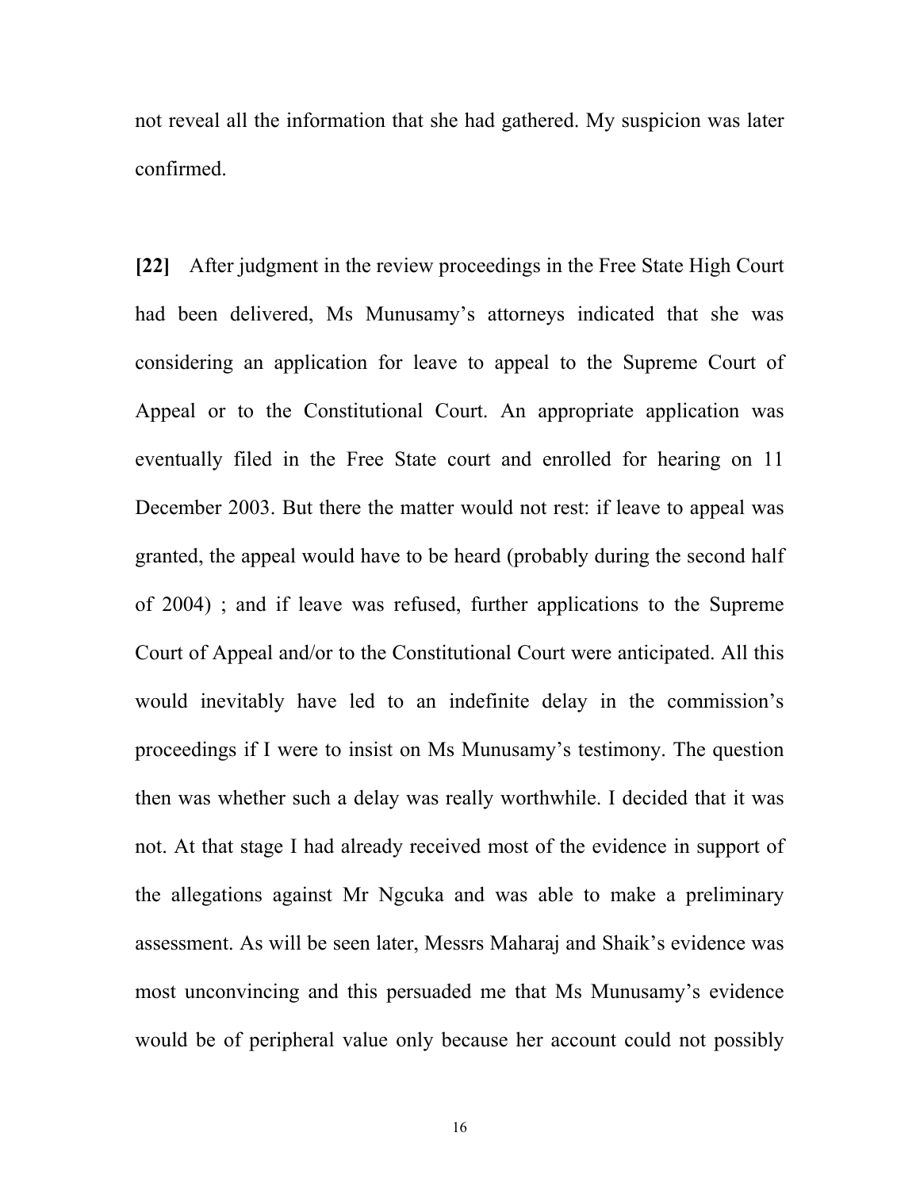not reveal all the information that she had gathered. My suspicion was later confirmed.

**[22]** After judgment in the review proceedings in the Free State High Court had been delivered, Ms Munusamy's attorneys indicated that she was considering an application for leave to appeal to the Supreme Court of Appeal or to the Constitutional Court. An appropriate application was eventually filed in the Free State court and enrolled for hearing on 11 December 2003. But there the matter would not rest: if leave to appeal was granted, the appeal would have to be heard (probably during the second half of 2004) ; and if leave was refused, further applications to the Supreme Court of Appeal and/or to the Constitutional Court were anticipated. All this would inevitably have led to an indefinite delay in the commission's proceedings if I were to insist on Ms Munusamy's testimony. The question then was whether such a delay was really worthwhile. I decided that it was not. At that stage I had already received most of the evidence in support of the allegations against Mr Ngcuka and was able to make a preliminary assessment. As will be seen later, Messrs Maharaj and Shaik's evidence was most unconvincing and this persuaded me that Ms Munusamy's evidence would be of peripheral value only because her account could not possibly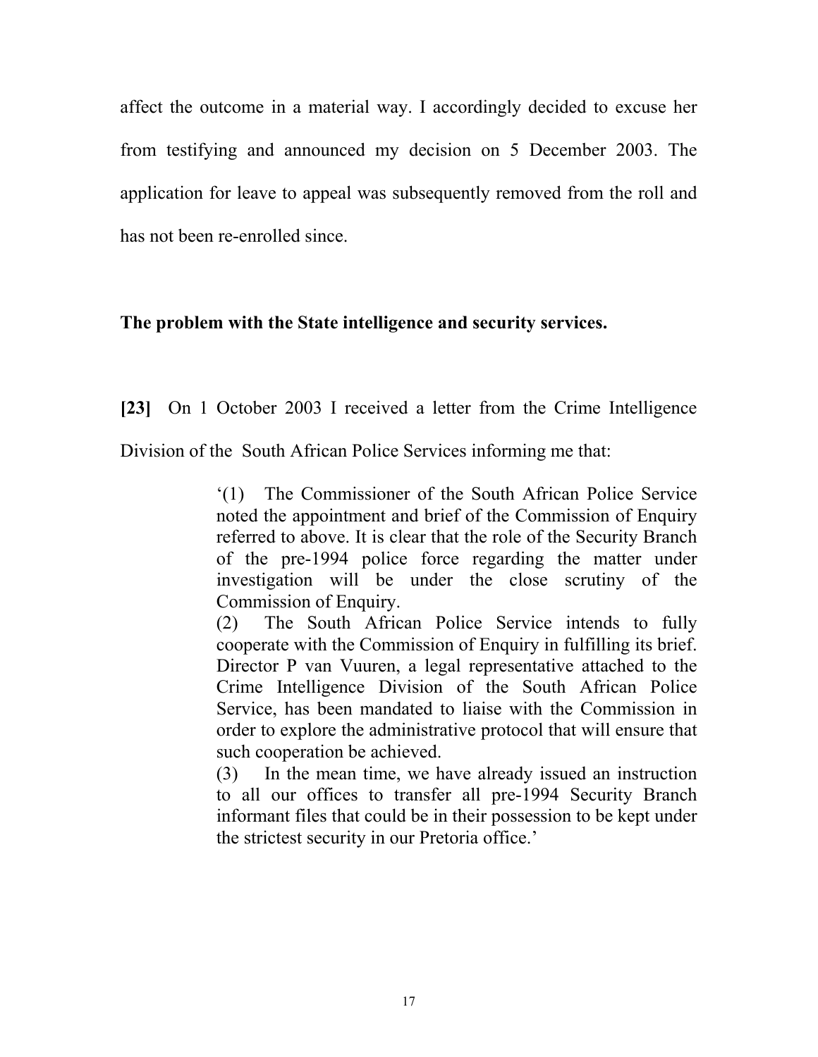affect the outcome in a material way. I accordingly decided to excuse her from testifying and announced my decision on 5 December 2003. The application for leave to appeal was subsequently removed from the roll and has not been re-enrolled since.

**The problem with the State intelligence and security services.**

**[23]** On 1 October 2003 I received a letter from the Crime Intelligence Division of the South African Police Services informing me that:

> '(1) The Commissioner of the South African Police Service noted the appointment and brief of the Commission of Enquiry referred to above. It is clear that the role of the Security Branch of the pre-1994 police force regarding the matter under investigation will be under the close scrutiny of the Commission of Enquiry.
>
> (2) The South African Police Service intends to fully cooperate with the Commission of Enquiry in fulfilling its brief. Director P van Vuuren, a legal representative attached to the Crime Intelligence Division of the South African Police Service, has been mandated to liaise with the Commission in order to explore the administrative protocol that will ensure that such cooperation be achieved.
>
> (3) In the mean time, we have already issued an instruction to all our offices to transfer all pre-1994 Security Branch informant files that could be in their possession to be kept under the strictest security in our Pretoria office.'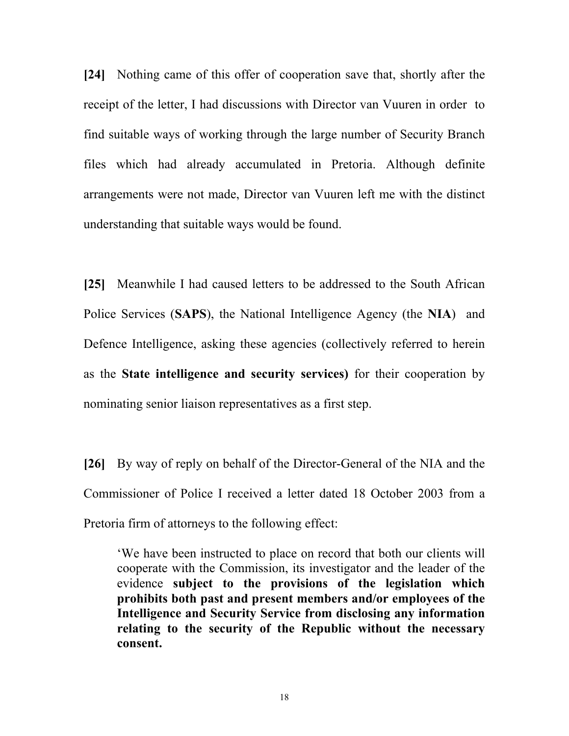**[24]** Nothing came of this offer of cooperation save that, shortly after the receipt of the letter, I had discussions with Director van Vuuren in order to find suitable ways of working through the large number of Security Branch files which had already accumulated in Pretoria. Although definite arrangements were not made, Director van Vuuren left me with the distinct understanding that suitable ways would be found.

**[25]** Meanwhile I had caused letters to be addressed to the South African Police Services (**SAPS**), the National Intelligence Agency (the **NIA**) and Defence Intelligence, asking these agencies (collectively referred to herein as the **State intelligence and security services)** for their cooperation by nominating senior liaison representatives as a first step.

**[26]** By way of reply on behalf of the Director-General of the NIA and the Commissioner of Police I received a letter dated 18 October 2003 from a Pretoria firm of attorneys to the following effect:

> 'We have been instructed to place on record that both our clients will cooperate with the Commission, its investigator and the leader of the evidence **subject to the provisions of the legislation which prohibits both past and present members and/or employees of the Intelligence and Security Service from disclosing any information relating to the security of the Republic without the necessary consent.**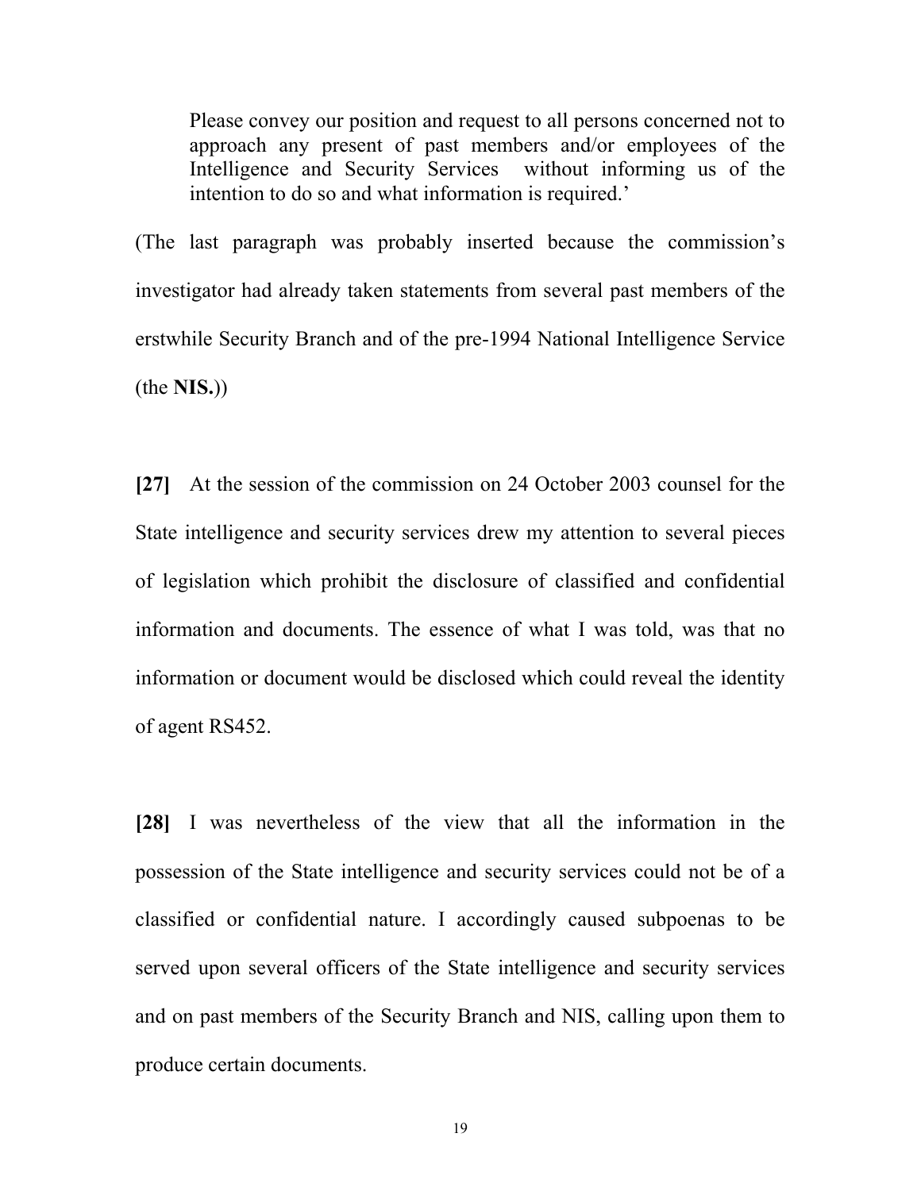> Please convey our position and request to all persons concerned not to approach any present of past members and/or employees of the Intelligence and Security Services without informing us of the intention to do so and what information is required.'

(The last paragraph was probably inserted because the commission's investigator had already taken statements from several past members of the erstwhile Security Branch and of the pre-1994 National Intelligence Service (the **NIS.**))

**[27]** At the session of the commission on 24 October 2003 counsel for the State intelligence and security services drew my attention to several pieces of legislation which prohibit the disclosure of classified and confidential information and documents. The essence of what I was told, was that no information or document would be disclosed which could reveal the identity of agent RS452.

**[28]** I was nevertheless of the view that all the information in the possession of the State intelligence and security services could not be of a classified or confidential nature. I accordingly caused subpoenas to be served upon several officers of the State intelligence and security services and on past members of the Security Branch and NIS, calling upon them to produce certain documents.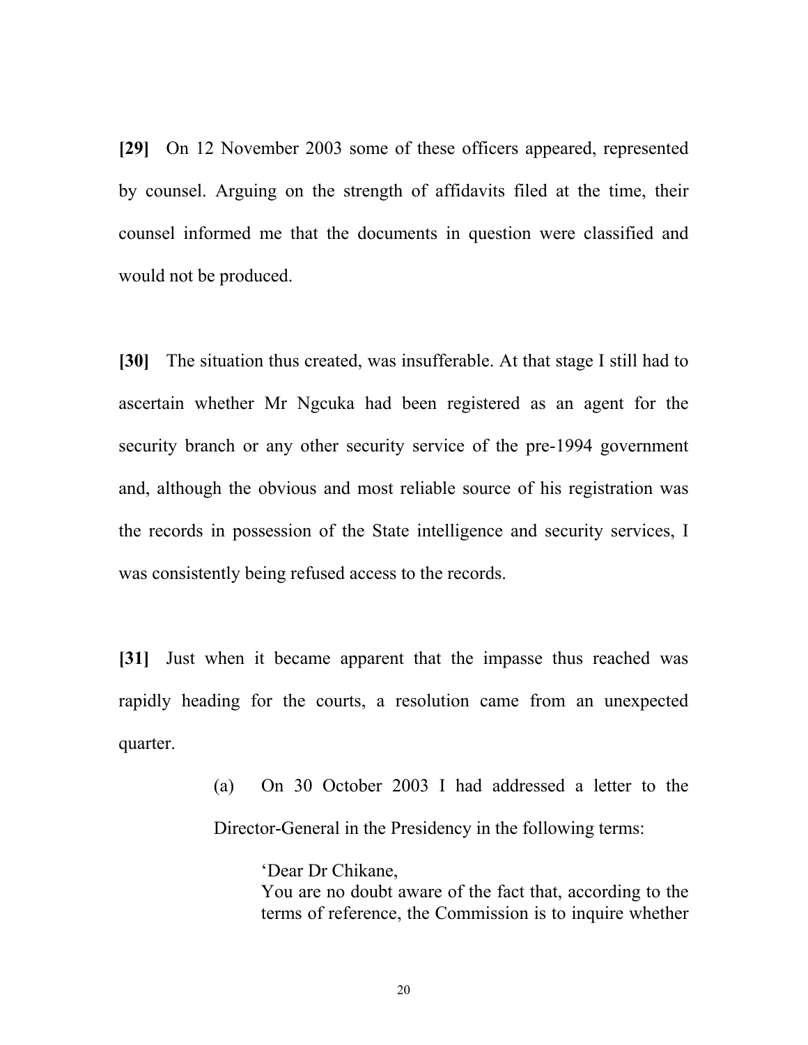**[29]** On 12 November 2003 some of these officers appeared, represented by counsel. Arguing on the strength of affidavits filed at the time, their counsel informed me that the documents in question were classified and would not be produced.

**[30]** The situation thus created, was insufferable. At that stage I still had to ascertain whether Mr Ngcuka had been registered as an agent for the security branch or any other security service of the pre-1994 government and, although the obvious and most reliable source of his registration was the records in possession of the State intelligence and security services, I was consistently being refused access to the records.

**[31]** Just when it became apparent that the impasse thus reached was rapidly heading for the courts, a resolution came from an unexpected quarter.

> (a) On 30 October 2003 I had addressed a letter to the Director-General in the Presidency in the following terms:
>
> > 'Dear Dr Chikane,
> > You are no doubt aware of the fact that, according to the terms of reference, the Commission is to inquire whether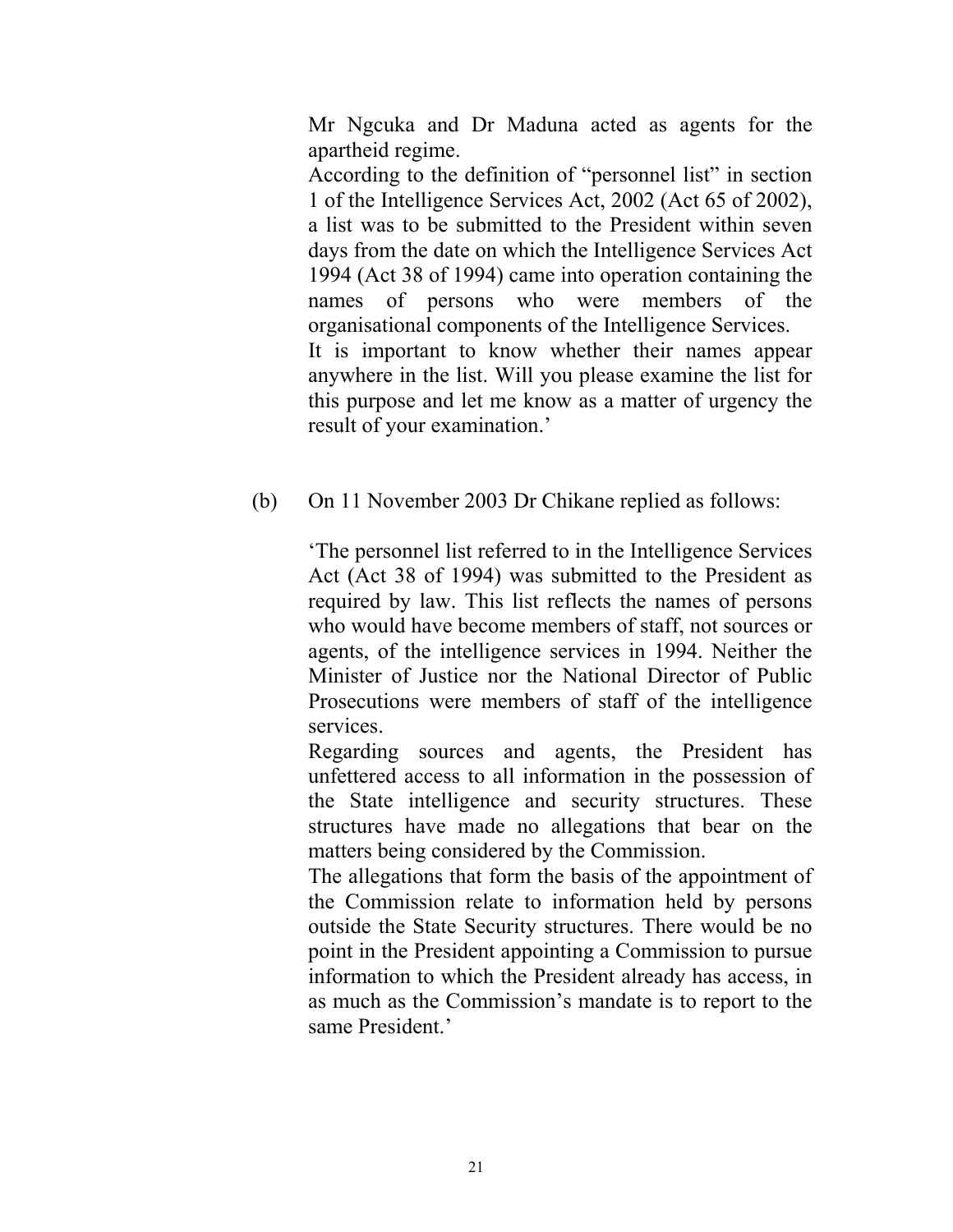Mr Ngcuka and Dr Maduna acted as agents for the apartheid regime.

According to the definition of "personnel list" in section 1 of the Intelligence Services Act, 2002 (Act 65 of 2002), a list was to be submitted to the President within seven days from the date on which the Intelligence Services Act 1994 (Act 38 of 1994) came into operation containing the names of persons who were members of the organisational components of the Intelligence Services.

It is important to know whether their names appear anywhere in the list. Will you please examine the list for this purpose and let me know as a matter of urgency the result of your examination.'

(b) On 11 November 2003 Dr Chikane replied as follows:

'The personnel list referred to in the Intelligence Services Act (Act 38 of 1994) was submitted to the President as required by law. This list reflects the names of persons who would have become members of staff, not sources or agents, of the intelligence services in 1994. Neither the Minister of Justice nor the National Director of Public Prosecutions were members of staff of the intelligence services.

Regarding sources and agents, the President has unfettered access to all information in the possession of the State intelligence and security structures. These structures have made no allegations that bear on the matters being considered by the Commission.

The allegations that form the basis of the appointment of the Commission relate to information held by persons outside the State Security structures. There would be no point in the President appointing a Commission to pursue information to which the President already has access, in as much as the Commission's mandate is to report to the same President.'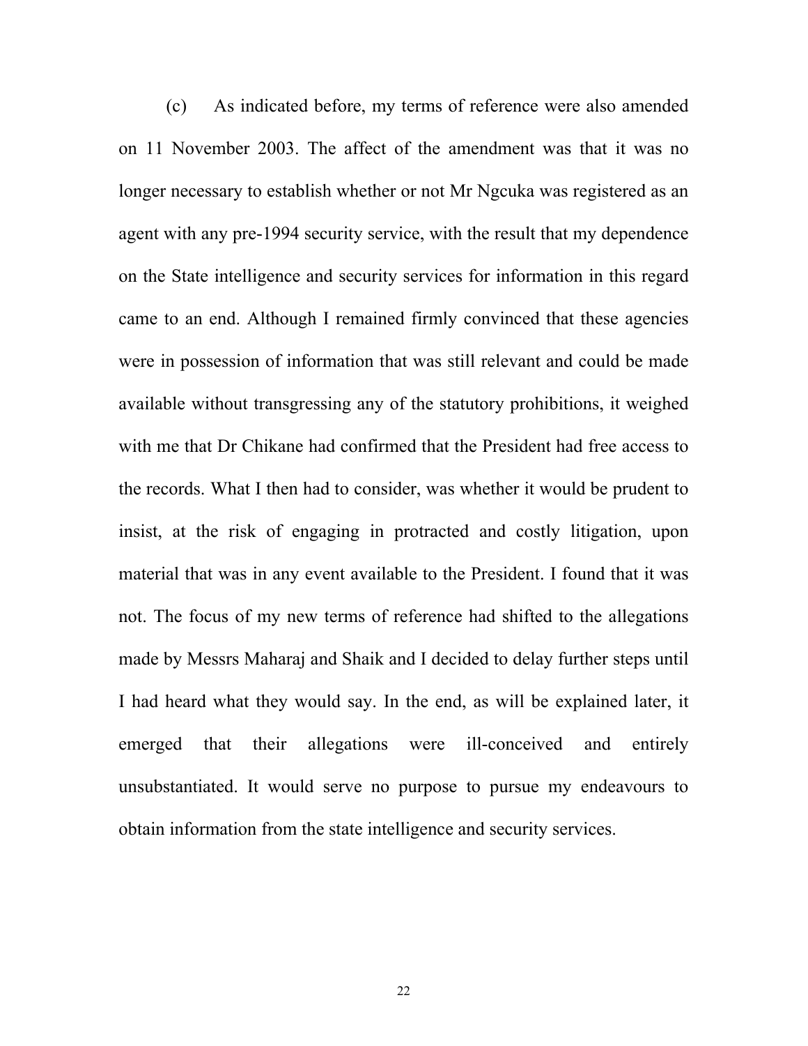(c) As indicated before, my terms of reference were also amended on 11 November 2003. The affect of the amendment was that it was no longer necessary to establish whether or not Mr Ngcuka was registered as an agent with any pre-1994 security service, with the result that my dependence on the State intelligence and security services for information in this regard came to an end. Although I remained firmly convinced that these agencies were in possession of information that was still relevant and could be made available without transgressing any of the statutory prohibitions, it weighed with me that Dr Chikane had confirmed that the President had free access to the records. What I then had to consider, was whether it would be prudent to insist, at the risk of engaging in protracted and costly litigation, upon material that was in any event available to the President. I found that it was not. The focus of my new terms of reference had shifted to the allegations made by Messrs Maharaj and Shaik and I decided to delay further steps until I had heard what they would say. In the end, as will be explained later, it emerged that their allegations were ill-conceived and entirely unsubstantiated. It would serve no purpose to pursue my endeavours to obtain information from the state intelligence and security services.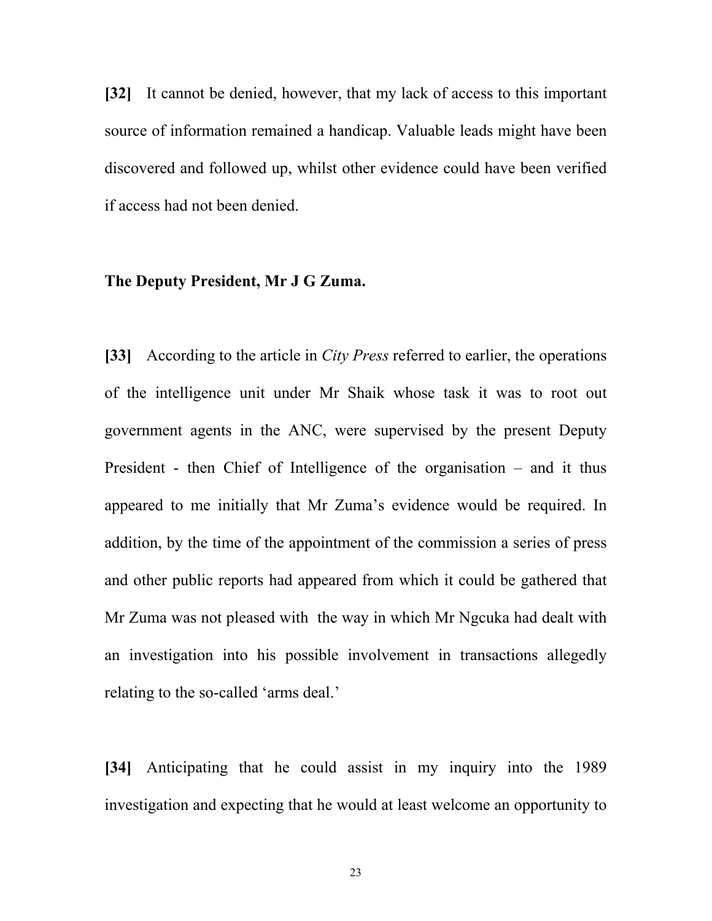**[32]** It cannot be denied, however, that my lack of access to this important source of information remained a handicap. Valuable leads might have been discovered and followed up, whilst other evidence could have been verified if access had not been denied.

**The Deputy President, Mr J G Zuma.**

**[33]** According to the article in *City Press* referred to earlier, the operations of the intelligence unit under Mr Shaik whose task it was to root out government agents in the ANC, were supervised by the present Deputy President - then Chief of Intelligence of the organisation – and it thus appeared to me initially that Mr Zuma's evidence would be required. In addition, by the time of the appointment of the commission a series of press and other public reports had appeared from which it could be gathered that Mr Zuma was not pleased with the way in which Mr Ngcuka had dealt with an investigation into his possible involvement in transactions allegedly relating to the so-called 'arms deal.'

**[34]** Anticipating that he could assist in my inquiry into the 1989 investigation and expecting that he would at least welcome an opportunity to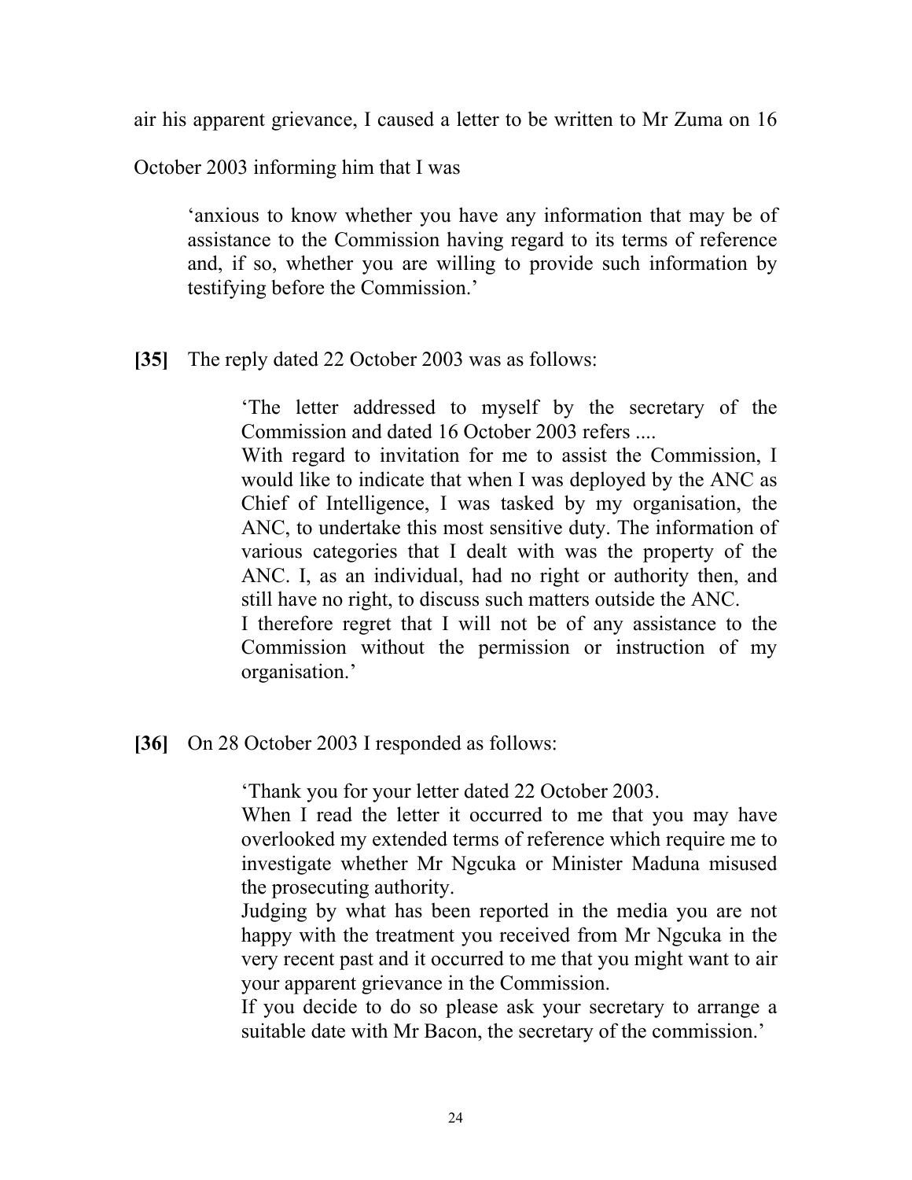air his apparent grievance, I caused a letter to be written to Mr Zuma on 16 October 2003 informing him that I was

> 'anxious to know whether you have any information that may be of assistance to the Commission having regard to its terms of reference and, if so, whether you are willing to provide such information by testifying before the Commission.'

**[35]** The reply dated 22 October 2003 was as follows:

> 'The letter addressed to myself by the secretary of the Commission and dated 16 October 2003 refers ....
>
> With regard to invitation for me to assist the Commission, I would like to indicate that when I was deployed by the ANC as Chief of Intelligence, I was tasked by my organisation, the ANC, to undertake this most sensitive duty. The information of various categories that I dealt with was the property of the ANC. I, as an individual, had no right or authority then, and still have no right, to discuss such matters outside the ANC.
>
> I therefore regret that I will not be of any assistance to the Commission without the permission or instruction of my organisation.'

**[36]** On 28 October 2003 I responded as follows:

> 'Thank you for your letter dated 22 October 2003.
>
> When I read the letter it occurred to me that you may have overlooked my extended terms of reference which require me to investigate whether Mr Ngcuka or Minister Maduna misused the prosecuting authority.
>
> Judging by what has been reported in the media you are not happy with the treatment you received from Mr Ngcuka in the very recent past and it occurred to me that you might want to air your apparent grievance in the Commission.
>
> If you decide to do so please ask your secretary to arrange a suitable date with Mr Bacon, the secretary of the commission.'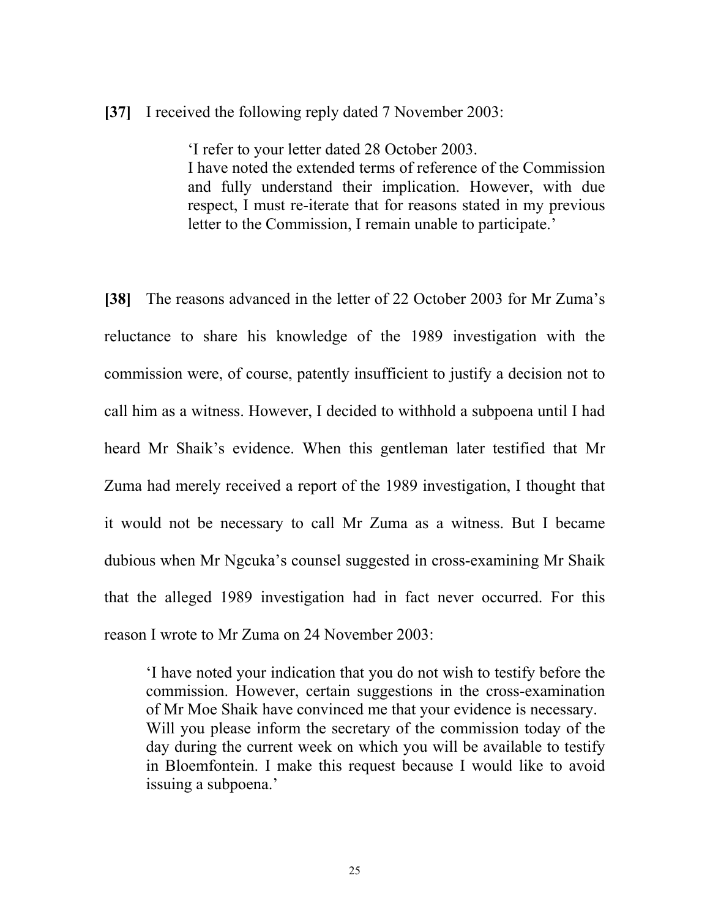**[37]** I received the following reply dated 7 November 2003:

> 'I refer to your letter dated 28 October 2003.
> I have noted the extended terms of reference of the Commission and fully understand their implication. However, with due respect, I must re-iterate that for reasons stated in my previous letter to the Commission, I remain unable to participate.'

**[38]** The reasons advanced in the letter of 22 October 2003 for Mr Zuma's reluctance to share his knowledge of the 1989 investigation with the commission were, of course, patently insufficient to justify a decision not to call him as a witness. However, I decided to withhold a subpoena until I had heard Mr Shaik's evidence. When this gentleman later testified that Mr Zuma had merely received a report of the 1989 investigation, I thought that it would not be necessary to call Mr Zuma as a witness. But I became dubious when Mr Ngcuka's counsel suggested in cross-examining Mr Shaik that the alleged 1989 investigation had in fact never occurred. For this reason I wrote to Mr Zuma on 24 November 2003:

> 'I have noted your indication that you do not wish to testify before the commission. However, certain suggestions in the cross-examination of Mr Moe Shaik have convinced me that your evidence is necessary.
> Will you please inform the secretary of the commission today of the day during the current week on which you will be available to testify in Bloemfontein. I make this request because I would like to avoid issuing a subpoena.'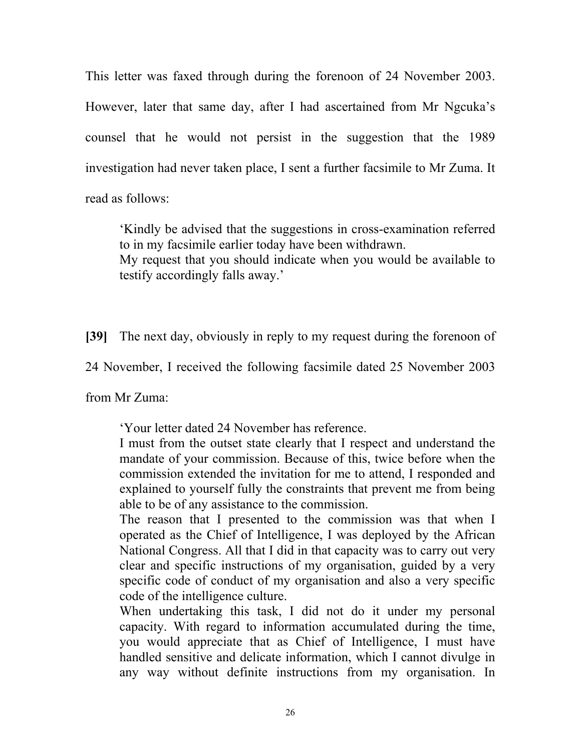This letter was faxed through during the forenoon of 24 November 2003. However, later that same day, after I had ascertained from Mr Ngcuka's counsel that he would not persist in the suggestion that the 1989 investigation had never taken place, I sent a further facsimile to Mr Zuma. It read as follows:

> 'Kindly be advised that the suggestions in cross-examination referred to in my facsimile earlier today have been withdrawn.
> My request that you should indicate when you would be available to testify accordingly falls away.'

**[39]** The next day, obviously in reply to my request during the forenoon of 24 November, I received the following facsimile dated 25 November 2003 from Mr Zuma:

> 'Your letter dated 24 November has reference.
> I must from the outset state clearly that I respect and understand the mandate of your commission. Because of this, twice before when the commission extended the invitation for me to attend, I responded and explained to yourself fully the constraints that prevent me from being able to be of any assistance to the commission.
> The reason that I presented to the commission was that when I operated as the Chief of Intelligence, I was deployed by the African National Congress. All that I did in that capacity was to carry out very clear and specific instructions of my organisation, guided by a very specific code of conduct of my organisation and also a very specific code of the intelligence culture.
> When undertaking this task, I did not do it under my personal capacity. With regard to information accumulated during the time, you would appreciate that as Chief of Intelligence, I must have handled sensitive and delicate information, which I cannot divulge in any way without definite instructions from my organisation. In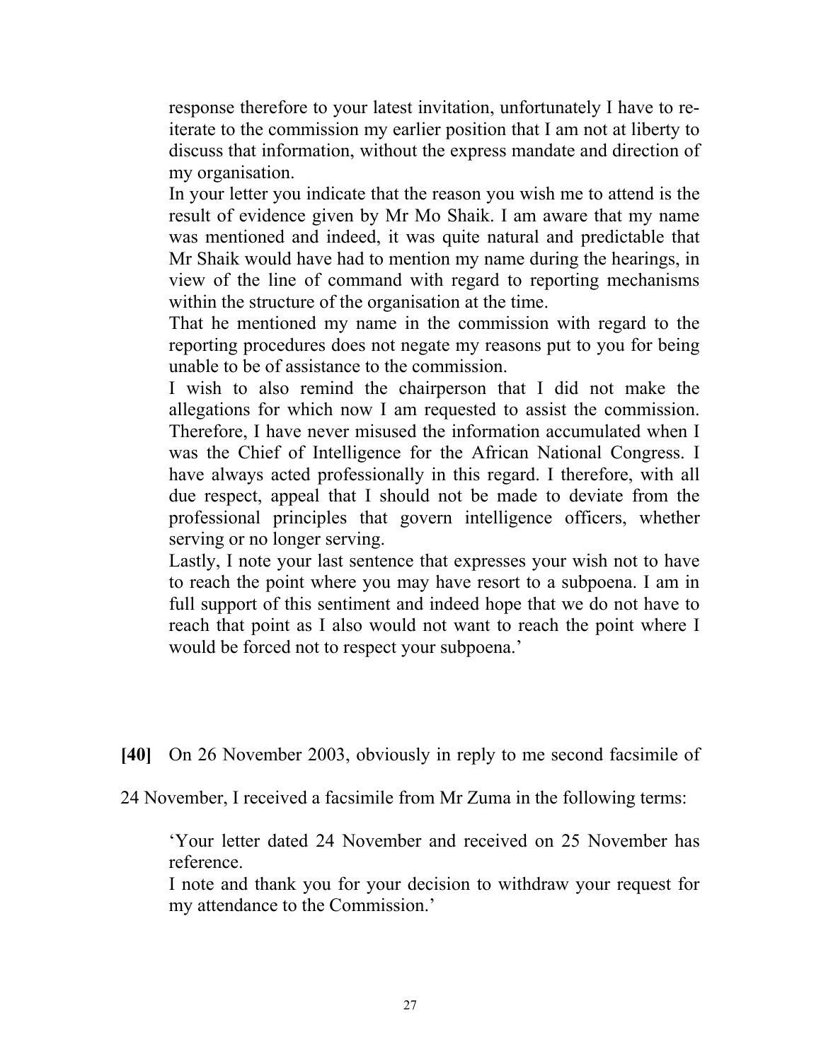> response therefore to your latest invitation, unfortunately I have to re-iterate to the commission my earlier position that I am not at liberty to discuss that information, without the express mandate and direction of my organisation.
>
> In your letter you indicate that the reason you wish me to attend is the result of evidence given by Mr Mo Shaik. I am aware that my name was mentioned and indeed, it was quite natural and predictable that Mr Shaik would have had to mention my name during the hearings, in view of the line of command with regard to reporting mechanisms within the structure of the organisation at the time.
>
> That he mentioned my name in the commission with regard to the reporting procedures does not negate my reasons put to you for being unable to be of assistance to the commission.
>
> I wish to also remind the chairperson that I did not make the allegations for which now I am requested to assist the commission. Therefore, I have never misused the information accumulated when I was the Chief of Intelligence for the African National Congress. I have always acted professionally in this regard. I therefore, with all due respect, appeal that I should not be made to deviate from the professional principles that govern intelligence officers, whether serving or no longer serving.
>
> Lastly, I note your last sentence that expresses your wish not to have to reach the point where you may have resort to a subpoena. I am in full support of this sentiment and indeed hope that we do not have to reach that point as I also would not want to reach the point where I would be forced not to respect your subpoena.'

**[40]** On 26 November 2003, obviously in reply to me second facsimile of 24 November, I received a facsimile from Mr Zuma in the following terms:

> 'Your letter dated 24 November and received on 25 November has reference.
>
> I note and thank you for your decision to withdraw your request for my attendance to the Commission.'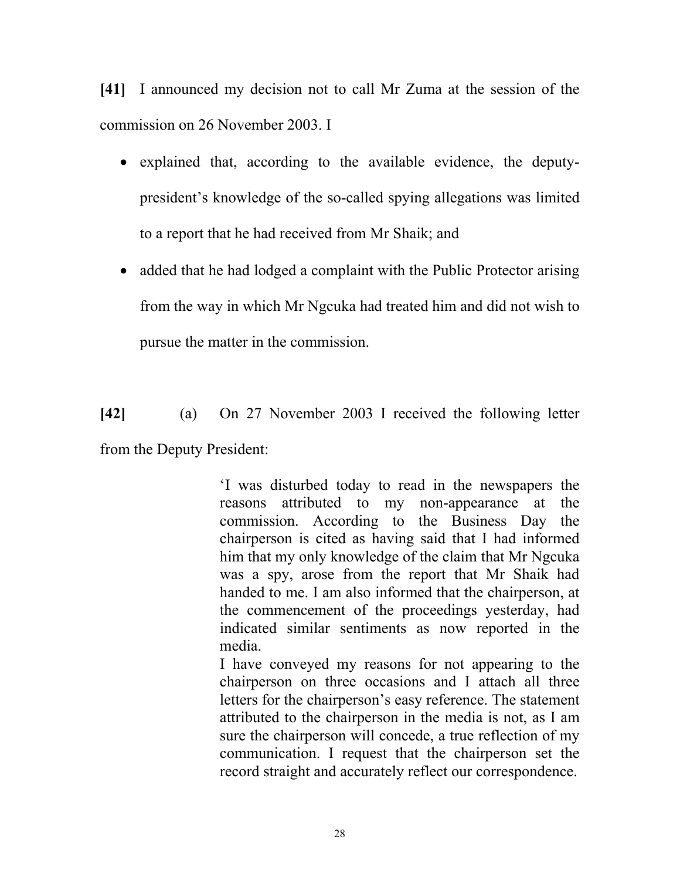**[41]** I announced my decision not to call Mr Zuma at the session of the commission on 26 November 2003. I

- explained that, according to the available evidence, the deputy-president's knowledge of the so-called spying allegations was limited to a report that he had received from Mr Shaik; and
- added that he had lodged a complaint with the Public Protector arising from the way in which Mr Ngcuka had treated him and did not wish to pursue the matter in the commission.

**[42]** (a) On 27 November 2003 I received the following letter from the Deputy President:

> 'I was disturbed today to read in the newspapers the reasons attributed to my non-appearance at the commission. According to the Business Day the chairperson is cited as having said that I had informed him that my only knowledge of the claim that Mr Ngcuka was a spy, arose from the report that Mr Shaik had handed to me. I am also informed that the chairperson, at the commencement of the proceedings yesterday, had indicated similar sentiments as now reported in the media.
>
> I have conveyed my reasons for not appearing to the chairperson on three occasions and I attach all three letters for the chairperson's easy reference. The statement attributed to the chairperson in the media is not, as I am sure the chairperson will concede, a true reflection of my communication. I request that the chairperson set the record straight and accurately reflect our correspondence.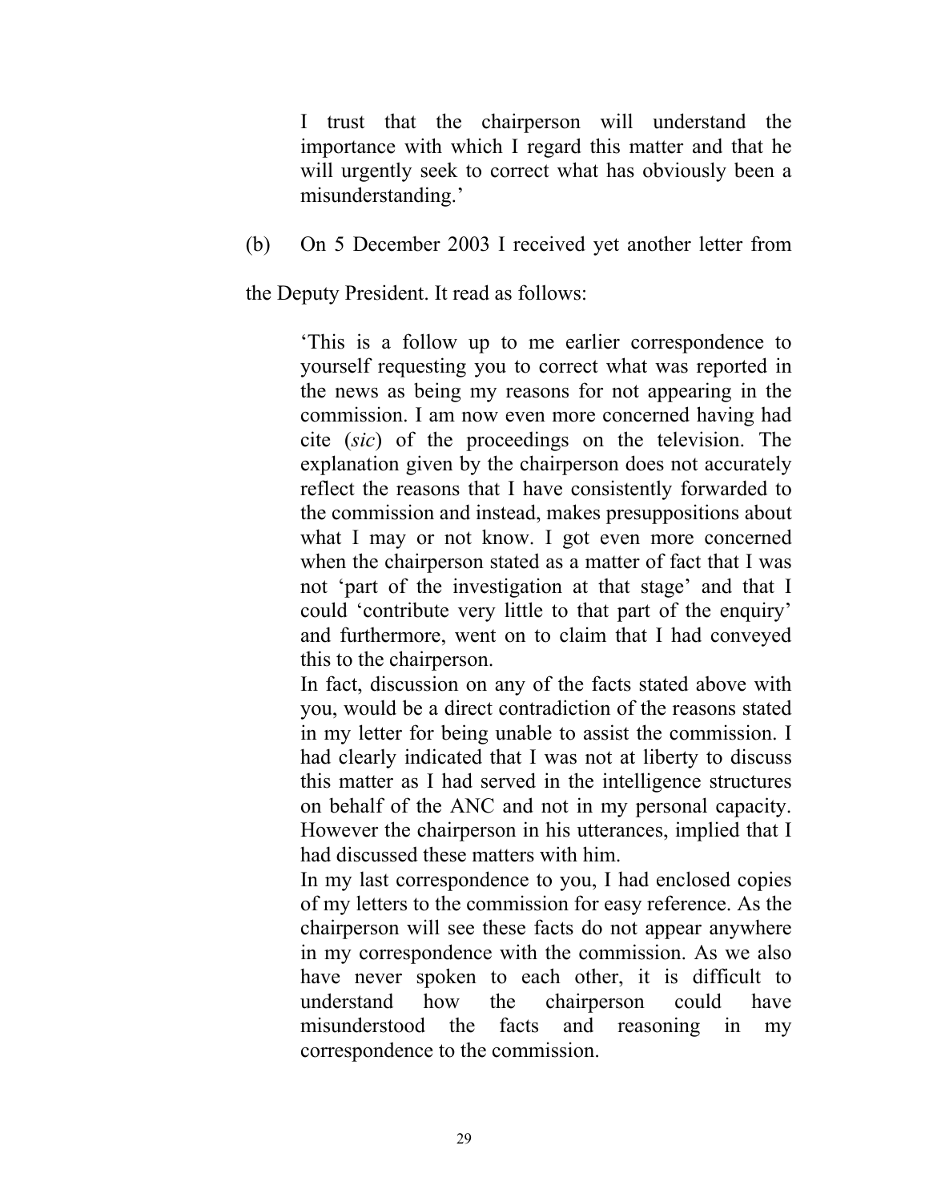I trust that the chairperson will understand the importance with which I regard this matter and that he will urgently seek to correct what has obviously been a misunderstanding.'

(b) On 5 December 2003 I received yet another letter from the Deputy President. It read as follows:

> 'This is a follow up to me earlier correspondence to yourself requesting you to correct what was reported in the news as being my reasons for not appearing in the commission. I am now even more concerned having had cite (*sic*) of the proceedings on the television. The explanation given by the chairperson does not accurately reflect the reasons that I have consistently forwarded to the commission and instead, makes presuppositions about what I may or not know. I got even more concerned when the chairperson stated as a matter of fact that I was not 'part of the investigation at that stage' and that I could 'contribute very little to that part of the enquiry' and furthermore, went on to claim that I had conveyed this to the chairperson.
>
> In fact, discussion on any of the facts stated above with you, would be a direct contradiction of the reasons stated in my letter for being unable to assist the commission. I had clearly indicated that I was not at liberty to discuss this matter as I had served in the intelligence structures on behalf of the ANC and not in my personal capacity. However the chairperson in his utterances, implied that I had discussed these matters with him.
>
> In my last correspondence to you, I had enclosed copies of my letters to the commission for easy reference. As the chairperson will see these facts do not appear anywhere in my correspondence with the commission. As we also have never spoken to each other, it is difficult to understand how the chairperson could have misunderstood the facts and reasoning in my correspondence to the commission.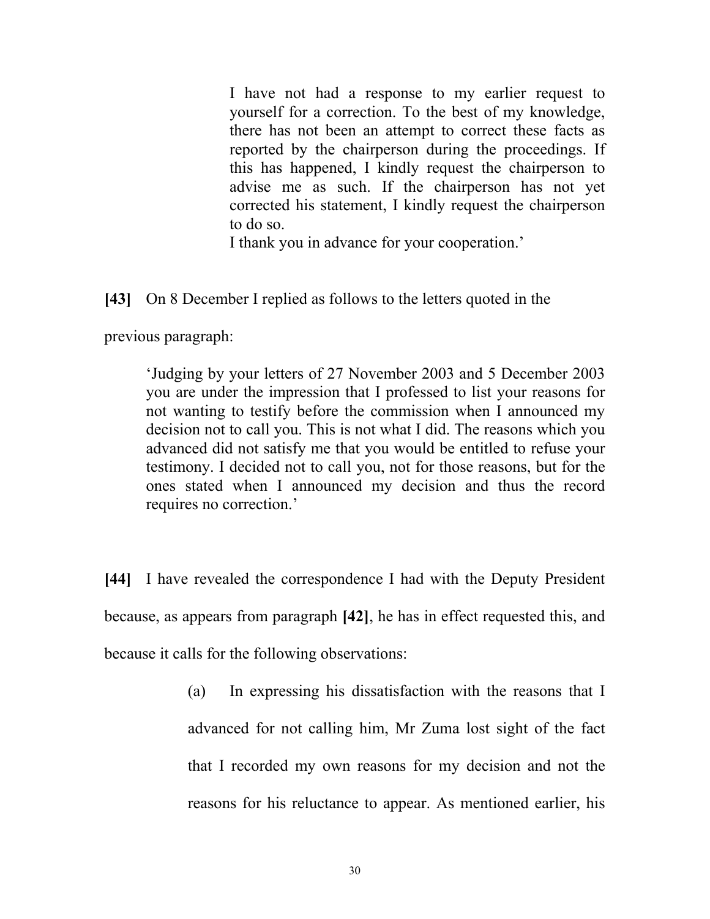> I have not had a response to my earlier request to yourself for a correction. To the best of my knowledge, there has not been an attempt to correct these facts as reported by the chairperson during the proceedings. If this has happened, I kindly request the chairperson to advise me as such. If the chairperson has not yet corrected his statement, I kindly request the chairperson to do so.
>
> I thank you in advance for your cooperation.'

**[43]** On 8 December I replied as follows to the letters quoted in the previous paragraph:

> 'Judging by your letters of 27 November 2003 and 5 December 2003 you are under the impression that I professed to list your reasons for not wanting to testify before the commission when I announced my decision not to call you. This is not what I did. The reasons which you advanced did not satisfy me that you would be entitled to refuse your testimony. I decided not to call you, not for those reasons, but for the ones stated when I announced my decision and thus the record requires no correction.'

**[44]** I have revealed the correspondence I had with the Deputy President because, as appears from paragraph **[42]**, he has in effect requested this, and because it calls for the following observations:

> (a) In expressing his dissatisfaction with the reasons that I advanced for not calling him, Mr Zuma lost sight of the fact that I recorded my own reasons for my decision and not the reasons for his reluctance to appear. As mentioned earlier, his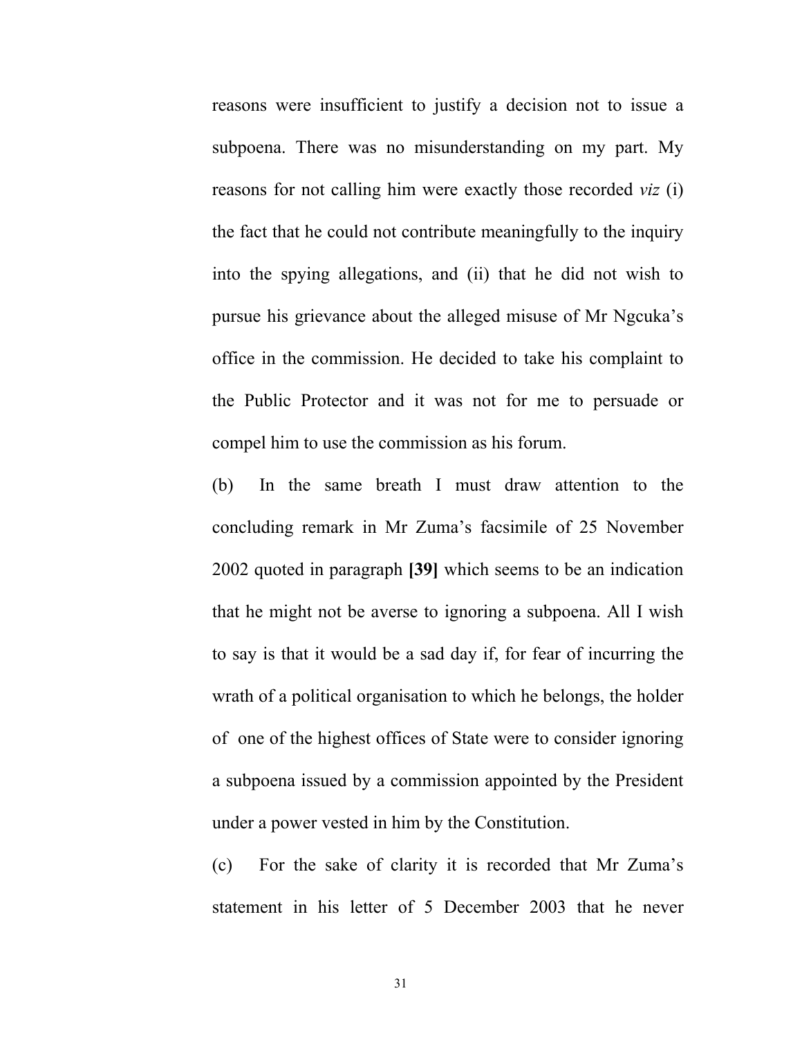reasons were insufficient to justify a decision not to issue a subpoena. There was no misunderstanding on my part. My reasons for not calling him were exactly those recorded *viz* (i) the fact that he could not contribute meaningfully to the inquiry into the spying allegations, and (ii) that he did not wish to pursue his grievance about the alleged misuse of Mr Ngcuka's office in the commission. He decided to take his complaint to the Public Protector and it was not for me to persuade or compel him to use the commission as his forum.

(b) In the same breath I must draw attention to the concluding remark in Mr Zuma's facsimile of 25 November 2002 quoted in paragraph **[39]** which seems to be an indication that he might not be averse to ignoring a subpoena. All I wish to say is that it would be a sad day if, for fear of incurring the wrath of a political organisation to which he belongs, the holder of one of the highest offices of State were to consider ignoring a subpoena issued by a commission appointed by the President under a power vested in him by the Constitution.

(c) For the sake of clarity it is recorded that Mr Zuma's statement in his letter of 5 December 2003 that he never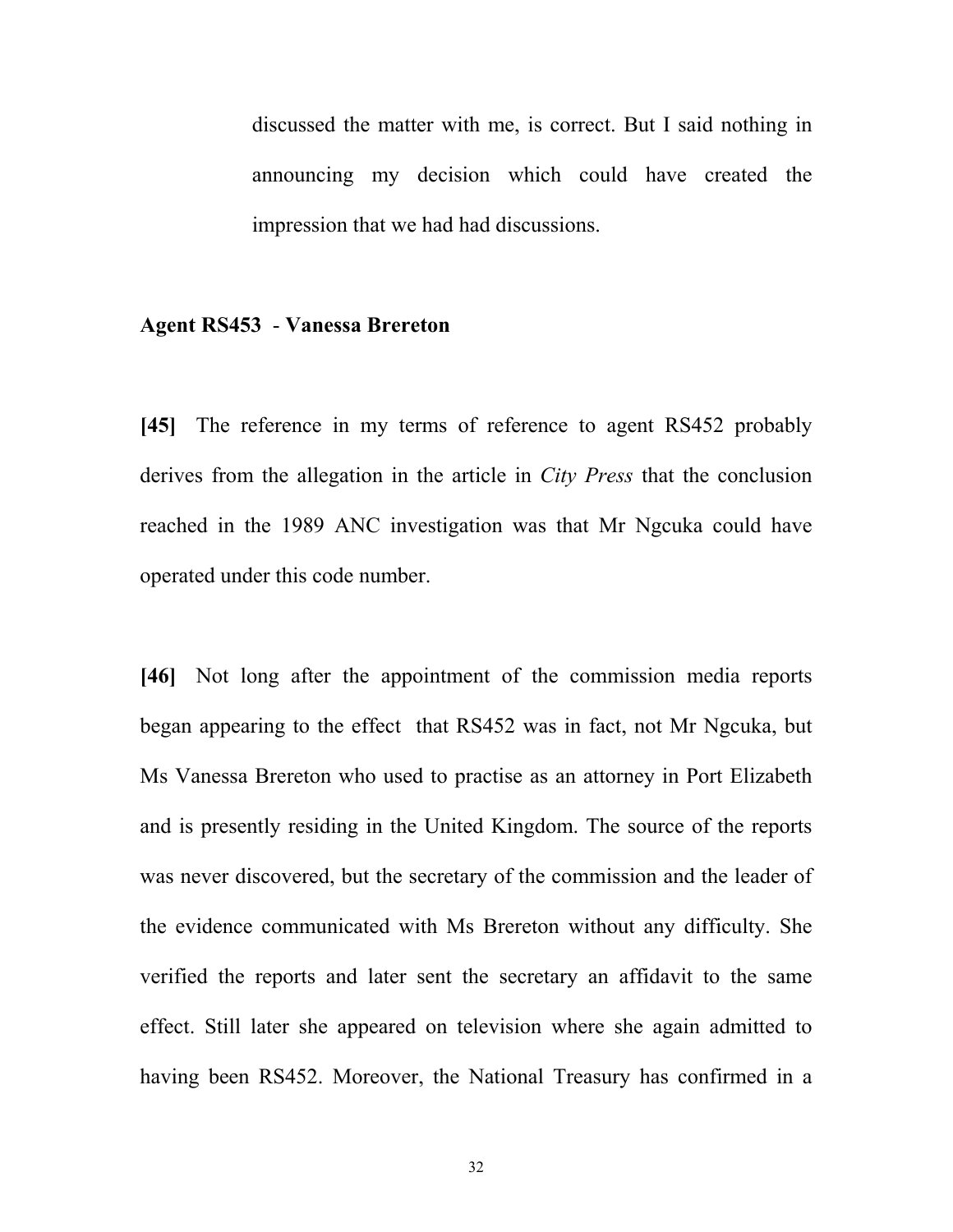discussed the matter with me, is correct. But I said nothing in announcing my decision which could have created the impression that we had had discussions.

**Agent RS453 - Vanessa Brereton**

**[45]** The reference in my terms of reference to agent RS452 probably derives from the allegation in the article in *City Press* that the conclusion reached in the 1989 ANC investigation was that Mr Ngcuka could have operated under this code number.

**[46]** Not long after the appointment of the commission media reports began appearing to the effect that RS452 was in fact, not Mr Ngcuka, but Ms Vanessa Brereton who used to practise as an attorney in Port Elizabeth and is presently residing in the United Kingdom. The source of the reports was never discovered, but the secretary of the commission and the leader of the evidence communicated with Ms Brereton without any difficulty. She verified the reports and later sent the secretary an affidavit to the same effect. Still later she appeared on television where she again admitted to having been RS452. Moreover, the National Treasury has confirmed in a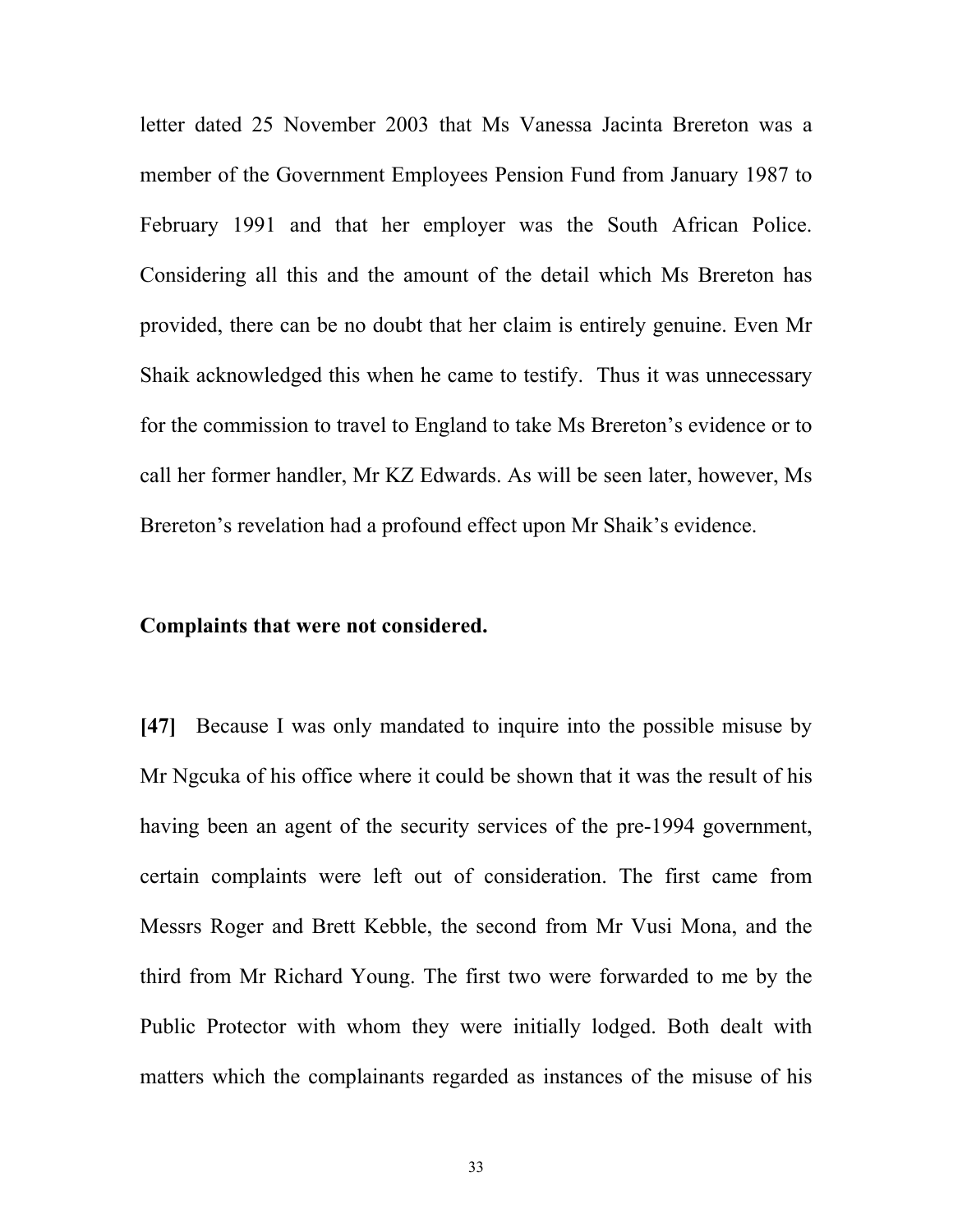letter dated 25 November 2003 that Ms Vanessa Jacinta Brereton was a member of the Government Employees Pension Fund from January 1987 to February 1991 and that her employer was the South African Police. Considering all this and the amount of the detail which Ms Brereton has provided, there can be no doubt that her claim is entirely genuine. Even Mr Shaik acknowledged this when he came to testify. Thus it was unnecessary for the commission to travel to England to take Ms Brereton's evidence or to call her former handler, Mr KZ Edwards. As will be seen later, however, Ms Brereton's revelation had a profound effect upon Mr Shaik's evidence.

**Complaints that were not considered.**

**[47]** Because I was only mandated to inquire into the possible misuse by Mr Ngcuka of his office where it could be shown that it was the result of his having been an agent of the security services of the pre-1994 government, certain complaints were left out of consideration. The first came from Messrs Roger and Brett Kebble, the second from Mr Vusi Mona, and the third from Mr Richard Young. The first two were forwarded to me by the Public Protector with whom they were initially lodged. Both dealt with matters which the complainants regarded as instances of the misuse of his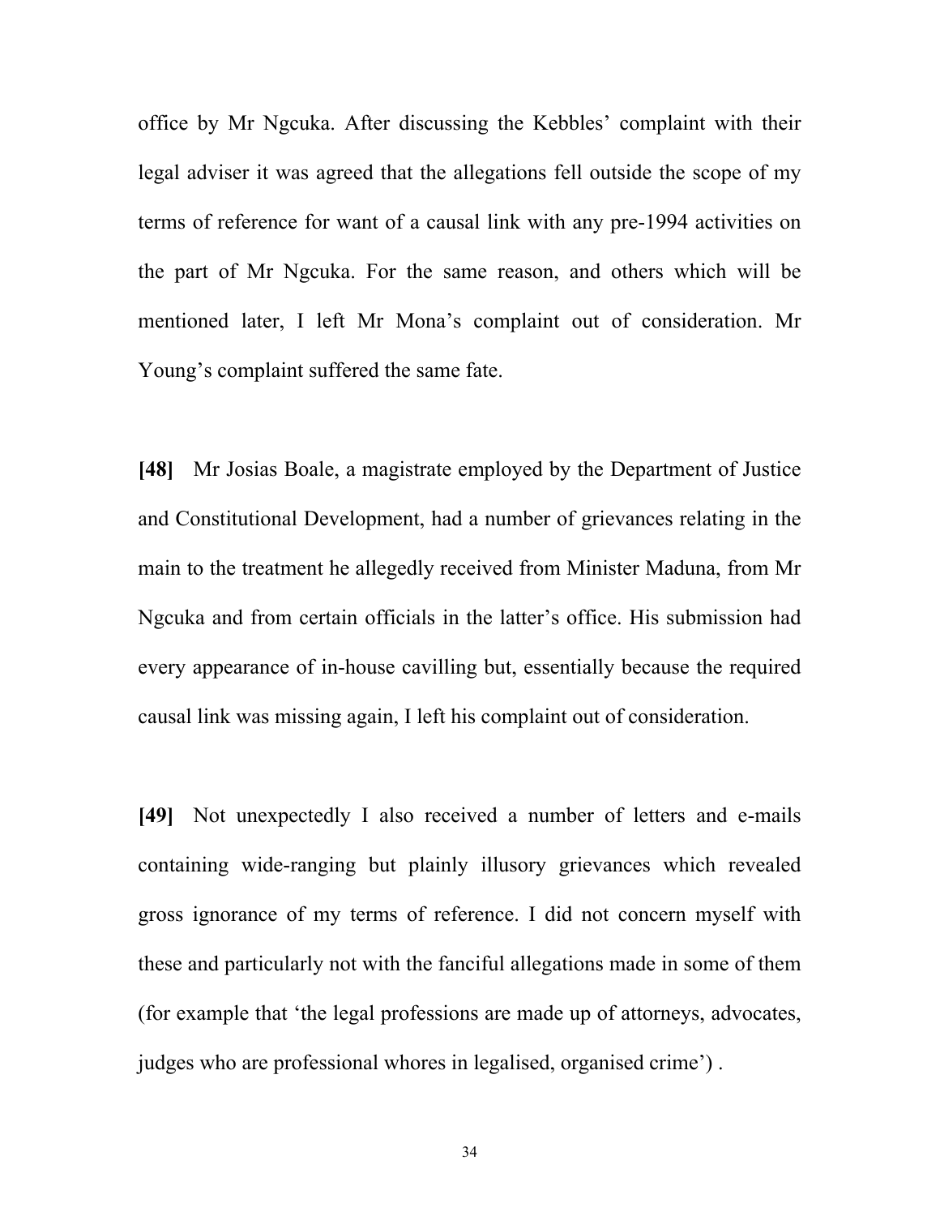office by Mr Ngcuka. After discussing the Kebbles' complaint with their legal adviser it was agreed that the allegations fell outside the scope of my terms of reference for want of a causal link with any pre-1994 activities on the part of Mr Ngcuka. For the same reason, and others which will be mentioned later, I left Mr Mona's complaint out of consideration. Mr Young's complaint suffered the same fate.

**[48]** Mr Josias Boale, a magistrate employed by the Department of Justice and Constitutional Development, had a number of grievances relating in the main to the treatment he allegedly received from Minister Maduna, from Mr Ngcuka and from certain officials in the latter's office. His submission had every appearance of in-house cavilling but, essentially because the required causal link was missing again, I left his complaint out of consideration.

**[49]** Not unexpectedly I also received a number of letters and e-mails containing wide-ranging but plainly illusory grievances which revealed gross ignorance of my terms of reference. I did not concern myself with these and particularly not with the fanciful allegations made in some of them (for example that 'the legal professions are made up of attorneys, advocates, judges who are professional whores in legalised, organised crime') .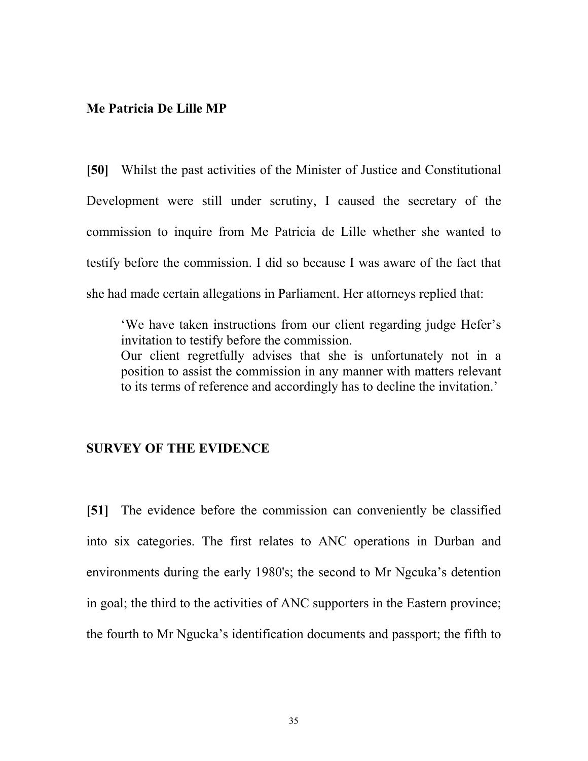**Me Patricia De Lille MP**

**[50]** Whilst the past activities of the Minister of Justice and Constitutional Development were still under scrutiny, I caused the secretary of the commission to inquire from Me Patricia de Lille whether she wanted to testify before the commission. I did so because I was aware of the fact that she had made certain allegations in Parliament. Her attorneys replied that:

> 'We have taken instructions from our client regarding judge Hefer's invitation to testify before the commission.
> Our client regretfully advises that she is unfortunately not in a position to assist the commission in any manner with matters relevant to its terms of reference and accordingly has to decline the invitation.'

## SURVEY OF THE EVIDENCE

**[51]** The evidence before the commission can conveniently be classified into six categories. The first relates to ANC operations in Durban and environments during the early 1980's; the second to Mr Ngcuka's detention in goal; the third to the activities of ANC supporters in the Eastern province; the fourth to Mr Ngucka's identification documents and passport; the fifth to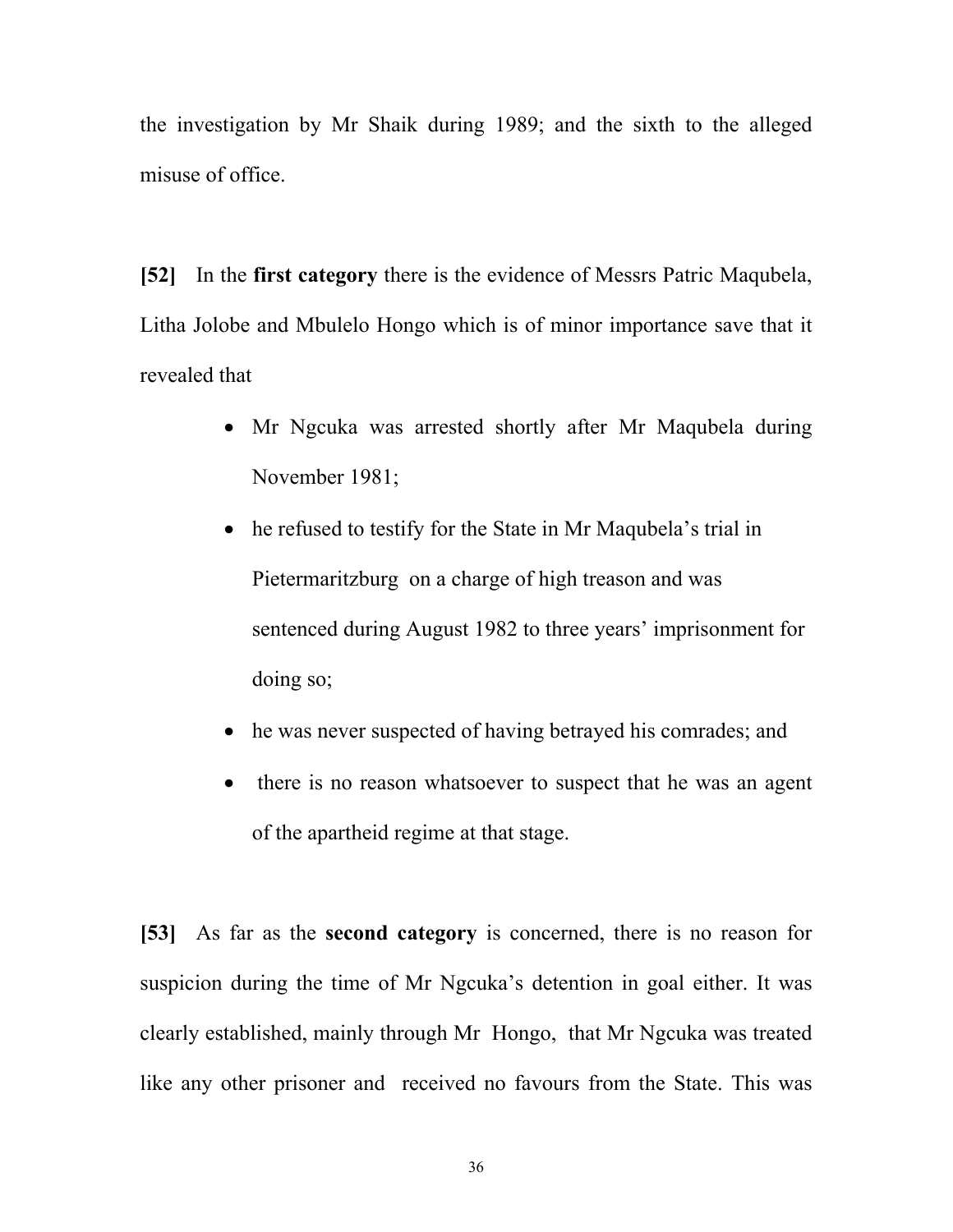the investigation by Mr Shaik during 1989; and the sixth to the alleged misuse of office.

**[52]** In the **first category** there is the evidence of Messrs Patric Maqubela, Litha Jolobe and Mbulelo Hongo which is of minor importance save that it revealed that

- Mr Ngcuka was arrested shortly after Mr Maqubela during November 1981;
- he refused to testify for the State in Mr Maqubela's trial in Pietermaritzburg on a charge of high treason and was sentenced during August 1982 to three years' imprisonment for doing so;
- he was never suspected of having betrayed his comrades; and
- there is no reason whatsoever to suspect that he was an agent of the apartheid regime at that stage.

**[53]** As far as the **second category** is concerned, there is no reason for suspicion during the time of Mr Ngcuka's detention in goal either. It was clearly established, mainly through Mr Hongo, that Mr Ngcuka was treated like any other prisoner and received no favours from the State. This was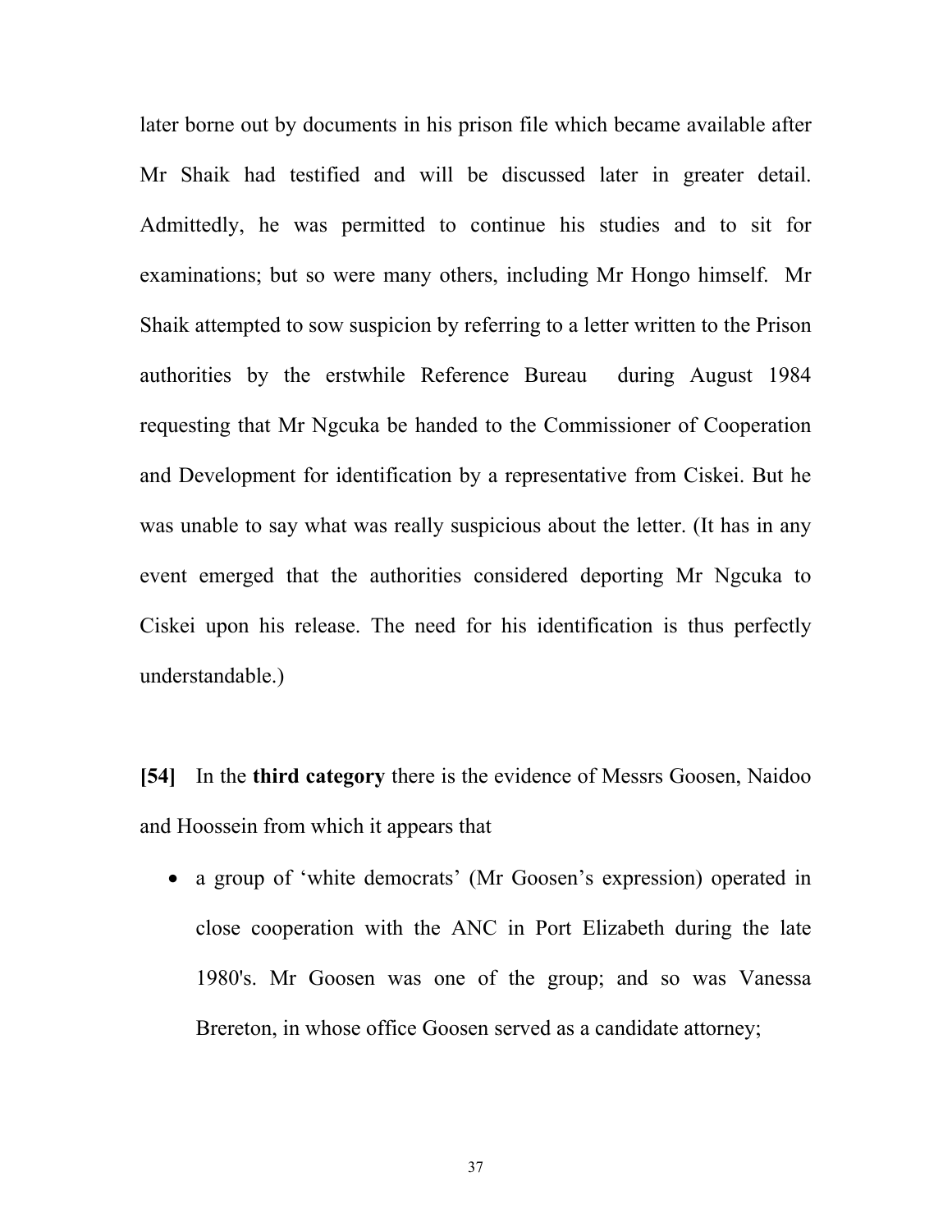later borne out by documents in his prison file which became available after Mr Shaik had testified and will be discussed later in greater detail. Admittedly, he was permitted to continue his studies and to sit for examinations; but so were many others, including Mr Hongo himself. Mr Shaik attempted to sow suspicion by referring to a letter written to the Prison authorities by the erstwhile Reference Bureau during August 1984 requesting that Mr Ngcuka be handed to the Commissioner of Cooperation and Development for identification by a representative from Ciskei. But he was unable to say what was really suspicious about the letter. (It has in any event emerged that the authorities considered deporting Mr Ngcuka to Ciskei upon his release. The need for his identification is thus perfectly understandable.)

**[54]** In the **third category** there is the evidence of Messrs Goosen, Naidoo and Hoossein from which it appears that

- a group of 'white democrats' (Mr Goosen's expression) operated in close cooperation with the ANC in Port Elizabeth during the late 1980's. Mr Goosen was one of the group; and so was Vanessa Brereton, in whose office Goosen served as a candidate attorney;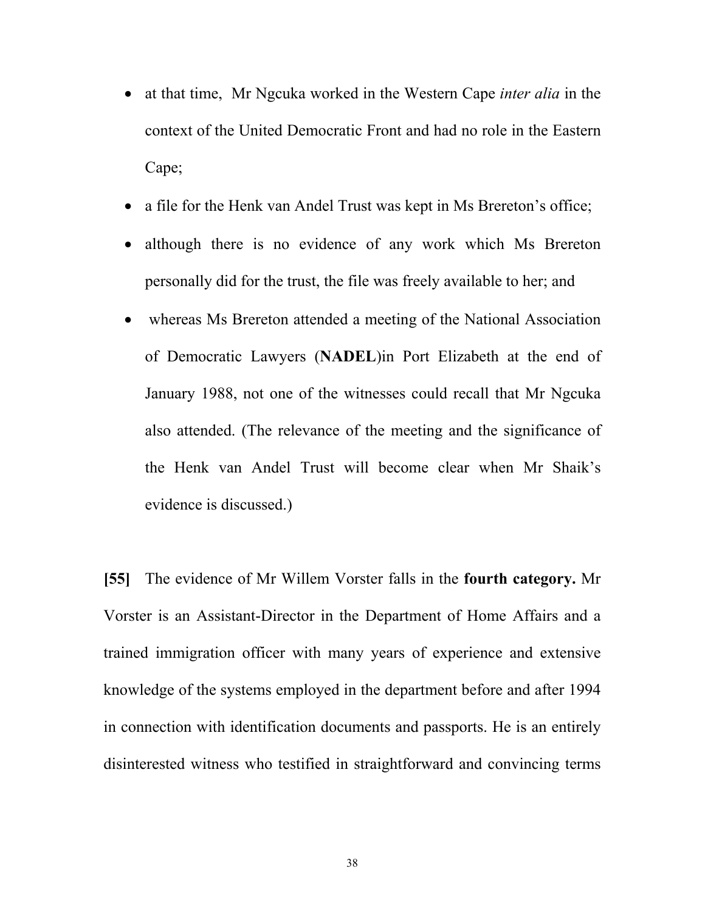- at that time, Mr Ngcuka worked in the Western Cape *inter alia* in the context of the United Democratic Front and had no role in the Eastern Cape;
- a file for the Henk van Andel Trust was kept in Ms Brereton's office;
- although there is no evidence of any work which Ms Brereton personally did for the trust, the file was freely available to her; and
- whereas Ms Brereton attended a meeting of the National Association of Democratic Lawyers (**NADEL**)in Port Elizabeth at the end of January 1988, not one of the witnesses could recall that Mr Ngcuka also attended. (The relevance of the meeting and the significance of the Henk van Andel Trust will become clear when Mr Shaik's evidence is discussed.)

**[55]** The evidence of Mr Willem Vorster falls in the **fourth category.** Mr Vorster is an Assistant-Director in the Department of Home Affairs and a trained immigration officer with many years of experience and extensive knowledge of the systems employed in the department before and after 1994 in connection with identification documents and passports. He is an entirely disinterested witness who testified in straightforward and convincing terms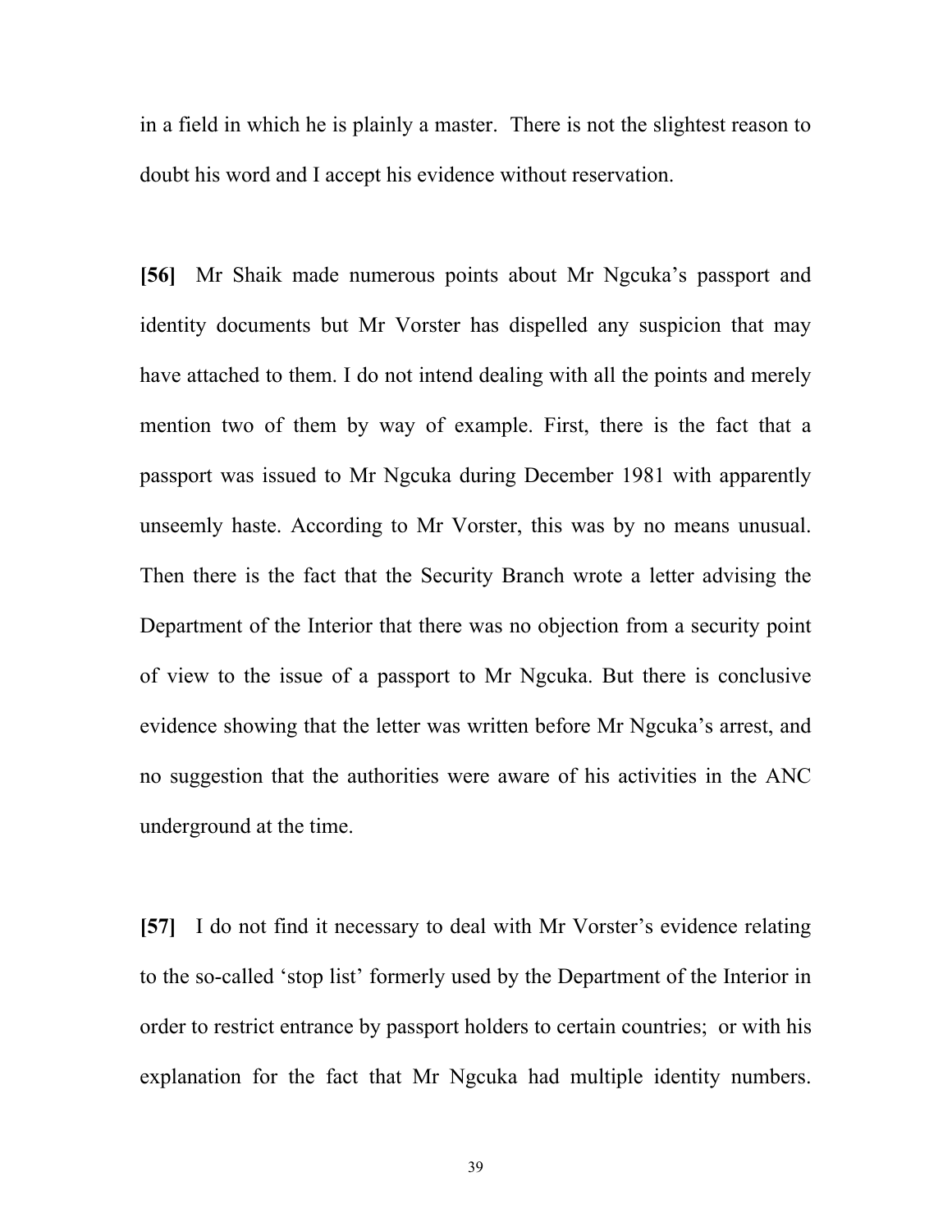in a field in which he is plainly a master. There is not the slightest reason to doubt his word and I accept his evidence without reservation.

**[56]** Mr Shaik made numerous points about Mr Ngcuka's passport and identity documents but Mr Vorster has dispelled any suspicion that may have attached to them. I do not intend dealing with all the points and merely mention two of them by way of example. First, there is the fact that a passport was issued to Mr Ngcuka during December 1981 with apparently unseemly haste. According to Mr Vorster, this was by no means unusual. Then there is the fact that the Security Branch wrote a letter advising the Department of the Interior that there was no objection from a security point of view to the issue of a passport to Mr Ngcuka. But there is conclusive evidence showing that the letter was written before Mr Ngcuka's arrest, and no suggestion that the authorities were aware of his activities in the ANC underground at the time.

**[57]** I do not find it necessary to deal with Mr Vorster's evidence relating to the so-called 'stop list' formerly used by the Department of the Interior in order to restrict entrance by passport holders to certain countries; or with his explanation for the fact that Mr Ngcuka had multiple identity numbers.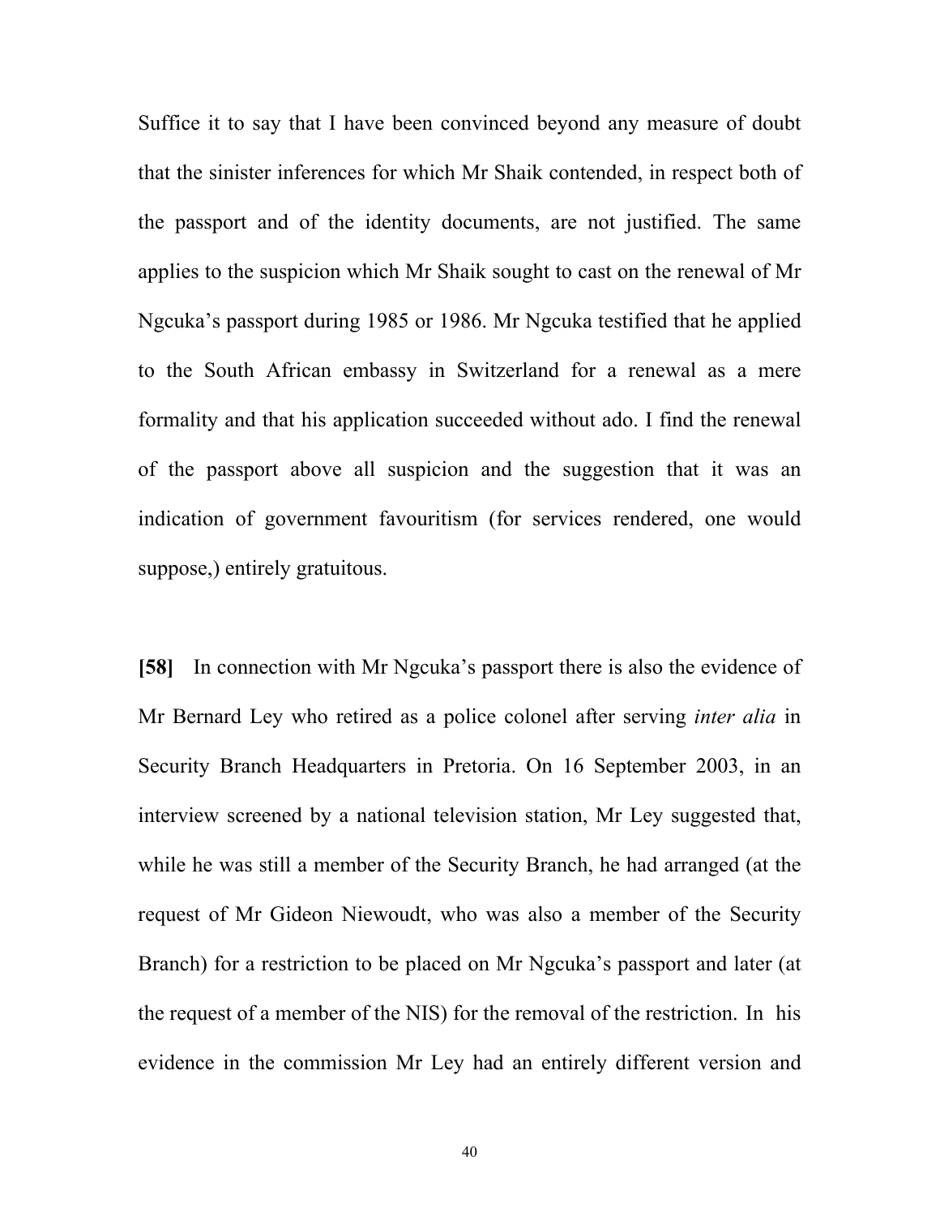Suffice it to say that I have been convinced beyond any measure of doubt that the sinister inferences for which Mr Shaik contended, in respect both of the passport and of the identity documents, are not justified. The same applies to the suspicion which Mr Shaik sought to cast on the renewal of Mr Ngcuka's passport during 1985 or 1986. Mr Ngcuka testified that he applied to the South African embassy in Switzerland for a renewal as a mere formality and that his application succeeded without ado. I find the renewal of the passport above all suspicion and the suggestion that it was an indication of government favouritism (for services rendered, one would suppose,) entirely gratuitous.

**[58]** In connection with Mr Ngcuka's passport there is also the evidence of Mr Bernard Ley who retired as a police colonel after serving *inter alia* in Security Branch Headquarters in Pretoria. On 16 September 2003, in an interview screened by a national television station, Mr Ley suggested that, while he was still a member of the Security Branch, he had arranged (at the request of Mr Gideon Niewoudt, who was also a member of the Security Branch) for a restriction to be placed on Mr Ngcuka's passport and later (at the request of a member of the NIS) for the removal of the restriction. In his evidence in the commission Mr Ley had an entirely different version and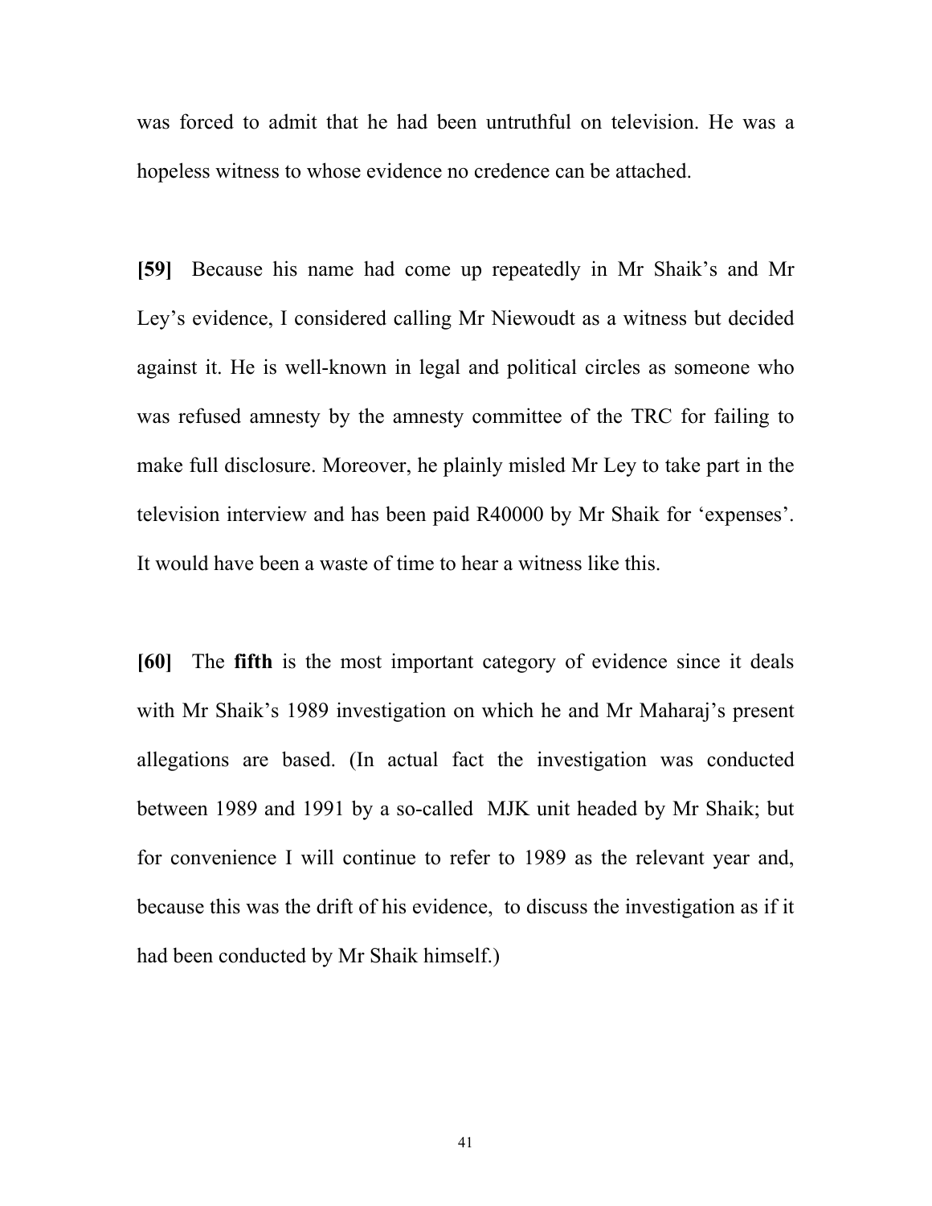was forced to admit that he had been untruthful on television. He was a hopeless witness to whose evidence no credence can be attached.

**[59]** Because his name had come up repeatedly in Mr Shaik's and Mr Ley's evidence, I considered calling Mr Niewoudt as a witness but decided against it. He is well-known in legal and political circles as someone who was refused amnesty by the amnesty committee of the TRC for failing to make full disclosure. Moreover, he plainly misled Mr Ley to take part in the television interview and has been paid R40000 by Mr Shaik for 'expenses'. It would have been a waste of time to hear a witness like this.

**[60]** The **fifth** is the most important category of evidence since it deals with Mr Shaik's 1989 investigation on which he and Mr Maharaj's present allegations are based. (In actual fact the investigation was conducted between 1989 and 1991 by a so-called MJK unit headed by Mr Shaik; but for convenience I will continue to refer to 1989 as the relevant year and, because this was the drift of his evidence, to discuss the investigation as if it had been conducted by Mr Shaik himself.)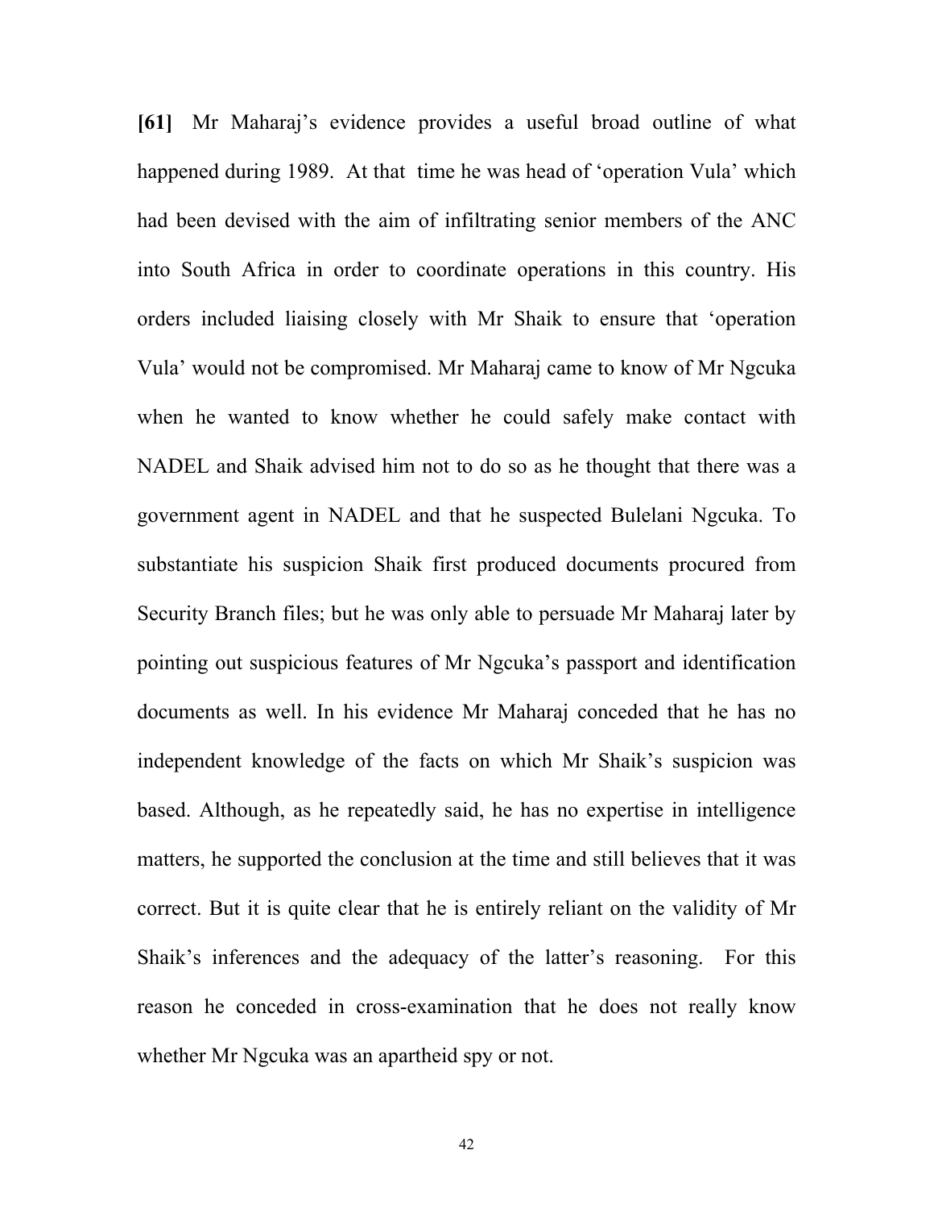**[61]** Mr Maharaj's evidence provides a useful broad outline of what happened during 1989. At that time he was head of 'operation Vula' which had been devised with the aim of infiltrating senior members of the ANC into South Africa in order to coordinate operations in this country. His orders included liaising closely with Mr Shaik to ensure that 'operation Vula' would not be compromised. Mr Maharaj came to know of Mr Ngcuka when he wanted to know whether he could safely make contact with NADEL and Shaik advised him not to do so as he thought that there was a government agent in NADEL and that he suspected Bulelani Ngcuka. To substantiate his suspicion Shaik first produced documents procured from Security Branch files; but he was only able to persuade Mr Maharaj later by pointing out suspicious features of Mr Ngcuka's passport and identification documents as well. In his evidence Mr Maharaj conceded that he has no independent knowledge of the facts on which Mr Shaik's suspicion was based. Although, as he repeatedly said, he has no expertise in intelligence matters, he supported the conclusion at the time and still believes that it was correct. But it is quite clear that he is entirely reliant on the validity of Mr Shaik's inferences and the adequacy of the latter's reasoning. For this reason he conceded in cross-examination that he does not really know whether Mr Ngcuka was an apartheid spy or not.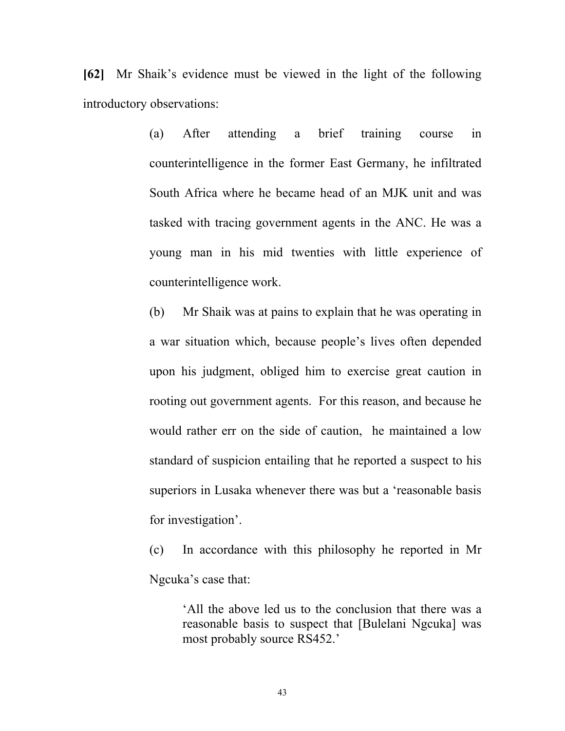**[62]** Mr Shaik's evidence must be viewed in the light of the following introductory observations:

(a) After attending a brief training course in counterintelligence in the former East Germany, he infiltrated South Africa where he became head of an MJK unit and was tasked with tracing government agents in the ANC. He was a young man in his mid twenties with little experience of counterintelligence work.

(b) Mr Shaik was at pains to explain that he was operating in a war situation which, because people's lives often depended upon his judgment, obliged him to exercise great caution in rooting out government agents. For this reason, and because he would rather err on the side of caution, he maintained a low standard of suspicion entailing that he reported a suspect to his superiors in Lusaka whenever there was but a 'reasonable basis for investigation'.

(c) In accordance with this philosophy he reported in Mr Ngcuka's case that:

> 'All the above led us to the conclusion that there was a reasonable basis to suspect that [Bulelani Ngcuka] was most probably source RS452.'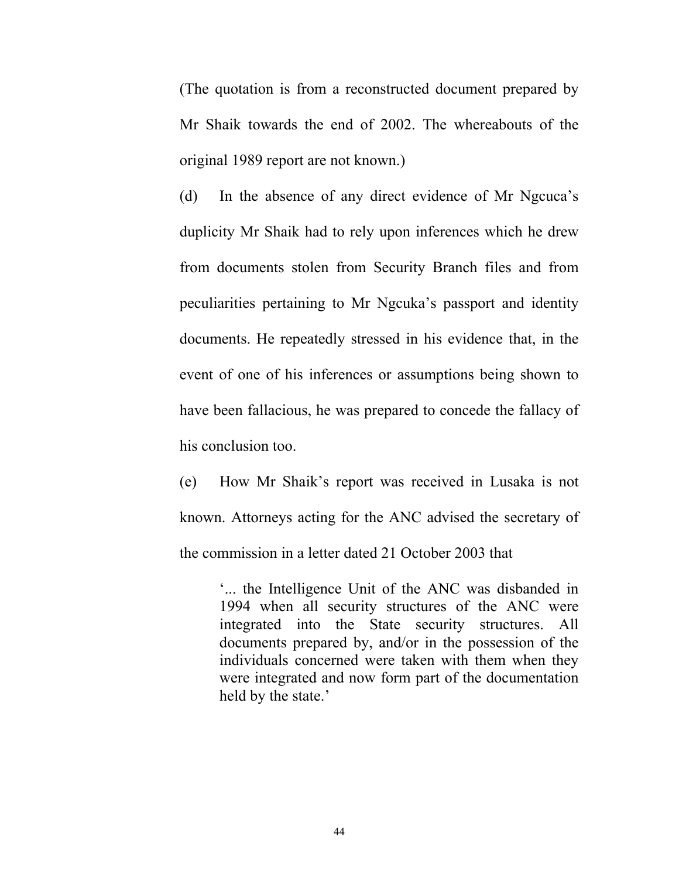(The quotation is from a reconstructed document prepared by Mr Shaik towards the end of 2002. The whereabouts of the original 1989 report are not known.)

(d) In the absence of any direct evidence of Mr Ngcuca's duplicity Mr Shaik had to rely upon inferences which he drew from documents stolen from Security Branch files and from peculiarities pertaining to Mr Ngcuka's passport and identity documents. He repeatedly stressed in his evidence that, in the event of one of his inferences or assumptions being shown to have been fallacious, he was prepared to concede the fallacy of his conclusion too.

(e) How Mr Shaik's report was received in Lusaka is not known. Attorneys acting for the ANC advised the secretary of the commission in a letter dated 21 October 2003 that

> '... the Intelligence Unit of the ANC was disbanded in 1994 when all security structures of the ANC were integrated into the State security structures. All documents prepared by, and/or in the possession of the individuals concerned were taken with them when they were integrated and now form part of the documentation held by the state.'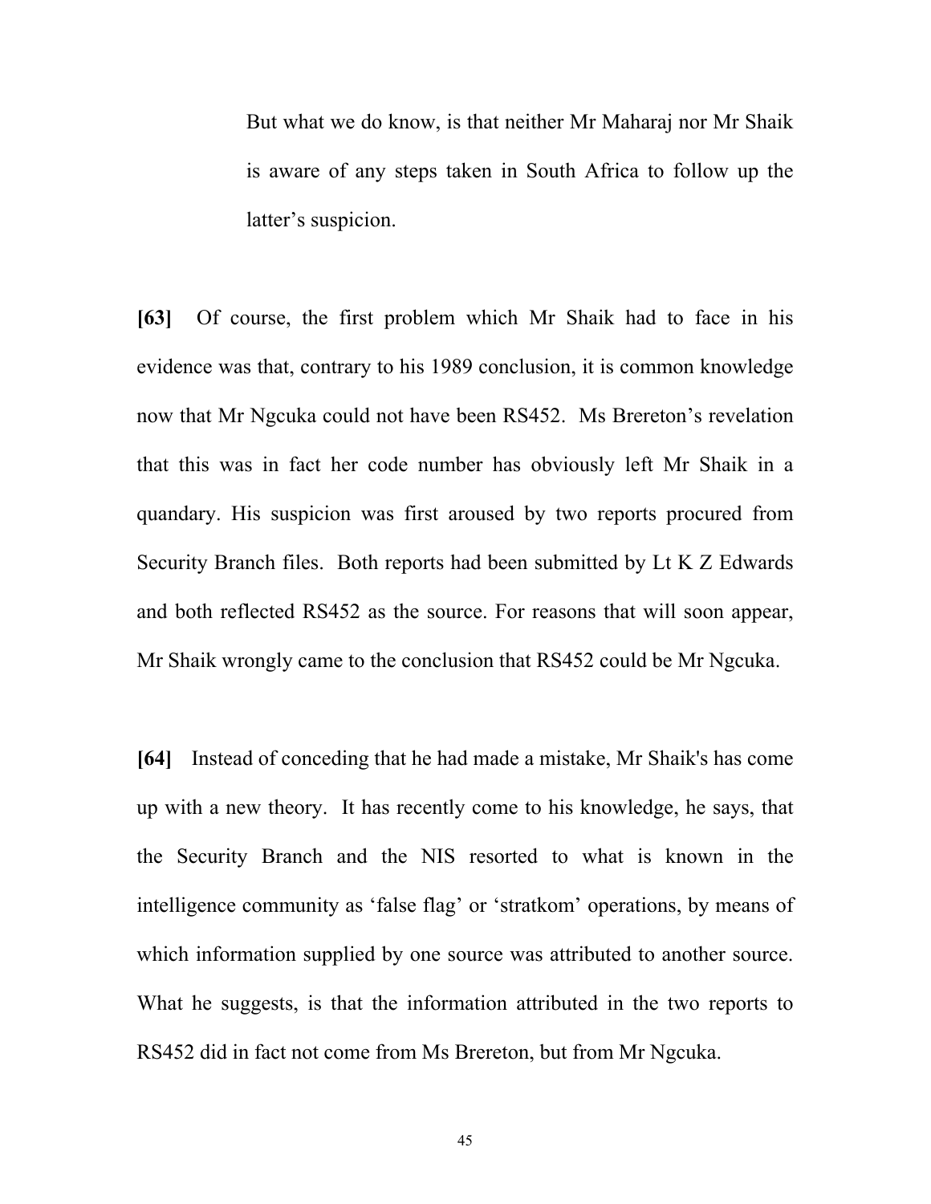> But what we do know, is that neither Mr Maharaj nor Mr Shaik is aware of any steps taken in South Africa to follow up the latter's suspicion.

**[63]** Of course, the first problem which Mr Shaik had to face in his evidence was that, contrary to his 1989 conclusion, it is common knowledge now that Mr Ngcuka could not have been RS452. Ms Brereton's revelation that this was in fact her code number has obviously left Mr Shaik in a quandary. His suspicion was first aroused by two reports procured from Security Branch files. Both reports had been submitted by Lt K Z Edwards and both reflected RS452 as the source. For reasons that will soon appear, Mr Shaik wrongly came to the conclusion that RS452 could be Mr Ngcuka.

**[64]** Instead of conceding that he had made a mistake, Mr Shaik's has come up with a new theory. It has recently come to his knowledge, he says, that the Security Branch and the NIS resorted to what is known in the intelligence community as 'false flag' or 'stratkom' operations, by means of which information supplied by one source was attributed to another source. What he suggests, is that the information attributed in the two reports to RS452 did in fact not come from Ms Brereton, but from Mr Ngcuka.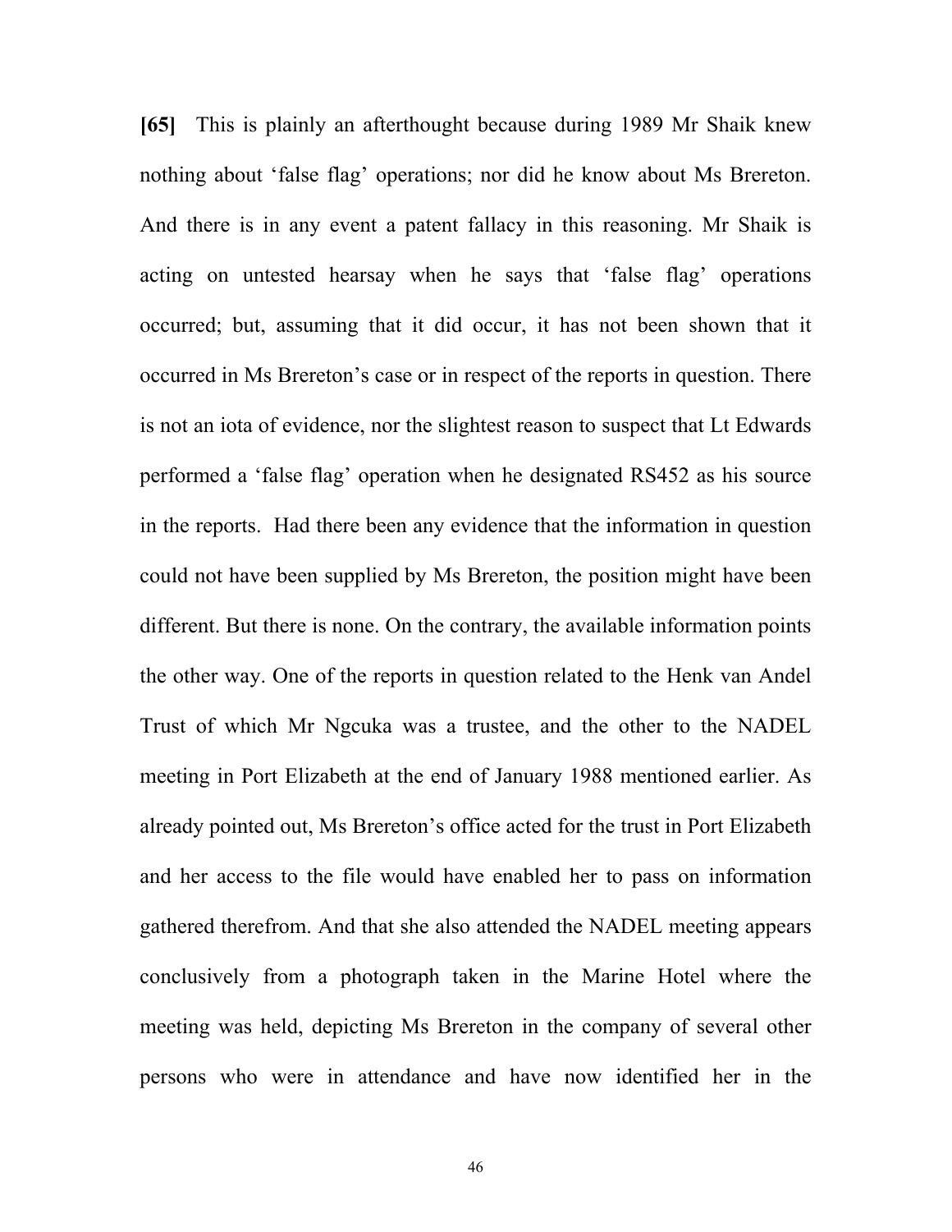**[65]** This is plainly an afterthought because during 1989 Mr Shaik knew nothing about 'false flag' operations; nor did he know about Ms Brereton. And there is in any event a patent fallacy in this reasoning. Mr Shaik is acting on untested hearsay when he says that 'false flag' operations occurred; but, assuming that it did occur, it has not been shown that it occurred in Ms Brereton's case or in respect of the reports in question. There is not an iota of evidence, nor the slightest reason to suspect that Lt Edwards performed a 'false flag' operation when he designated RS452 as his source in the reports. Had there been any evidence that the information in question could not have been supplied by Ms Brereton, the position might have been different. But there is none. On the contrary, the available information points the other way. One of the reports in question related to the Henk van Andel Trust of which Mr Ngcuka was a trustee, and the other to the NADEL meeting in Port Elizabeth at the end of January 1988 mentioned earlier. As already pointed out, Ms Brereton's office acted for the trust in Port Elizabeth and her access to the file would have enabled her to pass on information gathered therefrom. And that she also attended the NADEL meeting appears conclusively from a photograph taken in the Marine Hotel where the meeting was held, depicting Ms Brereton in the company of several other persons who were in attendance and have now identified her in the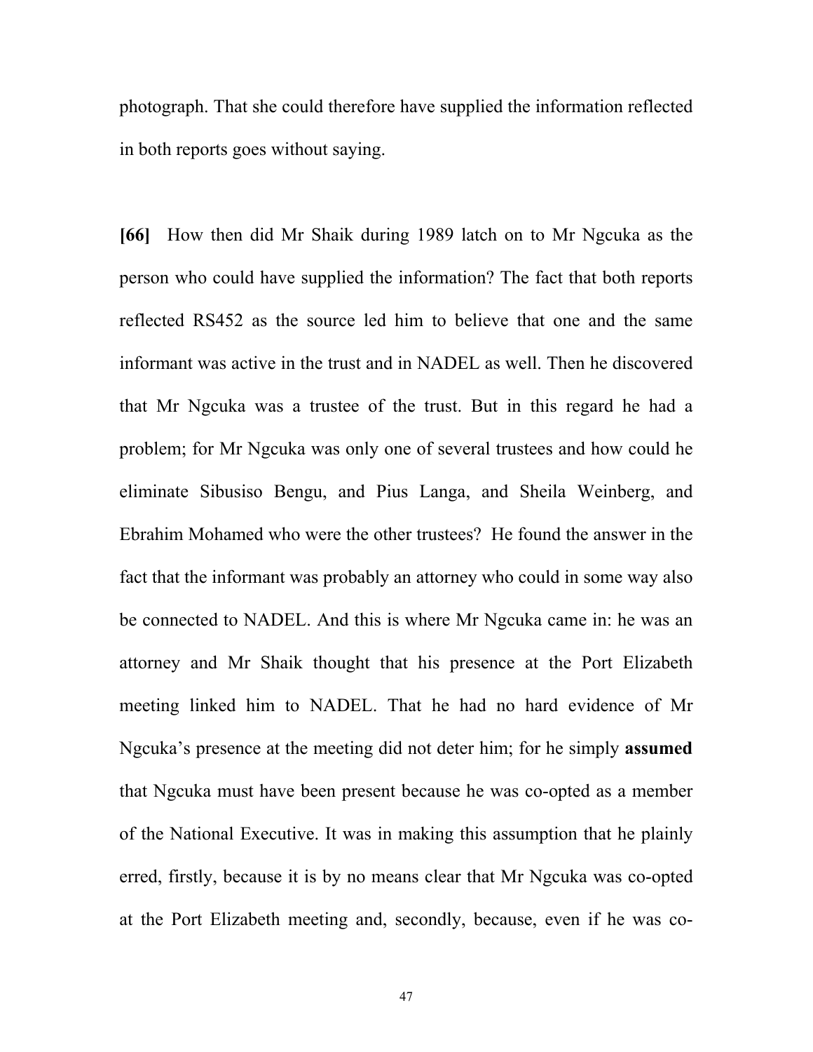photograph. That she could therefore have supplied the information reflected in both reports goes without saying.

**[66]** How then did Mr Shaik during 1989 latch on to Mr Ngcuka as the person who could have supplied the information? The fact that both reports reflected RS452 as the source led him to believe that one and the same informant was active in the trust and in NADEL as well. Then he discovered that Mr Ngcuka was a trustee of the trust. But in this regard he had a problem; for Mr Ngcuka was only one of several trustees and how could he eliminate Sibusiso Bengu, and Pius Langa, and Sheila Weinberg, and Ebrahim Mohamed who were the other trustees? He found the answer in the fact that the informant was probably an attorney who could in some way also be connected to NADEL. And this is where Mr Ngcuka came in: he was an attorney and Mr Shaik thought that his presence at the Port Elizabeth meeting linked him to NADEL. That he had no hard evidence of Mr Ngcuka's presence at the meeting did not deter him; for he simply **assumed** that Ngcuka must have been present because he was co-opted as a member of the National Executive. It was in making this assumption that he plainly erred, firstly, because it is by no means clear that Mr Ngcuka was co-opted at the Port Elizabeth meeting and, secondly, because, even if he was co-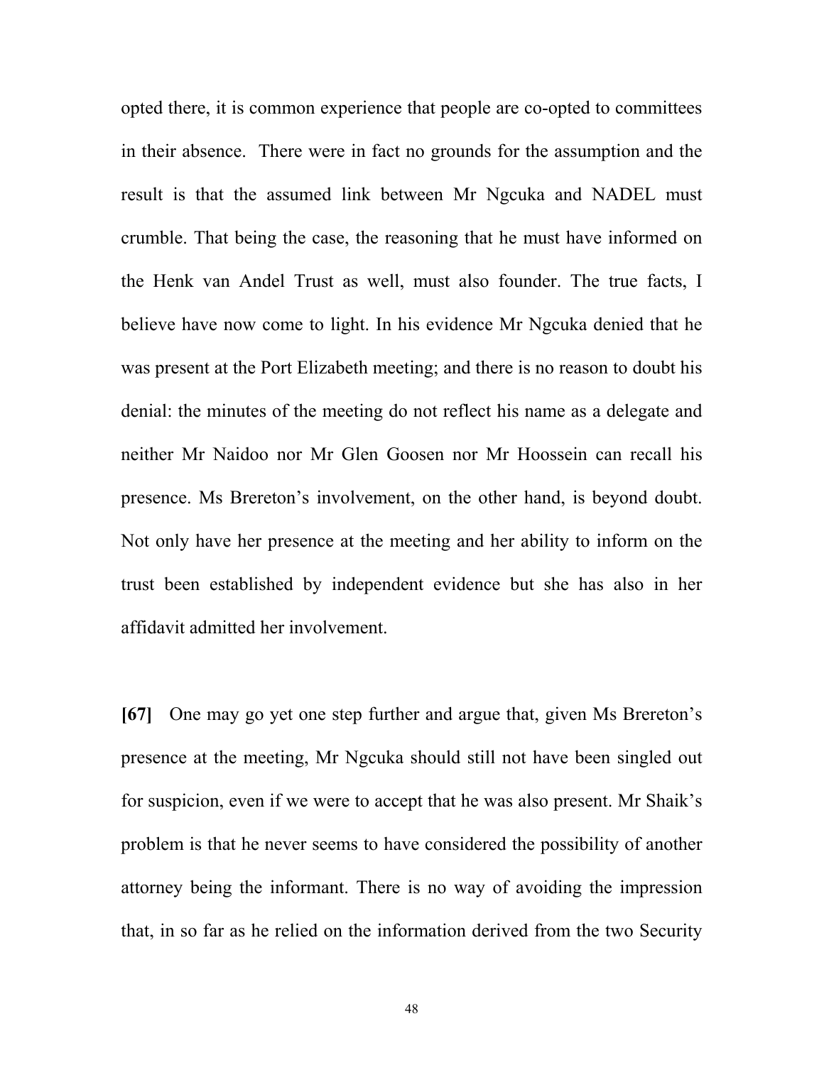opted there, it is common experience that people are co-opted to committees in their absence. There were in fact no grounds for the assumption and the result is that the assumed link between Mr Ngcuka and NADEL must crumble. That being the case, the reasoning that he must have informed on the Henk van Andel Trust as well, must also founder. The true facts, I believe have now come to light. In his evidence Mr Ngcuka denied that he was present at the Port Elizabeth meeting; and there is no reason to doubt his denial: the minutes of the meeting do not reflect his name as a delegate and neither Mr Naidoo nor Mr Glen Goosen nor Mr Hoossein can recall his presence. Ms Brereton's involvement, on the other hand, is beyond doubt. Not only have her presence at the meeting and her ability to inform on the trust been established by independent evidence but she has also in her affidavit admitted her involvement.

**[67]** One may go yet one step further and argue that, given Ms Brereton's presence at the meeting, Mr Ngcuka should still not have been singled out for suspicion, even if we were to accept that he was also present. Mr Shaik's problem is that he never seems to have considered the possibility of another attorney being the informant. There is no way of avoiding the impression that, in so far as he relied on the information derived from the two Security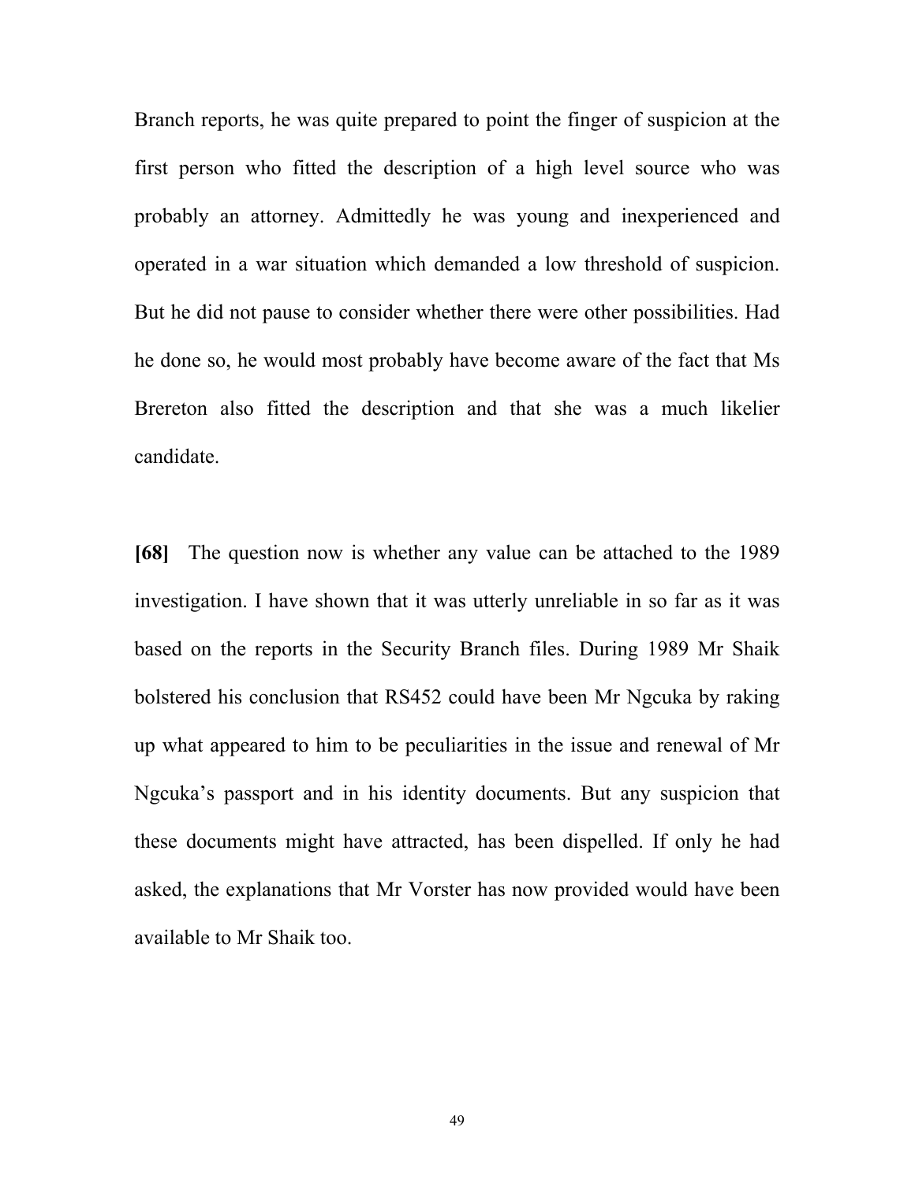Branch reports, he was quite prepared to point the finger of suspicion at the first person who fitted the description of a high level source who was probably an attorney. Admittedly he was young and inexperienced and operated in a war situation which demanded a low threshold of suspicion. But he did not pause to consider whether there were other possibilities. Had he done so, he would most probably have become aware of the fact that Ms Brereton also fitted the description and that she was a much likelier candidate.

**[68]** The question now is whether any value can be attached to the 1989 investigation. I have shown that it was utterly unreliable in so far as it was based on the reports in the Security Branch files. During 1989 Mr Shaik bolstered his conclusion that RS452 could have been Mr Ngcuka by raking up what appeared to him to be peculiarities in the issue and renewal of Mr Ngcuka's passport and in his identity documents. But any suspicion that these documents might have attracted, has been dispelled. If only he had asked, the explanations that Mr Vorster has now provided would have been available to Mr Shaik too.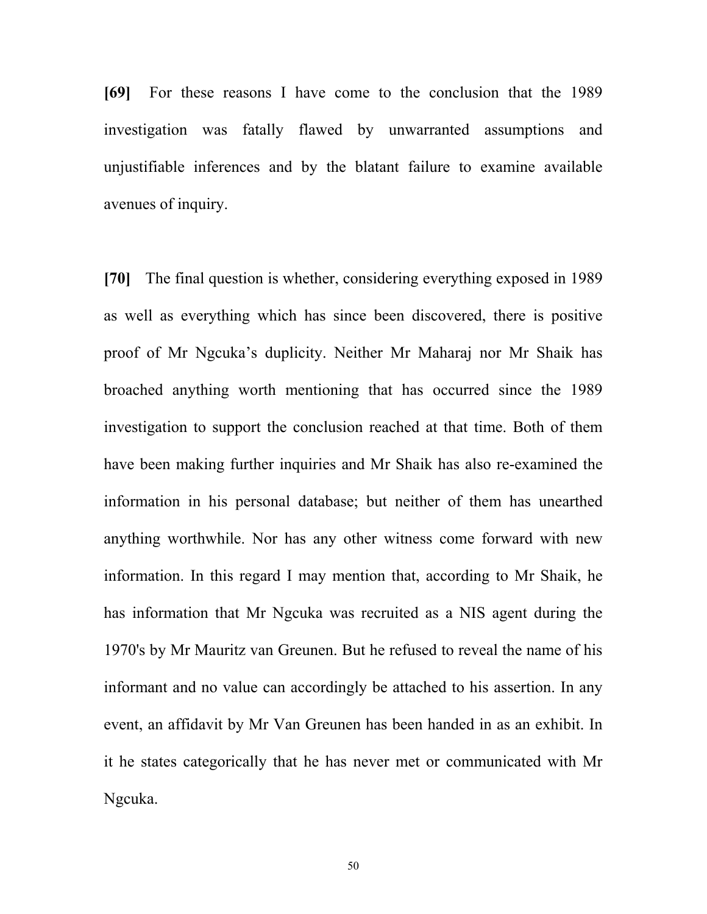**[69]** For these reasons I have come to the conclusion that the 1989 investigation was fatally flawed by unwarranted assumptions and unjustifiable inferences and by the blatant failure to examine available avenues of inquiry.

**[70]** The final question is whether, considering everything exposed in 1989 as well as everything which has since been discovered, there is positive proof of Mr Ngcuka's duplicity. Neither Mr Maharaj nor Mr Shaik has broached anything worth mentioning that has occurred since the 1989 investigation to support the conclusion reached at that time. Both of them have been making further inquiries and Mr Shaik has also re-examined the information in his personal database; but neither of them has unearthed anything worthwhile. Nor has any other witness come forward with new information. In this regard I may mention that, according to Mr Shaik, he has information that Mr Ngcuka was recruited as a NIS agent during the 1970's by Mr Mauritz van Greunen. But he refused to reveal the name of his informant and no value can accordingly be attached to his assertion. In any event, an affidavit by Mr Van Greunen has been handed in as an exhibit. In it he states categorically that he has never met or communicated with Mr Ngcuka.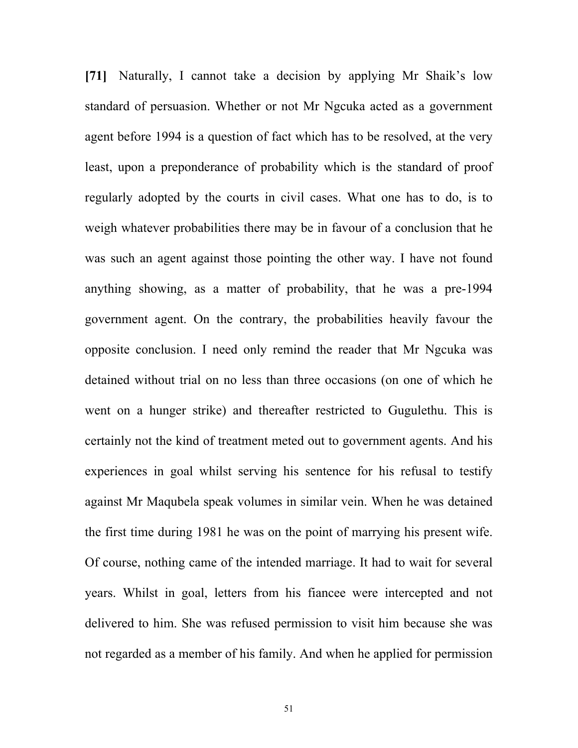**[71]** Naturally, I cannot take a decision by applying Mr Shaik's low standard of persuasion. Whether or not Mr Ngcuka acted as a government agent before 1994 is a question of fact which has to be resolved, at the very least, upon a preponderance of probability which is the standard of proof regularly adopted by the courts in civil cases. What one has to do, is to weigh whatever probabilities there may be in favour of a conclusion that he was such an agent against those pointing the other way. I have not found anything showing, as a matter of probability, that he was a pre-1994 government agent. On the contrary, the probabilities heavily favour the opposite conclusion. I need only remind the reader that Mr Ngcuka was detained without trial on no less than three occasions (on one of which he went on a hunger strike) and thereafter restricted to Gugulethu. This is certainly not the kind of treatment meted out to government agents. And his experiences in goal whilst serving his sentence for his refusal to testify against Mr Maqubela speak volumes in similar vein. When he was detained the first time during 1981 he was on the point of marrying his present wife. Of course, nothing came of the intended marriage. It had to wait for several years. Whilst in goal, letters from his fiancee were intercepted and not delivered to him. She was refused permission to visit him because she was not regarded as a member of his family. And when he applied for permission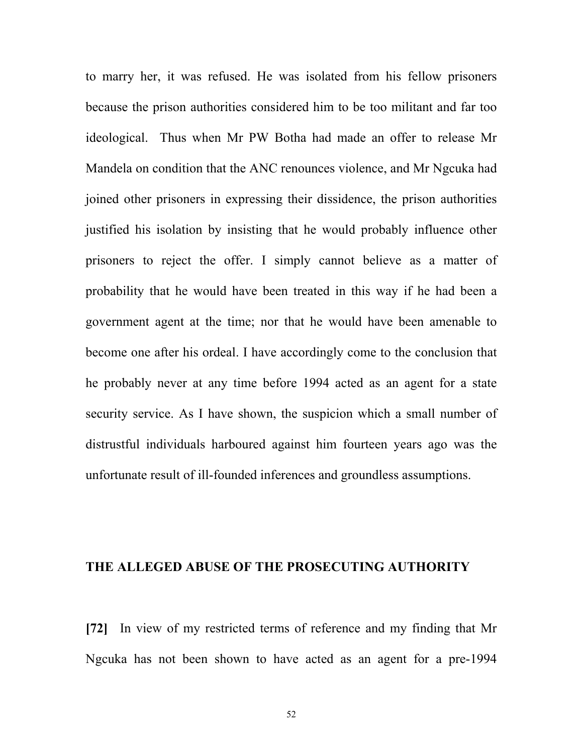to marry her, it was refused. He was isolated from his fellow prisoners because the prison authorities considered him to be too militant and far too ideological. Thus when Mr PW Botha had made an offer to release Mr Mandela on condition that the ANC renounces violence, and Mr Ngcuka had joined other prisoners in expressing their dissidence, the prison authorities justified his isolation by insisting that he would probably influence other prisoners to reject the offer. I simply cannot believe as a matter of probability that he would have been treated in this way if he had been a government agent at the time; nor that he would have been amenable to become one after his ordeal. I have accordingly come to the conclusion that he probably never at any time before 1994 acted as an agent for a state security service. As I have shown, the suspicion which a small number of distrustful individuals harboured against him fourteen years ago was the unfortunate result of ill-founded inferences and groundless assumptions.

## THE ALLEGED ABUSE OF THE PROSECUTING AUTHORITY

**[72]** In view of my restricted terms of reference and my finding that Mr Ngcuka has not been shown to have acted as an agent for a pre-1994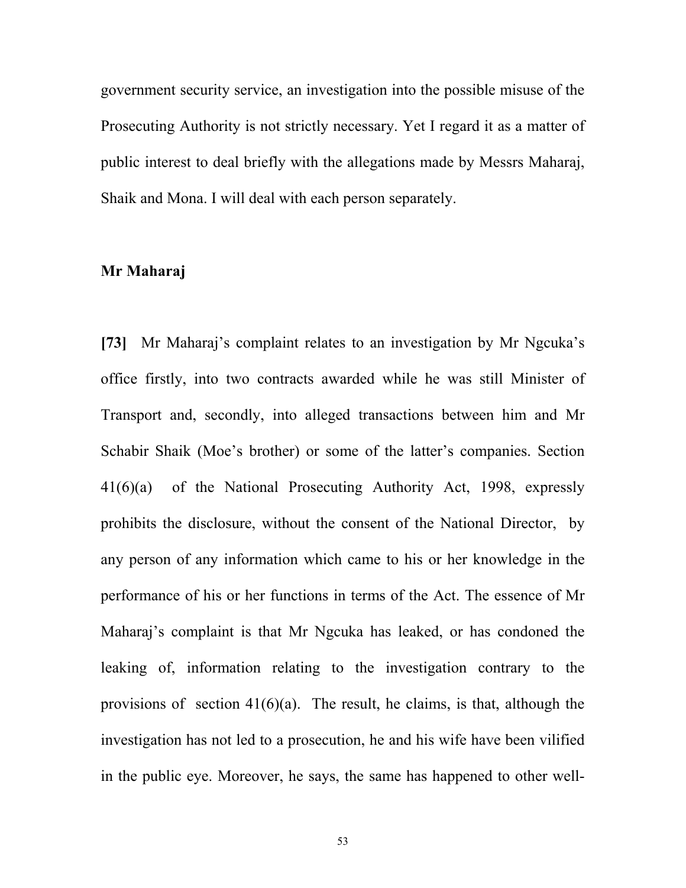government security service, an investigation into the possible misuse of the Prosecuting Authority is not strictly necessary. Yet I regard it as a matter of public interest to deal briefly with the allegations made by Messrs Maharaj, Shaik and Mona. I will deal with each person separately.

**Mr Maharaj**

**[73]** Mr Maharaj's complaint relates to an investigation by Mr Ngcuka's office firstly, into two contracts awarded while he was still Minister of Transport and, secondly, into alleged transactions between him and Mr Schabir Shaik (Moe's brother) or some of the latter's companies. Section 41(6)(a) of the National Prosecuting Authority Act, 1998, expressly prohibits the disclosure, without the consent of the National Director, by any person of any information which came to his or her knowledge in the performance of his or her functions in terms of the Act. The essence of Mr Maharaj's complaint is that Mr Ngcuka has leaked, or has condoned the leaking of, information relating to the investigation contrary to the provisions of section 41(6)(a). The result, he claims, is that, although the investigation has not led to a prosecution, he and his wife have been vilified in the public eye. Moreover, he says, the same has happened to other well-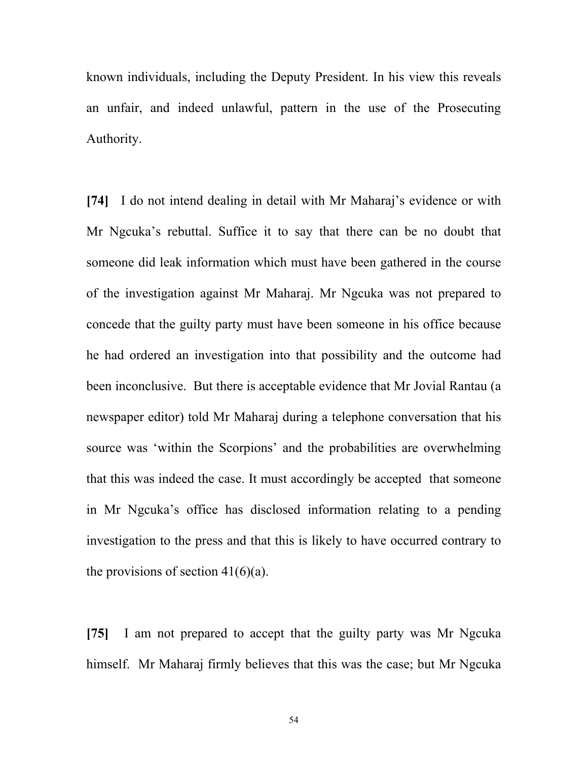known individuals, including the Deputy President. In his view this reveals an unfair, and indeed unlawful, pattern in the use of the Prosecuting Authority.

**[74]** I do not intend dealing in detail with Mr Maharaj's evidence or with Mr Ngcuka's rebuttal. Suffice it to say that there can be no doubt that someone did leak information which must have been gathered in the course of the investigation against Mr Maharaj. Mr Ngcuka was not prepared to concede that the guilty party must have been someone in his office because he had ordered an investigation into that possibility and the outcome had been inconclusive. But there is acceptable evidence that Mr Jovial Rantau (a newspaper editor) told Mr Maharaj during a telephone conversation that his source was 'within the Scorpions' and the probabilities are overwhelming that this was indeed the case. It must accordingly be accepted that someone in Mr Ngcuka's office has disclosed information relating to a pending investigation to the press and that this is likely to have occurred contrary to the provisions of section 41(6)(a).

**[75]** I am not prepared to accept that the guilty party was Mr Ngcuka himself. Mr Maharaj firmly believes that this was the case; but Mr Ngcuka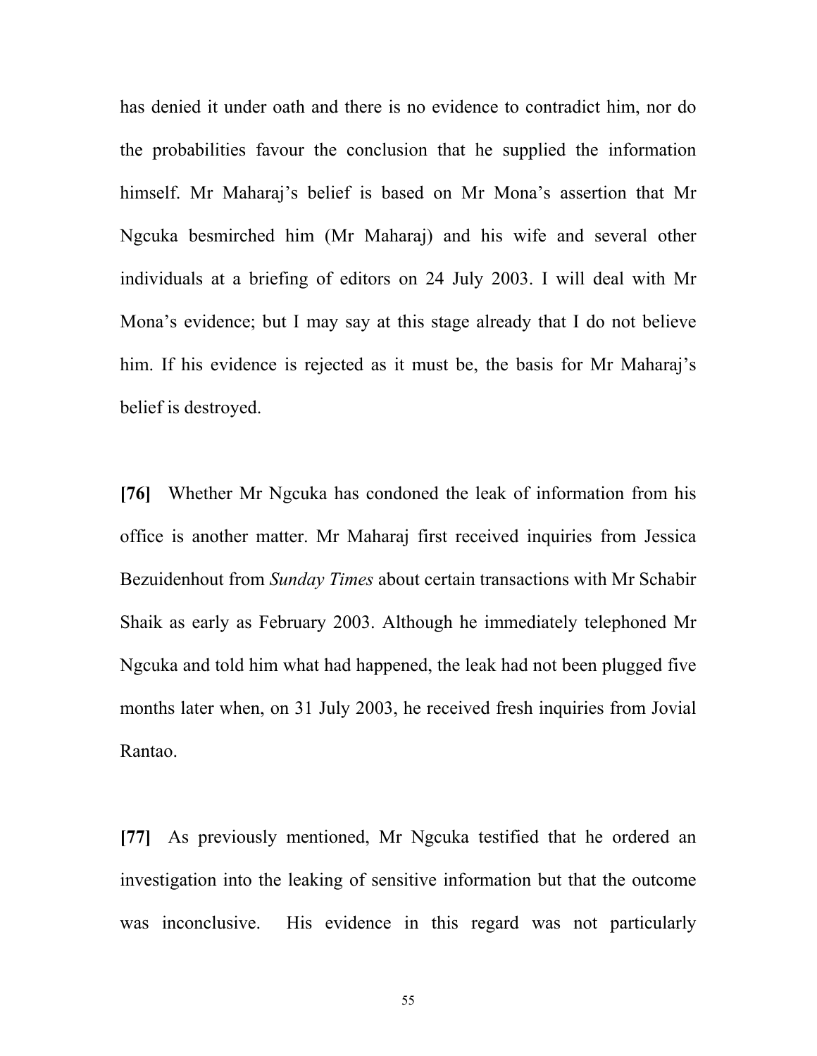has denied it under oath and there is no evidence to contradict him, nor do the probabilities favour the conclusion that he supplied the information himself. Mr Maharaj's belief is based on Mr Mona's assertion that Mr Ngcuka besmirched him (Mr Maharaj) and his wife and several other individuals at a briefing of editors on 24 July 2003. I will deal with Mr Mona's evidence; but I may say at this stage already that I do not believe him. If his evidence is rejected as it must be, the basis for Mr Maharaj's belief is destroyed.

**[76]** Whether Mr Ngcuka has condoned the leak of information from his office is another matter. Mr Maharaj first received inquiries from Jessica Bezuidenhout from *Sunday Times* about certain transactions with Mr Schabir Shaik as early as February 2003. Although he immediately telephoned Mr Ngcuka and told him what had happened, the leak had not been plugged five months later when, on 31 July 2003, he received fresh inquiries from Jovial Rantao.

**[77]** As previously mentioned, Mr Ngcuka testified that he ordered an investigation into the leaking of sensitive information but that the outcome was inconclusive. His evidence in this regard was not particularly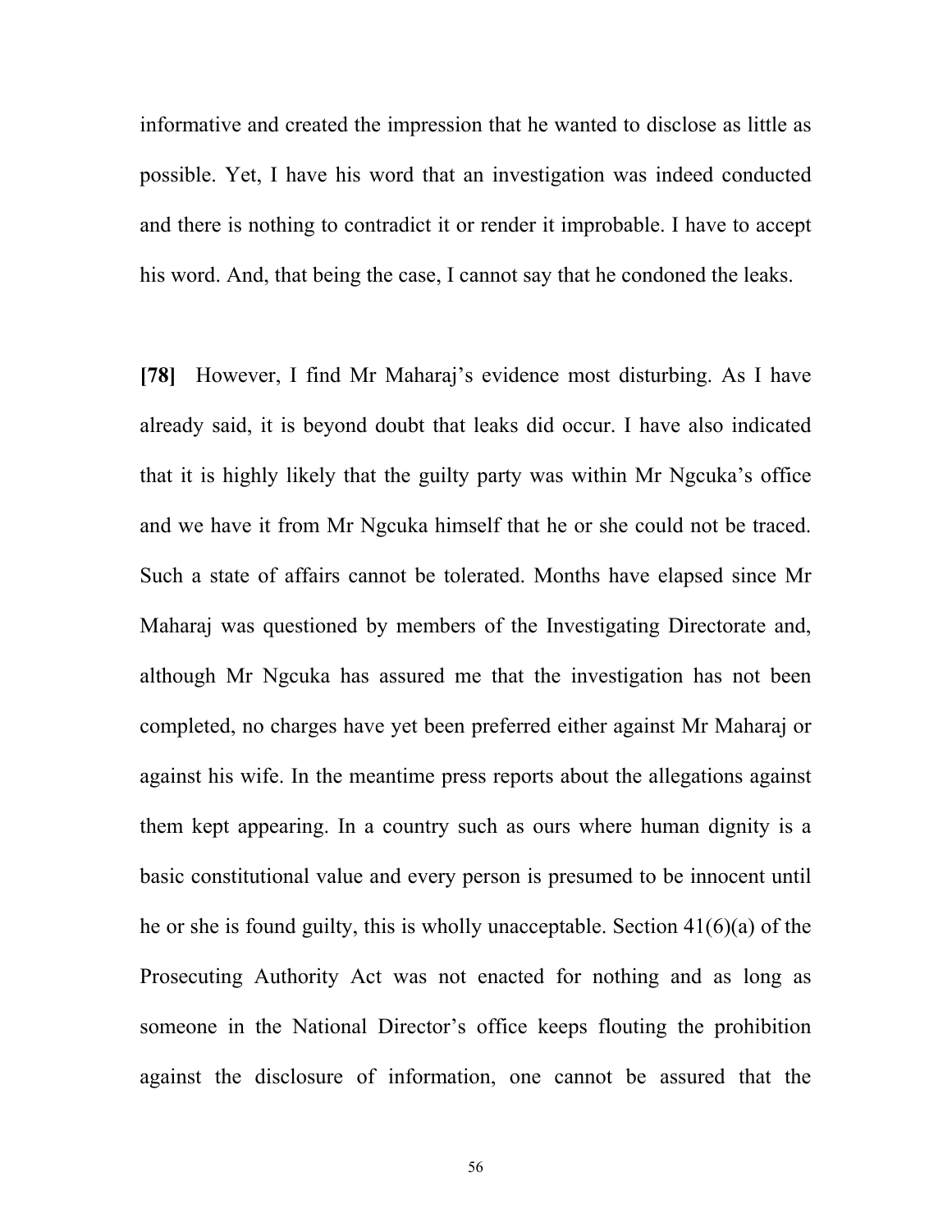informative and created the impression that he wanted to disclose as little as possible. Yet, I have his word that an investigation was indeed conducted and there is nothing to contradict it or render it improbable. I have to accept his word. And, that being the case, I cannot say that he condoned the leaks.

**[78]** However, I find Mr Maharaj's evidence most disturbing. As I have already said, it is beyond doubt that leaks did occur. I have also indicated that it is highly likely that the guilty party was within Mr Ngcuka's office and we have it from Mr Ngcuka himself that he or she could not be traced. Such a state of affairs cannot be tolerated. Months have elapsed since Mr Maharaj was questioned by members of the Investigating Directorate and, although Mr Ngcuka has assured me that the investigation has not been completed, no charges have yet been preferred either against Mr Maharaj or against his wife. In the meantime press reports about the allegations against them kept appearing. In a country such as ours where human dignity is a basic constitutional value and every person is presumed to be innocent until he or she is found guilty, this is wholly unacceptable. Section 41(6)(a) of the Prosecuting Authority Act was not enacted for nothing and as long as someone in the National Director's office keeps flouting the prohibition against the disclosure of information, one cannot be assured that the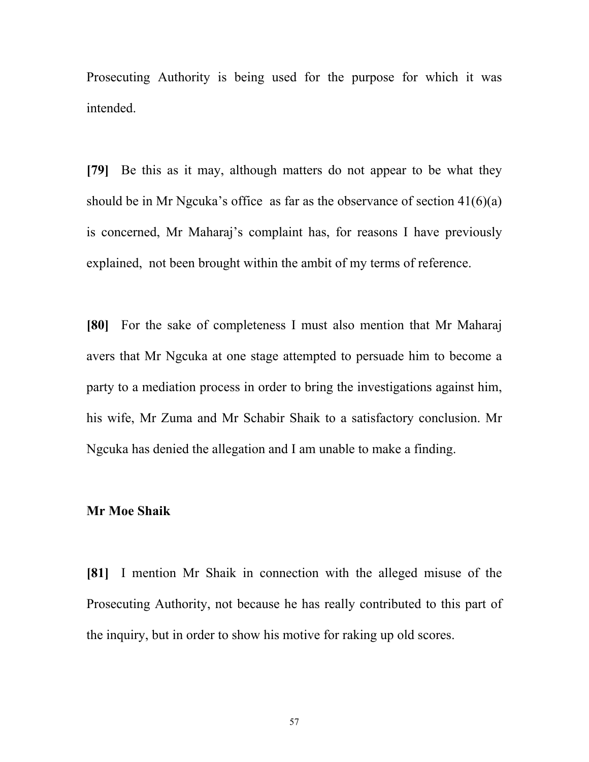Prosecuting Authority is being used for the purpose for which it was intended.

**[79]** Be this as it may, although matters do not appear to be what they should be in Mr Ngcuka's office as far as the observance of section 41(6)(a) is concerned, Mr Maharaj's complaint has, for reasons I have previously explained, not been brought within the ambit of my terms of reference.

**[80]** For the sake of completeness I must also mention that Mr Maharaj avers that Mr Ngcuka at one stage attempted to persuade him to become a party to a mediation process in order to bring the investigations against him, his wife, Mr Zuma and Mr Schabir Shaik to a satisfactory conclusion. Mr Ngcuka has denied the allegation and I am unable to make a finding.

**Mr Moe Shaik**

**[81]** I mention Mr Shaik in connection with the alleged misuse of the Prosecuting Authority, not because he has really contributed to this part of the inquiry, but in order to show his motive for raking up old scores.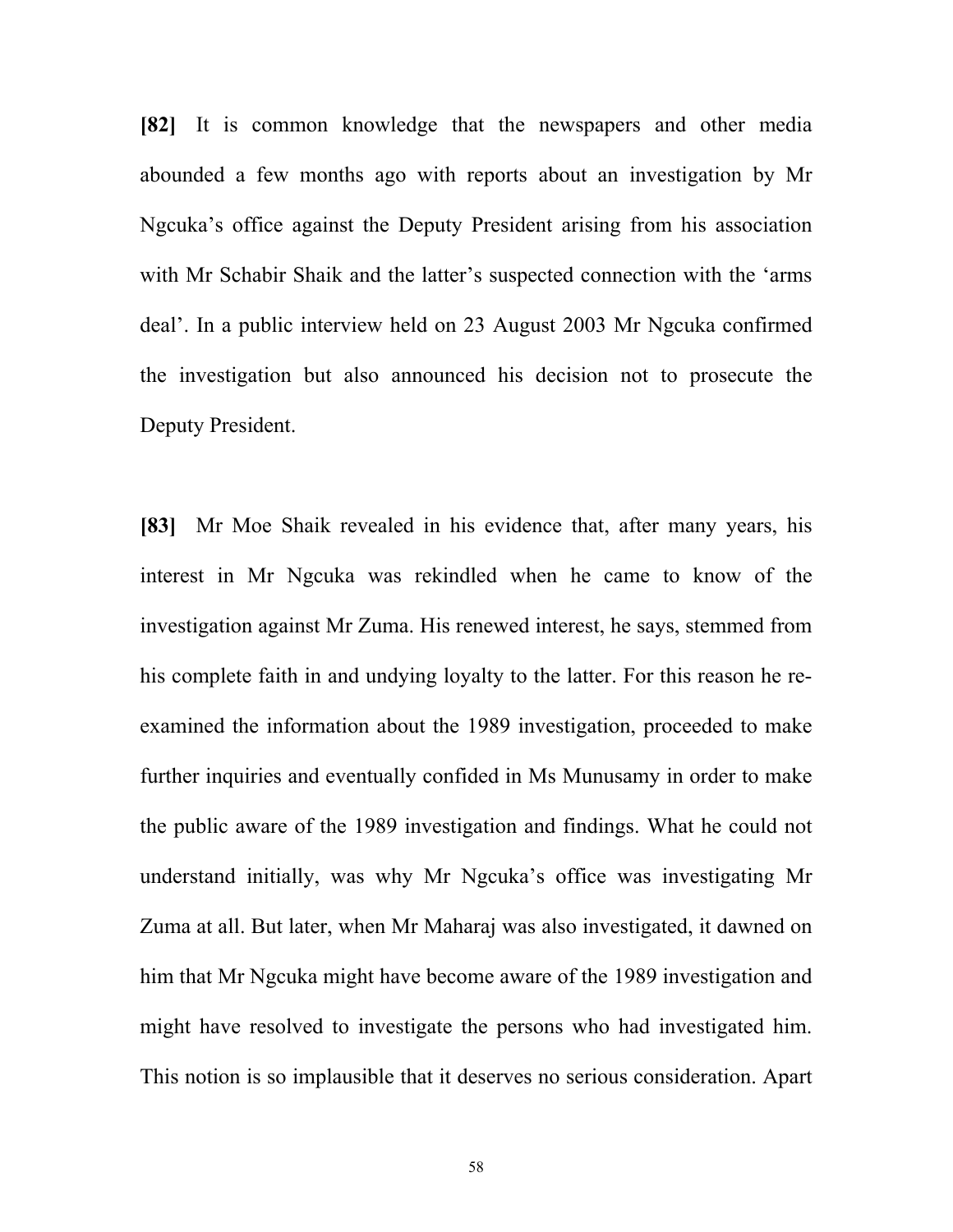**[82]** It is common knowledge that the newspapers and other media abounded a few months ago with reports about an investigation by Mr Ngcuka's office against the Deputy President arising from his association with Mr Schabir Shaik and the latter's suspected connection with the 'arms deal'. In a public interview held on 23 August 2003 Mr Ngcuka confirmed the investigation but also announced his decision not to prosecute the Deputy President.

**[83]** Mr Moe Shaik revealed in his evidence that, after many years, his interest in Mr Ngcuka was rekindled when he came to know of the investigation against Mr Zuma. His renewed interest, he says, stemmed from his complete faith in and undying loyalty to the latter. For this reason he re-examined the information about the 1989 investigation, proceeded to make further inquiries and eventually confided in Ms Munusamy in order to make the public aware of the 1989 investigation and findings. What he could not understand initially, was why Mr Ngcuka's office was investigating Mr Zuma at all. But later, when Mr Maharaj was also investigated, it dawned on him that Mr Ngcuka might have become aware of the 1989 investigation and might have resolved to investigate the persons who had investigated him. This notion is so implausible that it deserves no serious consideration. Apart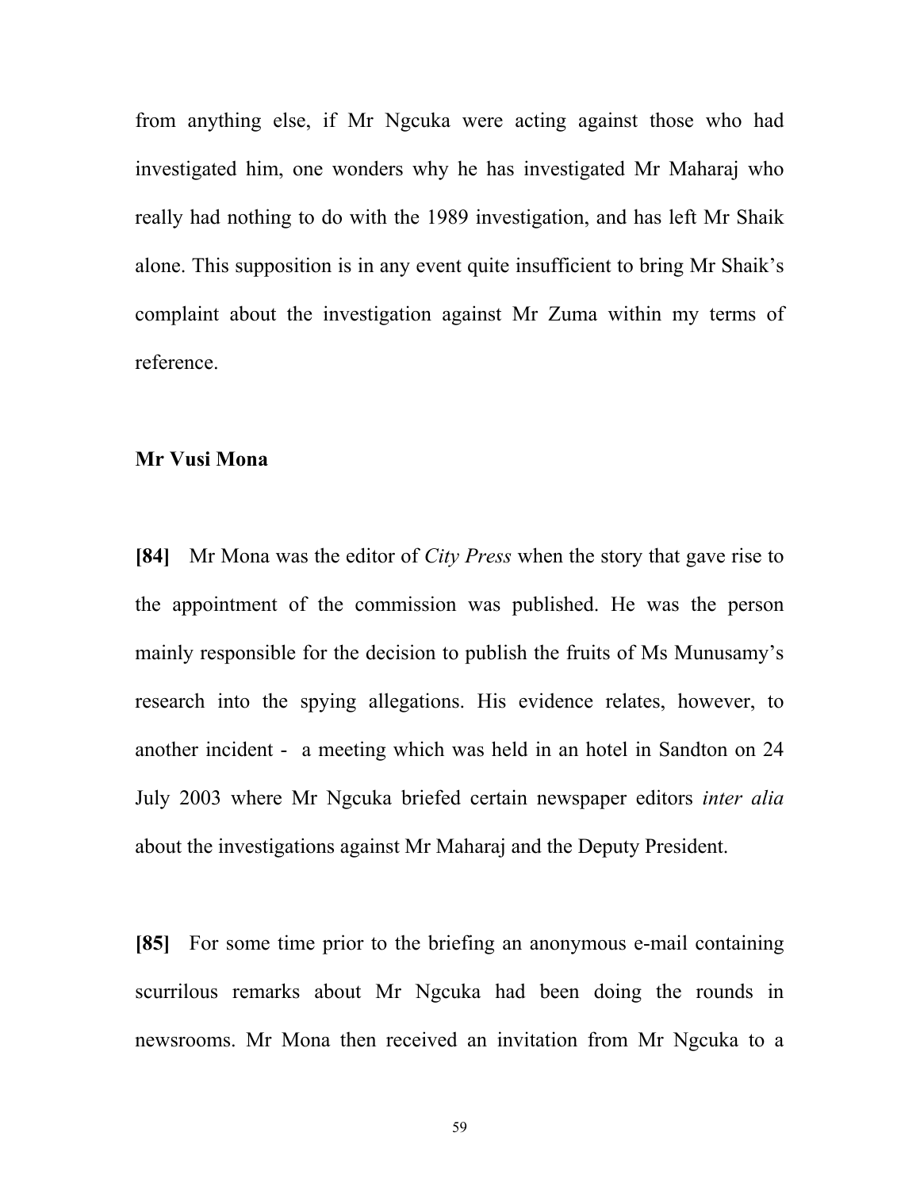from anything else, if Mr Ngcuka were acting against those who had investigated him, one wonders why he has investigated Mr Maharaj who really had nothing to do with the 1989 investigation, and has left Mr Shaik alone. This supposition is in any event quite insufficient to bring Mr Shaik's complaint about the investigation against Mr Zuma within my terms of reference.

**Mr Vusi Mona**

**[84]** Mr Mona was the editor of *City Press* when the story that gave rise to the appointment of the commission was published. He was the person mainly responsible for the decision to publish the fruits of Ms Munusamy's research into the spying allegations. His evidence relates, however, to another incident - a meeting which was held in an hotel in Sandton on 24 July 2003 where Mr Ngcuka briefed certain newspaper editors *inter alia* about the investigations against Mr Maharaj and the Deputy President.

**[85]** For some time prior to the briefing an anonymous e-mail containing scurrilous remarks about Mr Ngcuka had been doing the rounds in newsrooms. Mr Mona then received an invitation from Mr Ngcuka to a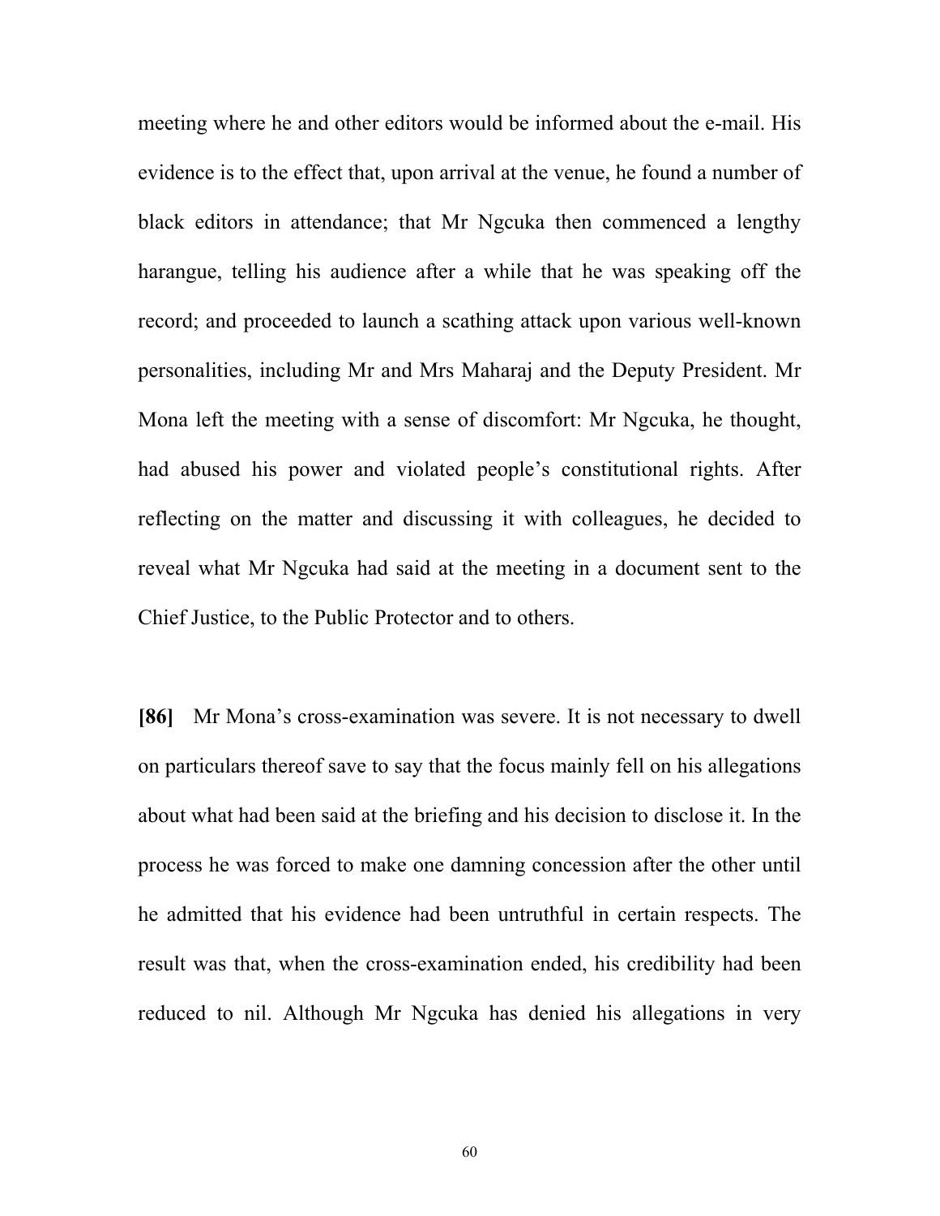meeting where he and other editors would be informed about the e-mail. His evidence is to the effect that, upon arrival at the venue, he found a number of black editors in attendance; that Mr Ngcuka then commenced a lengthy harangue, telling his audience after a while that he was speaking off the record; and proceeded to launch a scathing attack upon various well-known personalities, including Mr and Mrs Maharaj and the Deputy President. Mr Mona left the meeting with a sense of discomfort: Mr Ngcuka, he thought, had abused his power and violated people's constitutional rights. After reflecting on the matter and discussing it with colleagues, he decided to reveal what Mr Ngcuka had said at the meeting in a document sent to the Chief Justice, to the Public Protector and to others.

**[86]** Mr Mona's cross-examination was severe. It is not necessary to dwell on particulars thereof save to say that the focus mainly fell on his allegations about what had been said at the briefing and his decision to disclose it. In the process he was forced to make one damning concession after the other until he admitted that his evidence had been untruthful in certain respects. The result was that, when the cross-examination ended, his credibility had been reduced to nil. Although Mr Ngcuka has denied his allegations in very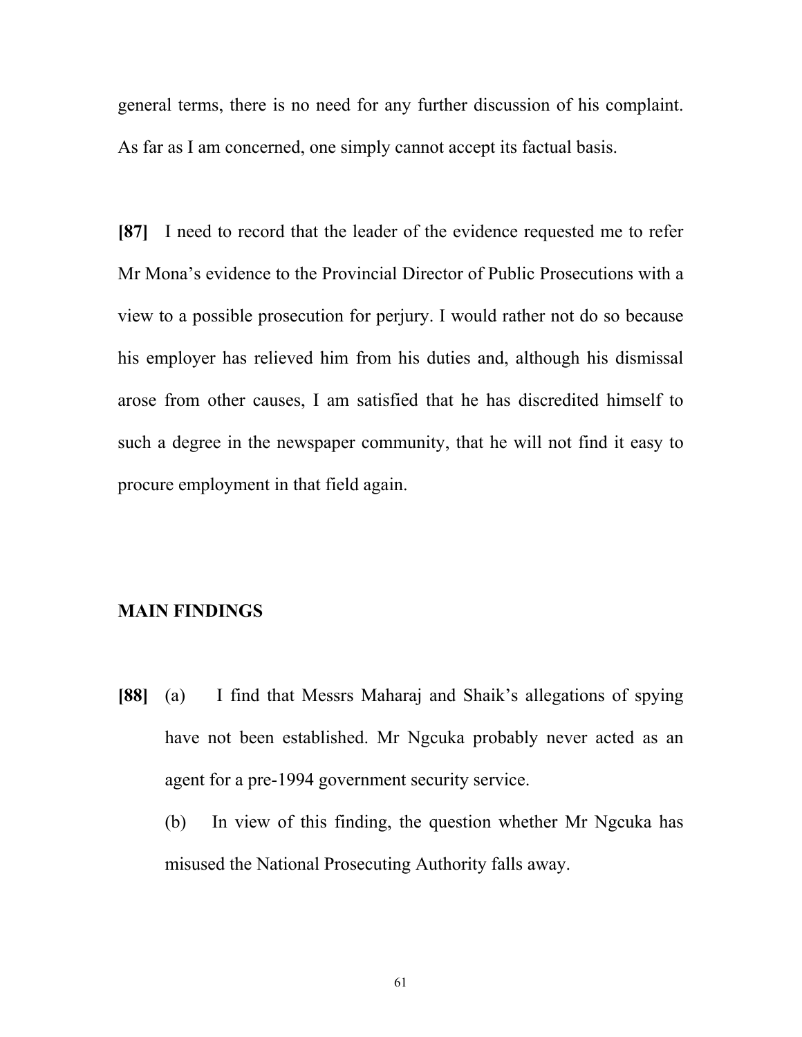general terms, there is no need for any further discussion of his complaint. As far as I am concerned, one simply cannot accept its factual basis.

**[87]** I need to record that the leader of the evidence requested me to refer Mr Mona's evidence to the Provincial Director of Public Prosecutions with a view to a possible prosecution for perjury. I would rather not do so because his employer has relieved him from his duties and, although his dismissal arose from other causes, I am satisfied that he has discredited himself to such a degree in the newspaper community, that he will not find it easy to procure employment in that field again.

## MAIN FINDINGS

**[88]** (a) I find that Messrs Maharaj and Shaik's allegations of spying have not been established. Mr Ngcuka probably never acted as an agent for a pre-1994 government security service.

(b) In view of this finding, the question whether Mr Ngcuka has misused the National Prosecuting Authority falls away.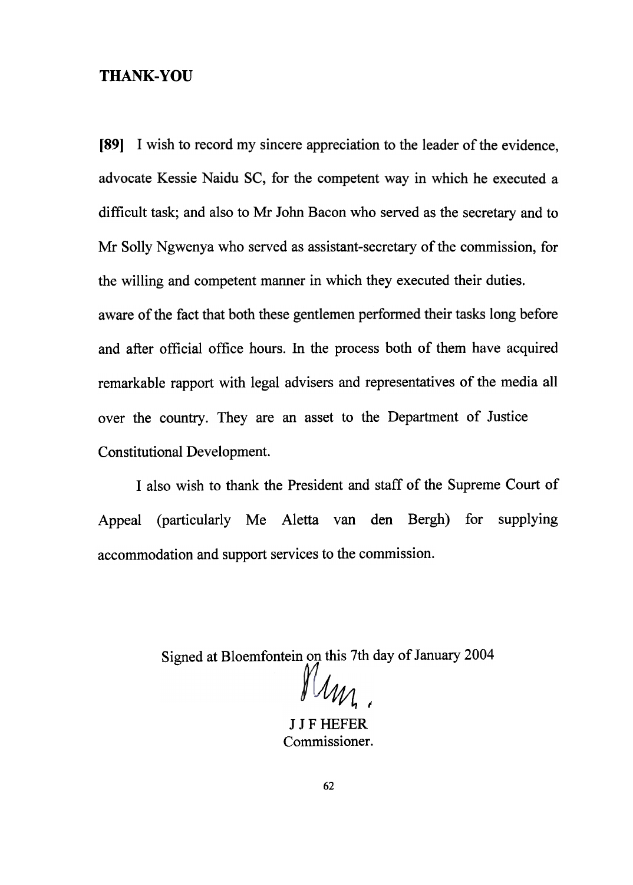## THANK-YOU

**[89]** I wish to record my sincere appreciation to the leader of the evidence, advocate Kessie Naidu SC, for the competent way in which he executed a difficult task; and also to Mr John Bacon who served as the secretary and to Mr Solly Ngwenya who served as assistant-secretary of the commission, for the willing and competent manner in which they executed their duties. aware of the fact that both these gentlemen performed their tasks long before and after official office hours. In the process both of them have acquired remarkable rapport with legal advisers and representatives of the media all over the country. They are an asset to the Department of Justice Constitutional Development.

I also wish to thank the President and staff of the Supreme Court of Appeal (particularly Me Aletta van den Bergh) for supplying accommodation and support services to the commission.

Signed at Bloemfontein on this 7th day of January 2004

J J F HEFER
Commissioner.